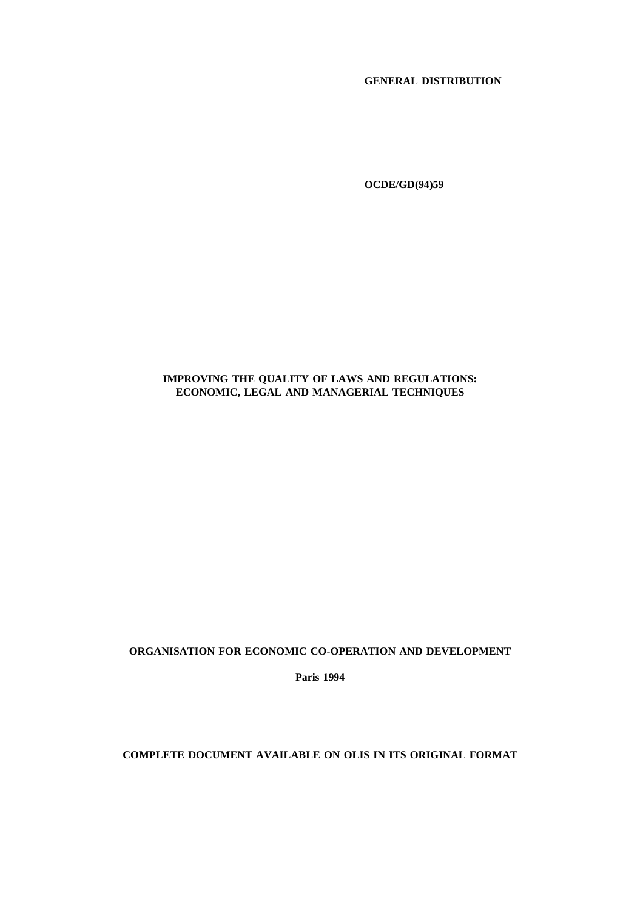**GENERAL DISTRIBUTION**

**OCDE/GD(94)59**

# IMPROVING THE QUALITY OF LAWS AND REGULATIONS: ECONOMIC, LEGAL AND MANAGERIAL TECHNIQUES

**ORGANISATION FOR ECONOMIC CO-OPERATION AND DEVELOPMENT**

**Paris 1994**

**COMPLETE DOCUMENT AVAILABLE ON OLIS IN ITS ORIGINAL FORMAT**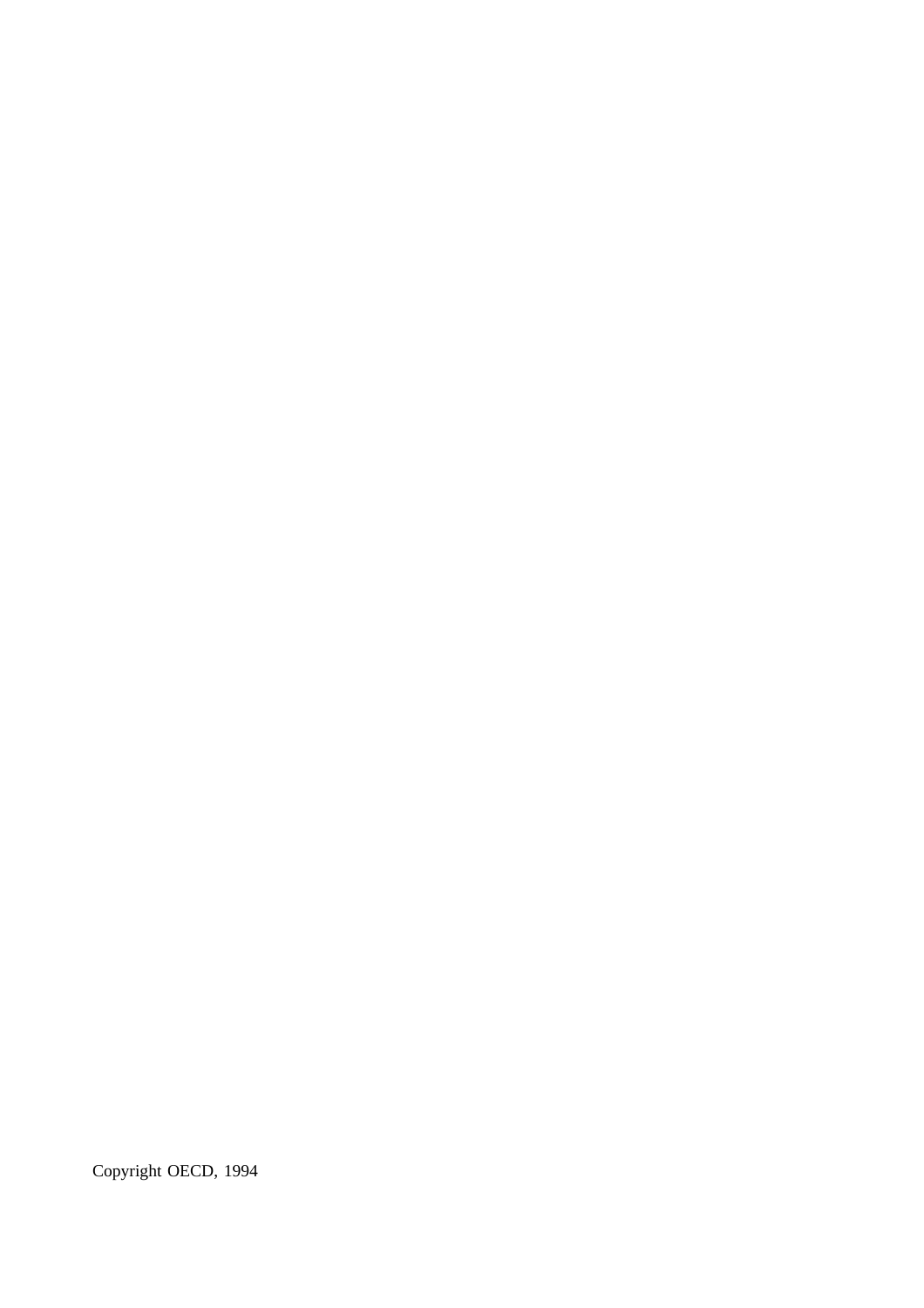Copyright OECD, 1994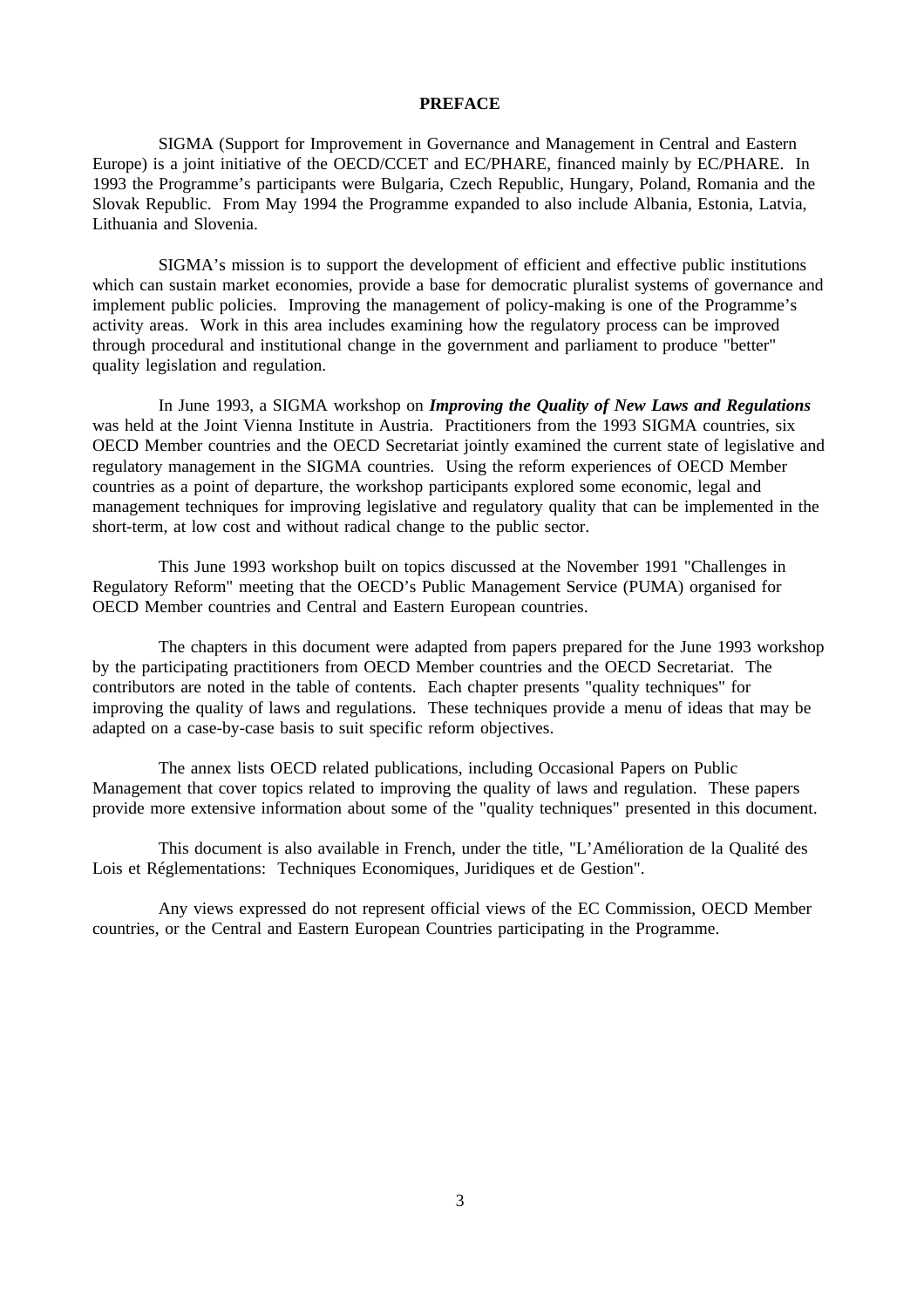# PREFACE

SIGMA (Support for Improvement in Governance and Management in Central and Eastern Europe) is a joint initiative of the OECD/CCET and EC/PHARE, financed mainly by EC/PHARE. In 1993 the Programme's participants were Bulgaria, Czech Republic, Hungary, Poland, Romania and the Slovak Republic. From May 1994 the Programme expanded to also include Albania, Estonia, Latvia, Lithuania and Slovenia.

SIGMA's mission is to support the development of efficient and effective public institutions which can sustain market economies, provide a base for democratic pluralist systems of governance and implement public policies. Improving the management of policy-making is one of the Programme's activity areas. Work in this area includes examining how the regulatory process can be improved through procedural and institutional change in the government and parliament to produce "better" quality legislation and regulation.

In June 1993, a SIGMA workshop on ***Improving the Quality of New Laws and Regulations*** was held at the Joint Vienna Institute in Austria. Practitioners from the 1993 SIGMA countries, six OECD Member countries and the OECD Secretariat jointly examined the current state of legislative and regulatory management in the SIGMA countries. Using the reform experiences of OECD Member countries as a point of departure, the workshop participants explored some economic, legal and management techniques for improving legislative and regulatory quality that can be implemented in the short-term, at low cost and without radical change to the public sector.

This June 1993 workshop built on topics discussed at the November 1991 "Challenges in Regulatory Reform" meeting that the OECD's Public Management Service (PUMA) organised for OECD Member countries and Central and Eastern European countries.

The chapters in this document were adapted from papers prepared for the June 1993 workshop by the participating practitioners from OECD Member countries and the OECD Secretariat. The contributors are noted in the table of contents. Each chapter presents "quality techniques" for improving the quality of laws and regulations. These techniques provide a menu of ideas that may be adapted on a case-by-case basis to suit specific reform objectives.

The annex lists OECD related publications, including Occasional Papers on Public Management that cover topics related to improving the quality of laws and regulation. These papers provide more extensive information about some of the "quality techniques" presented in this document.

This document is also available in French, under the title, "L'Amélioration de la Qualité des Lois et Réglementations: Techniques Economiques, Juridiques et de Gestion".

Any views expressed do not represent official views of the EC Commission, OECD Member countries, or the Central and Eastern European Countries participating in the Programme.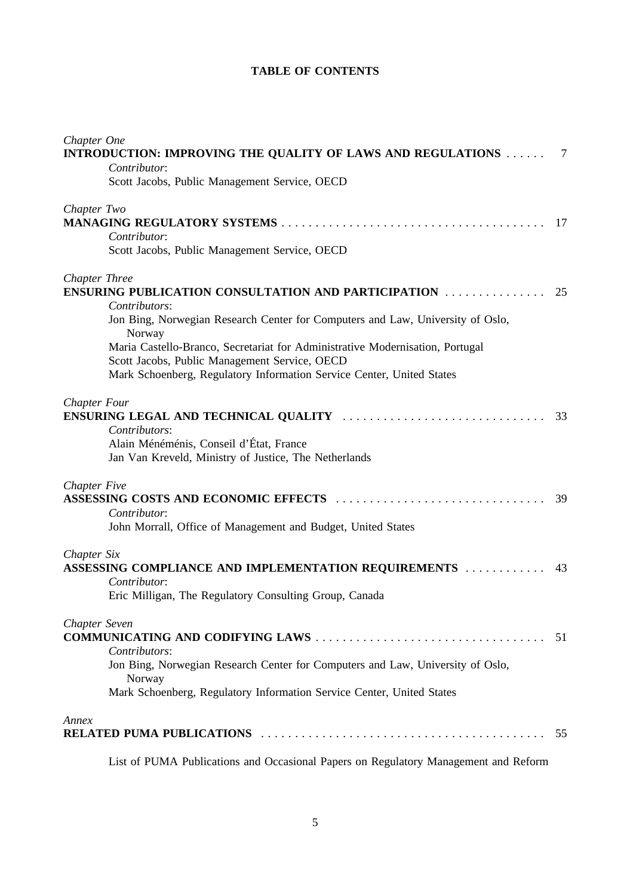## TABLE OF CONTENTS

*Chapter One*
**INTRODUCTION: IMPROVING THE QUALITY OF LAWS AND REGULATIONS** . . . . . . 7
*Contributor*:
Scott Jacobs, Public Management Service, OECD

*Chapter Two*
**MANAGING REGULATORY SYSTEMS** . . . . . . . . . . . . . . . . . . . . . . . . . . . . . . . . . . . . . . . 17
*Contributor*:
Scott Jacobs, Public Management Service, OECD

*Chapter Three*
**ENSURING PUBLICATION CONSULTATION AND PARTICIPATION** . . . . . . . . . . . . . . . 25
*Contributors*:
Jon Bing, Norwegian Research Center for Computers and Law, University of Oslo, Norway
Maria Castello-Branco, Secretariat for Administrative Modernisation, Portugal
Scott Jacobs, Public Management Service, OECD
Mark Schoenberg, Regulatory Information Service Center, United States

*Chapter Four*
**ENSURING LEGAL AND TECHNICAL QUALITY** . . . . . . . . . . . . . . . . . . . . . . . . . . . . . . 33
*Contributors*:
Alain Ménéménis, Conseil d'État, France
Jan Van Kreveld, Ministry of Justice, The Netherlands

*Chapter Five*
**ASSESSING COSTS AND ECONOMIC EFFECTS** . . . . . . . . . . . . . . . . . . . . . . . . . . . . . . . 39
*Contributor*:
John Morrall, Office of Management and Budget, United States

*Chapter Six*
**ASSESSING COMPLIANCE AND IMPLEMENTATION REQUIREMENTS** . . . . . . . . . . . . 43
*Contributor*:
Eric Milligan, The Regulatory Consulting Group, Canada

*Chapter Seven*
**COMMUNICATING AND CODIFYING LAWS** . . . . . . . . . . . . . . . . . . . . . . . . . . . . . . . . . . 51
*Contributors*:
Jon Bing, Norwegian Research Center for Computers and Law, University of Oslo, Norway
Mark Schoenberg, Regulatory Information Service Center, United States

*Annex*
**RELATED PUMA PUBLICATIONS** . . . . . . . . . . . . . . . . . . . . . . . . . . . . . . . . . . . . . . . . . . 55

List of PUMA Publications and Occasional Papers on Regulatory Management and Reform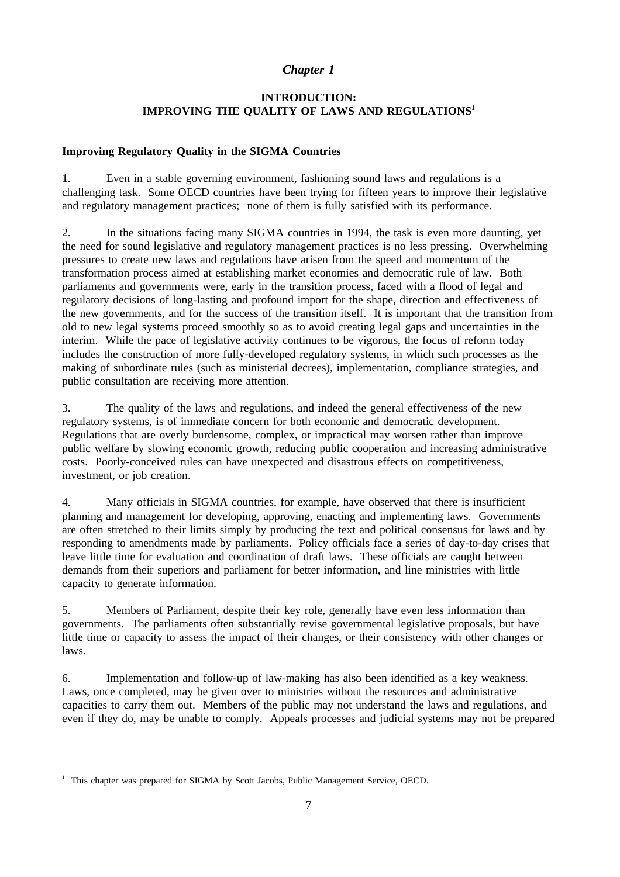*Chapter 1*

# INTRODUCTION: IMPROVING THE QUALITY OF LAWS AND REGULATIONS[1]

## Improving Regulatory Quality in the SIGMA Countries

1. Even in a stable governing environment, fashioning sound laws and regulations is a challenging task. Some OECD countries have been trying for fifteen years to improve their legislative and regulatory management practices; none of them is fully satisfied with its performance.

2. In the situations facing many SIGMA countries in 1994, the task is even more daunting, yet the need for sound legislative and regulatory management practices is no less pressing. Overwhelming pressures to create new laws and regulations have arisen from the speed and momentum of the transformation process aimed at establishing market economies and democratic rule of law. Both parliaments and governments were, early in the transition process, faced with a flood of legal and regulatory decisions of long-lasting and profound import for the shape, direction and effectiveness of the new governments, and for the success of the transition itself. It is important that the transition from old to new legal systems proceed smoothly so as to avoid creating legal gaps and uncertainties in the interim. While the pace of legislative activity continues to be vigorous, the focus of reform today includes the construction of more fully-developed regulatory systems, in which such processes as the making of subordinate rules (such as ministerial decrees), implementation, compliance strategies, and public consultation are receiving more attention.

3. The quality of the laws and regulations, and indeed the general effectiveness of the new regulatory systems, is of immediate concern for both economic and democratic development. Regulations that are overly burdensome, complex, or impractical may worsen rather than improve public welfare by slowing economic growth, reducing public cooperation and increasing administrative costs. Poorly-conceived rules can have unexpected and disastrous effects on competitiveness, investment, or job creation.

4. Many officials in SIGMA countries, for example, have observed that there is insufficient planning and management for developing, approving, enacting and implementing laws. Governments are often stretched to their limits simply by producing the text and political consensus for laws and by responding to amendments made by parliaments. Policy officials face a series of day-to-day crises that leave little time for evaluation and coordination of draft laws. These officials are caught between demands from their superiors and parliament for better information, and line ministries with little capacity to generate information.

5. Members of Parliament, despite their key role, generally have even less information than governments. The parliaments often substantially revise governmental legislative proposals, but have little time or capacity to assess the impact of their changes, or their consistency with other changes or laws.

6. Implementation and follow-up of law-making has also been identified as a key weakness. Laws, once completed, may be given over to ministries without the resources and administrative capacities to carry them out. Members of the public may not understand the laws and regulations, and even if they do, may be unable to comply. Appeals processes and judicial systems may not be prepared

[1] This chapter was prepared for SIGMA by Scott Jacobs, Public Management Service, OECD.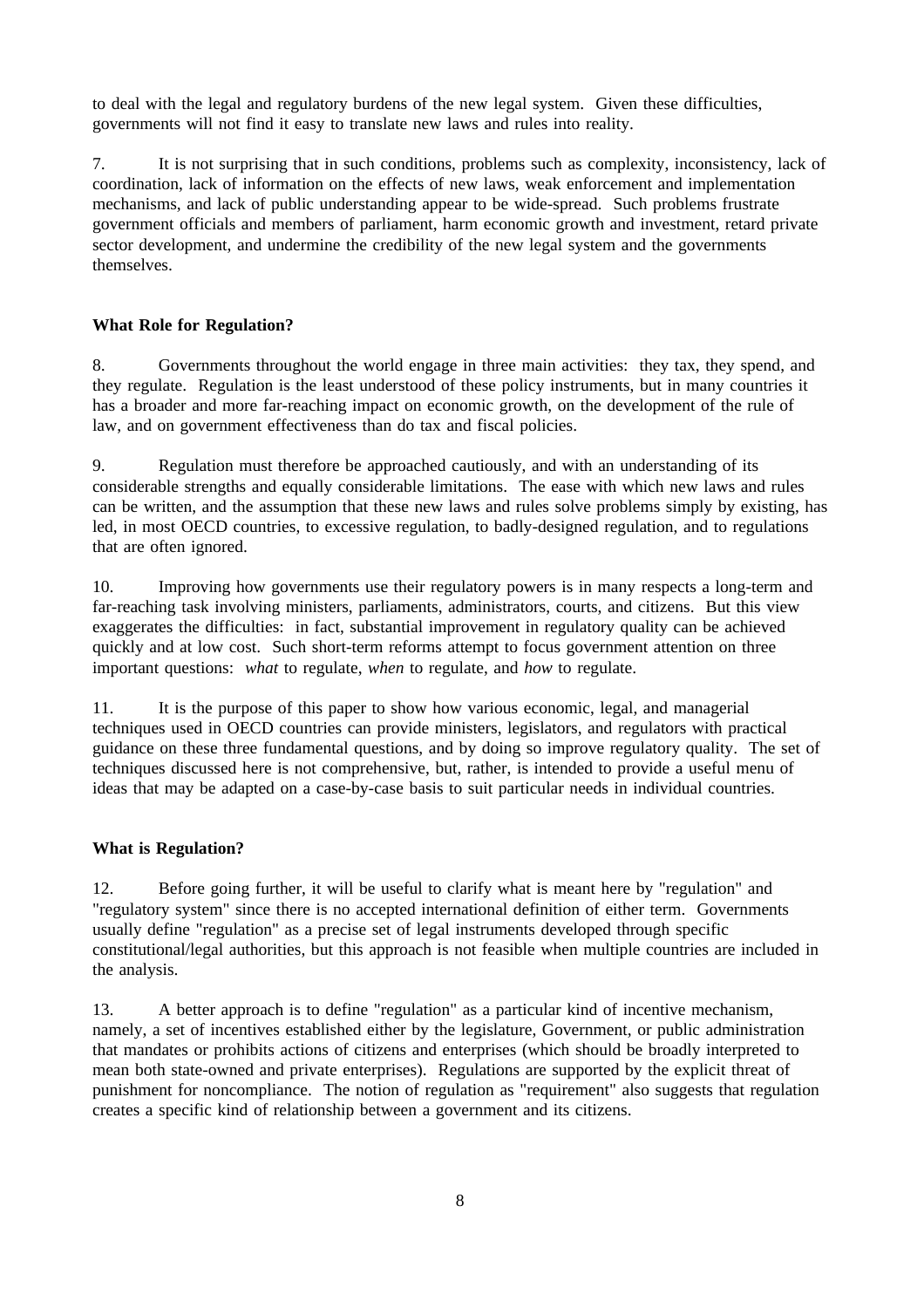to deal with the legal and regulatory burdens of the new legal system. Given these difficulties, governments will not find it easy to translate new laws and rules into reality.

7. It is not surprising that in such conditions, problems such as complexity, inconsistency, lack of coordination, lack of information on the effects of new laws, weak enforcement and implementation mechanisms, and lack of public understanding appear to be wide-spread. Such problems frustrate government officials and members of parliament, harm economic growth and investment, retard private sector development, and undermine the credibility of the new legal system and the governments themselves.

**What Role for Regulation?**

8. Governments throughout the world engage in three main activities: they tax, they spend, and they regulate. Regulation is the least understood of these policy instruments, but in many countries it has a broader and more far-reaching impact on economic growth, on the development of the rule of law, and on government effectiveness than do tax and fiscal policies.

9. Regulation must therefore be approached cautiously, and with an understanding of its considerable strengths and equally considerable limitations. The ease with which new laws and rules can be written, and the assumption that these new laws and rules solve problems simply by existing, has led, in most OECD countries, to excessive regulation, to badly-designed regulation, and to regulations that are often ignored.

10. Improving how governments use their regulatory powers is in many respects a long-term and far-reaching task involving ministers, parliaments, administrators, courts, and citizens. But this view exaggerates the difficulties: in fact, substantial improvement in regulatory quality can be achieved quickly and at low cost. Such short-term reforms attempt to focus government attention on three important questions: *what* to regulate, *when* to regulate, and *how* to regulate.

11. It is the purpose of this paper to show how various economic, legal, and managerial techniques used in OECD countries can provide ministers, legislators, and regulators with practical guidance on these three fundamental questions, and by doing so improve regulatory quality. The set of techniques discussed here is not comprehensive, but, rather, is intended to provide a useful menu of ideas that may be adapted on a case-by-case basis to suit particular needs in individual countries.

**What is Regulation?**

12. Before going further, it will be useful to clarify what is meant here by "regulation" and "regulatory system" since there is no accepted international definition of either term. Governments usually define "regulation" as a precise set of legal instruments developed through specific constitutional/legal authorities, but this approach is not feasible when multiple countries are included in the analysis.

13. A better approach is to define "regulation" as a particular kind of incentive mechanism, namely, a set of incentives established either by the legislature, Government, or public administration that mandates or prohibits actions of citizens and enterprises (which should be broadly interpreted to mean both state-owned and private enterprises). Regulations are supported by the explicit threat of punishment for noncompliance. The notion of regulation as "requirement" also suggests that regulation creates a specific kind of relationship between a government and its citizens.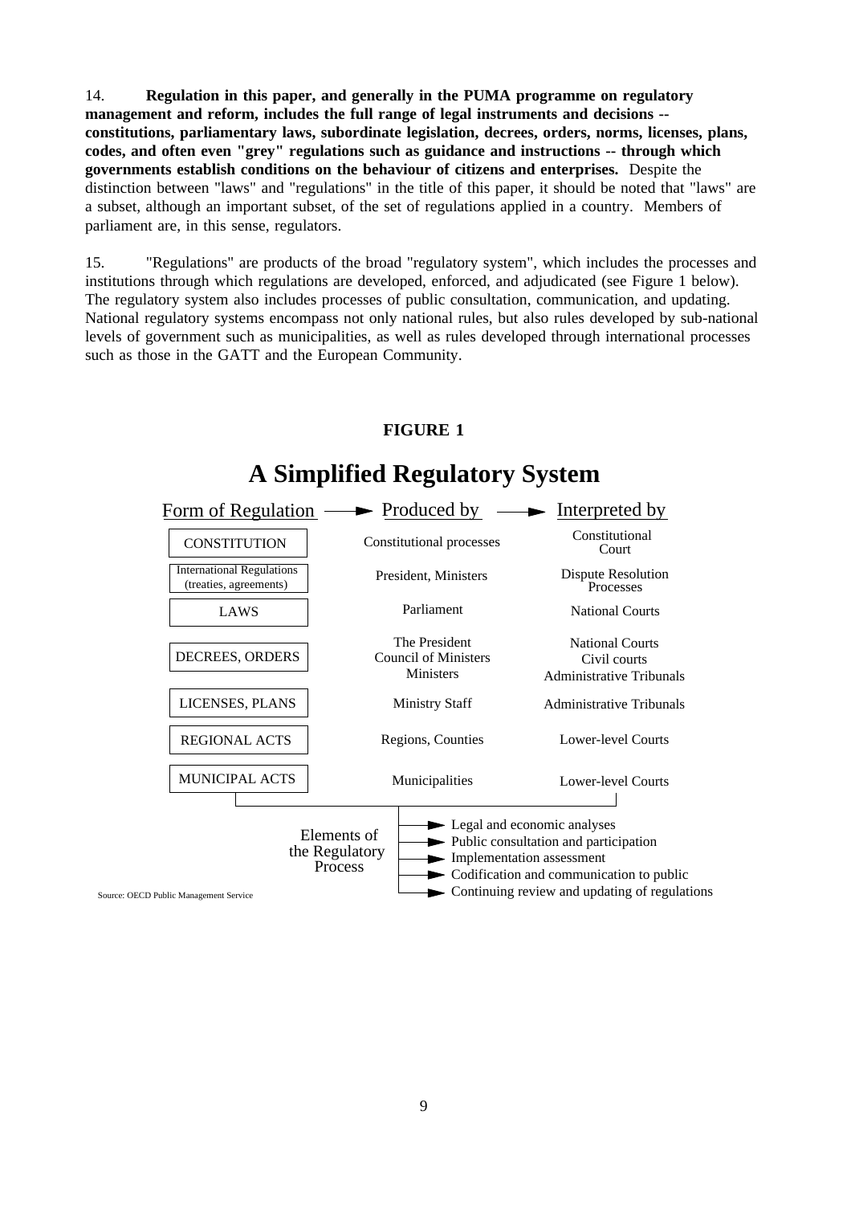14. **Regulation in this paper, and generally in the PUMA programme on regulatory management and reform, includes the full range of legal instruments and decisions -- constitutions, parliamentary laws, subordinate legislation, decrees, orders, norms, licenses, plans, codes, and often even "grey" regulations such as guidance and instructions -- through which governments establish conditions on the behaviour of citizens and enterprises.** Despite the distinction between "laws" and "regulations" in the title of this paper, it should be noted that "laws" are a subset, although an important subset, of the set of regulations applied in a country. Members of parliament are, in this sense, regulators.

15. "Regulations" are products of the broad "regulatory system", which includes the processes and institutions through which regulations are developed, enforced, and adjudicated (see Figure 1 below). The regulatory system also includes processes of public consultation, communication, and updating. National regulatory systems encompass not only national rules, but also rules developed by sub-national levels of government such as municipalities, as well as rules developed through international processes such as those in the GATT and the European Community.

**FIGURE 1**

## A Simplified Regulatory System

| Form of Regulation | Produced by | Interpreted by |
| --- | --- | --- |
| CONSTITUTION | Constitutional processes | Constitutional Court |
| International Regulations (treaties, agreements) | President, Ministers | Dispute Resolution Processes |
| LAWS | Parliament | National Courts |
| DECREES, ORDERS | The President<br>Council of Ministers<br>Ministers | National Courts<br>Civil courts<br>Administrative Tribunals |
| LICENSES, PLANS | Ministry Staff | Administrative Tribunals |
| REGIONAL ACTS | Regions, Counties | Lower-level Courts |
| MUNICIPAL ACTS | Municipalities | Lower-level Courts |

Elements of the Regulatory Process:

- Legal and economic analyses
- Public consultation and participation
- Implementation assessment
- Codification and communication to public
- Continuing review and updating of regulations

Source: OECD Public Management Service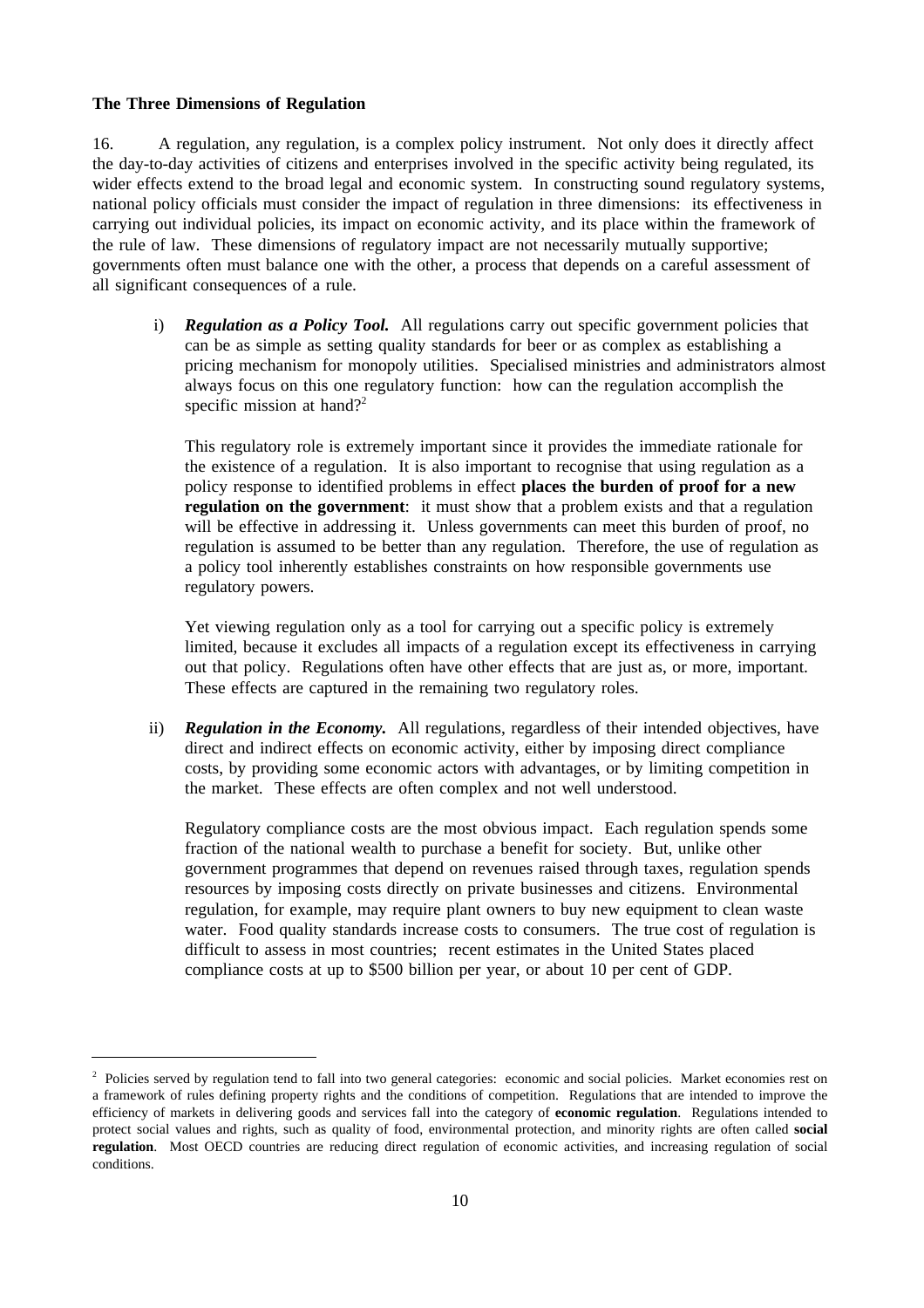**The Three Dimensions of Regulation**

16. A regulation, any regulation, is a complex policy instrument. Not only does it directly affect the day-to-day activities of citizens and enterprises involved in the specific activity being regulated, its wider effects extend to the broad legal and economic system. In constructing sound regulatory systems, national policy officials must consider the impact of regulation in three dimensions: its effectiveness in carrying out individual policies, its impact on economic activity, and its place within the framework of the rule of law. These dimensions of regulatory impact are not necessarily mutually supportive; governments often must balance one with the other, a process that depends on a careful assessment of all significant consequences of a rule.

i) ***Regulation as a Policy Tool.*** All regulations carry out specific government policies that can be as simple as setting quality standards for beer or as complex as establishing a pricing mechanism for monopoly utilities. Specialised ministries and administrators almost always focus on this one regulatory function: how can the regulation accomplish the specific mission at hand?[2]

   This regulatory role is extremely important since it provides the immediate rationale for the existence of a regulation. It is also important to recognise that using regulation as a policy response to identified problems in effect **places the burden of proof for a new regulation on the government**: it must show that a problem exists and that a regulation will be effective in addressing it. Unless governments can meet this burden of proof, no regulation is assumed to be better than any regulation. Therefore, the use of regulation as a policy tool inherently establishes constraints on how responsible governments use regulatory powers.

   Yet viewing regulation only as a tool for carrying out a specific policy is extremely limited, because it excludes all impacts of a regulation except its effectiveness in carrying out that policy. Regulations often have other effects that are just as, or more, important. These effects are captured in the remaining two regulatory roles.

ii) ***Regulation in the Economy.*** All regulations, regardless of their intended objectives, have direct and indirect effects on economic activity, either by imposing direct compliance costs, by providing some economic actors with advantages, or by limiting competition in the market. These effects are often complex and not well understood.

   Regulatory compliance costs are the most obvious impact. Each regulation spends some fraction of the national wealth to purchase a benefit for society. But, unlike other government programmes that depend on revenues raised through taxes, regulation spends resources by imposing costs directly on private businesses and citizens. Environmental regulation, for example, may require plant owners to buy new equipment to clean waste water. Food quality standards increase costs to consumers. The true cost of regulation is difficult to assess in most countries; recent estimates in the United States placed compliance costs at up to $500 billion per year, or about 10 per cent of GDP.

---

[2] Policies served by regulation tend to fall into two general categories: economic and social policies. Market economies rest on a framework of rules defining property rights and the conditions of competition. Regulations that are intended to improve the efficiency of markets in delivering goods and services fall into the category of **economic regulation**. Regulations intended to protect social values and rights, such as quality of food, environmental protection, and minority rights are often called **social regulation**. Most OECD countries are reducing direct regulation of economic activities, and increasing regulation of social conditions.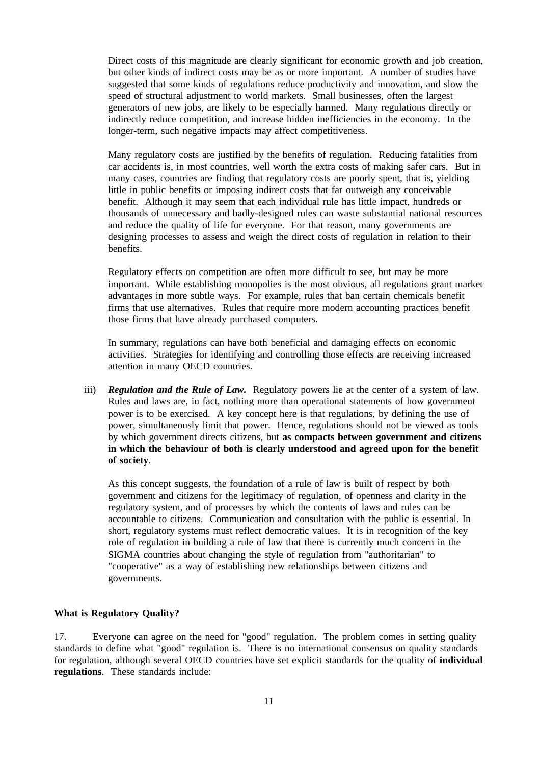Direct costs of this magnitude are clearly significant for economic growth and job creation, but other kinds of indirect costs may be as or more important. A number of studies have suggested that some kinds of regulations reduce productivity and innovation, and slow the speed of structural adjustment to world markets. Small businesses, often the largest generators of new jobs, are likely to be especially harmed. Many regulations directly or indirectly reduce competition, and increase hidden inefficiencies in the economy. In the longer-term, such negative impacts may affect competitiveness.

Many regulatory costs are justified by the benefits of regulation. Reducing fatalities from car accidents is, in most countries, well worth the extra costs of making safer cars. But in many cases, countries are finding that regulatory costs are poorly spent, that is, yielding little in public benefits or imposing indirect costs that far outweigh any conceivable benefit. Although it may seem that each individual rule has little impact, hundreds or thousands of unnecessary and badly-designed rules can waste substantial national resources and reduce the quality of life for everyone. For that reason, many governments are designing processes to assess and weigh the direct costs of regulation in relation to their benefits.

Regulatory effects on competition are often more difficult to see, but may be more important. While establishing monopolies is the most obvious, all regulations grant market advantages in more subtle ways. For example, rules that ban certain chemicals benefit firms that use alternatives. Rules that require more modern accounting practices benefit those firms that have already purchased computers.

In summary, regulations can have both beneficial and damaging effects on economic activities. Strategies for identifying and controlling those effects are receiving increased attention in many OECD countries.

iii) ***Regulation and the Rule of Law.*** Regulatory powers lie at the center of a system of law. Rules and laws are, in fact, nothing more than operational statements of how government power is to be exercised. A key concept here is that regulations, by defining the use of power, simultaneously limit that power. Hence, regulations should not be viewed as tools by which government directs citizens, but **as compacts between government and citizens in which the behaviour of both is clearly understood and agreed upon for the benefit of society**.

As this concept suggests, the foundation of a rule of law is built of respect by both government and citizens for the legitimacy of regulation, of openness and clarity in the regulatory system, and of processes by which the contents of laws and rules can be accountable to citizens. Communication and consultation with the public is essential. In short, regulatory systems must reflect democratic values. It is in recognition of the key role of regulation in building a rule of law that there is currently much concern in the SIGMA countries about changing the style of regulation from "authoritarian" to "cooperative" as a way of establishing new relationships between citizens and governments.

**What is Regulatory Quality?**

17. Everyone can agree on the need for "good" regulation. The problem comes in setting quality standards to define what "good" regulation is. There is no international consensus on quality standards for regulation, although several OECD countries have set explicit standards for the quality of **individual regulations**. These standards include: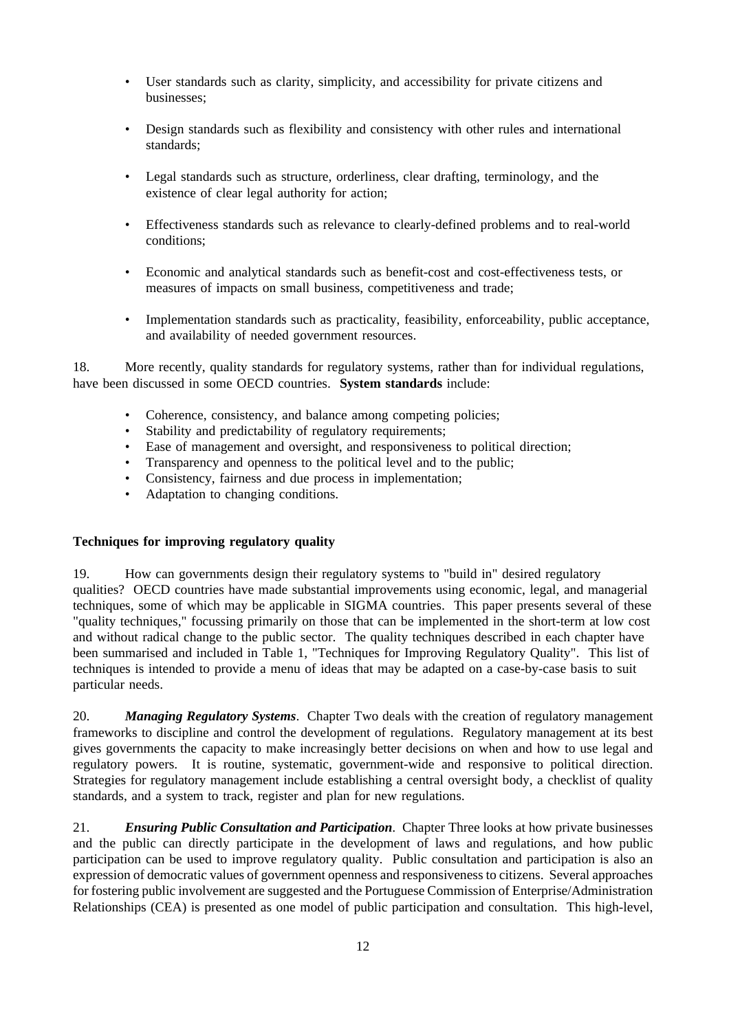- User standards such as clarity, simplicity, and accessibility for private citizens and businesses;

- Design standards such as flexibility and consistency with other rules and international standards;

- Legal standards such as structure, orderliness, clear drafting, terminology, and the existence of clear legal authority for action;

- Effectiveness standards such as relevance to clearly-defined problems and to real-world conditions;

- Economic and analytical standards such as benefit-cost and cost-effectiveness tests, or measures of impacts on small business, competitiveness and trade;

- Implementation standards such as practicality, feasibility, enforceability, public acceptance, and availability of needed government resources.

18. More recently, quality standards for regulatory systems, rather than for individual regulations, have been discussed in some OECD countries. **System standards** include:

- Coherence, consistency, and balance among competing policies;
- Stability and predictability of regulatory requirements;
- Ease of management and oversight, and responsiveness to political direction;
- Transparency and openness to the political level and to the public;
- Consistency, fairness and due process in implementation;
- Adaptation to changing conditions.

**Techniques for improving regulatory quality**

19. How can governments design their regulatory systems to "build in" desired regulatory qualities? OECD countries have made substantial improvements using economic, legal, and managerial techniques, some of which may be applicable in SIGMA countries. This paper presents several of these "quality techniques," focussing primarily on those that can be implemented in the short-term at low cost and without radical change to the public sector. The quality techniques described in each chapter have been summarised and included in Table 1, "Techniques for Improving Regulatory Quality". This list of techniques is intended to provide a menu of ideas that may be adapted on a case-by-case basis to suit particular needs.

20. ***Managing Regulatory Systems***. Chapter Two deals with the creation of regulatory management frameworks to discipline and control the development of regulations. Regulatory management at its best gives governments the capacity to make increasingly better decisions on when and how to use legal and regulatory powers. It is routine, systematic, government-wide and responsive to political direction. Strategies for regulatory management include establishing a central oversight body, a checklist of quality standards, and a system to track, register and plan for new regulations.

21. ***Ensuring Public Consultation and Participation***. Chapter Three looks at how private businesses and the public can directly participate in the development of laws and regulations, and how public participation can be used to improve regulatory quality. Public consultation and participation is also an expression of democratic values of government openness and responsiveness to citizens. Several approaches for fostering public involvement are suggested and the Portuguese Commission of Enterprise/Administration Relationships (CEA) is presented as one model of public participation and consultation. This high-level,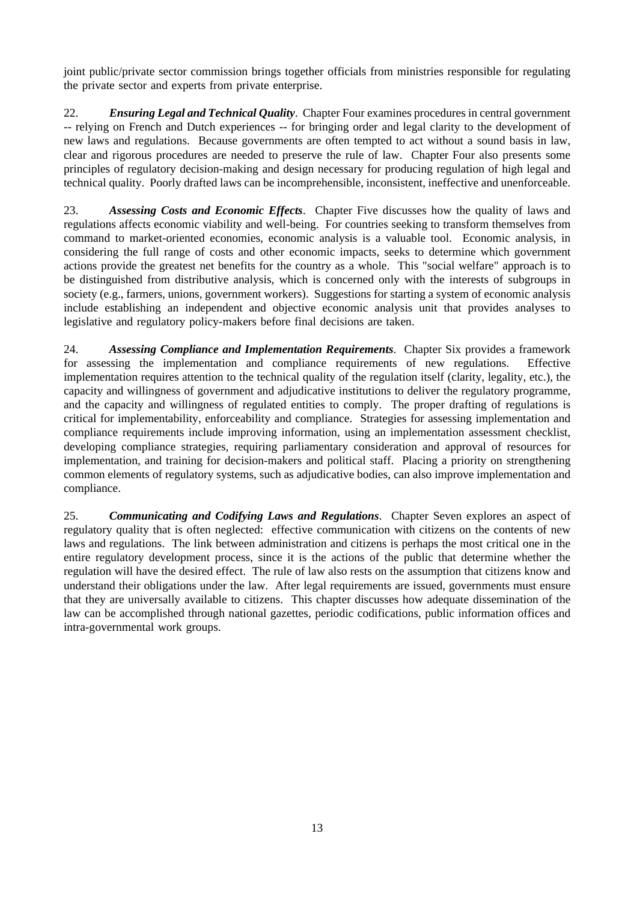joint public/private sector commission brings together officials from ministries responsible for regulating the private sector and experts from private enterprise.

22. ***Ensuring Legal and Technical Quality***. Chapter Four examines procedures in central government -- relying on French and Dutch experiences -- for bringing order and legal clarity to the development of new laws and regulations. Because governments are often tempted to act without a sound basis in law, clear and rigorous procedures are needed to preserve the rule of law. Chapter Four also presents some principles of regulatory decision-making and design necessary for producing regulation of high legal and technical quality. Poorly drafted laws can be incomprehensible, inconsistent, ineffective and unenforceable.

23. ***Assessing Costs and Economic Effects***. Chapter Five discusses how the quality of laws and regulations affects economic viability and well-being. For countries seeking to transform themselves from command to market-oriented economies, economic analysis is a valuable tool. Economic analysis, in considering the full range of costs and other economic impacts, seeks to determine which government actions provide the greatest net benefits for the country as a whole. This "social welfare" approach is to be distinguished from distributive analysis, which is concerned only with the interests of subgroups in society (e.g., farmers, unions, government workers). Suggestions for starting a system of economic analysis include establishing an independent and objective economic analysis unit that provides analyses to legislative and regulatory policy-makers before final decisions are taken.

24. ***Assessing Compliance and Implementation Requirements***. Chapter Six provides a framework for assessing the implementation and compliance requirements of new regulations. Effective implementation requires attention to the technical quality of the regulation itself (clarity, legality, etc.), the capacity and willingness of government and adjudicative institutions to deliver the regulatory programme, and the capacity and willingness of regulated entities to comply. The proper drafting of regulations is critical for implementability, enforceability and compliance. Strategies for assessing implementation and compliance requirements include improving information, using an implementation assessment checklist, developing compliance strategies, requiring parliamentary consideration and approval of resources for implementation, and training for decision-makers and political staff. Placing a priority on strengthening common elements of regulatory systems, such as adjudicative bodies, can also improve implementation and compliance.

25. ***Communicating and Codifying Laws and Regulations***. Chapter Seven explores an aspect of regulatory quality that is often neglected: effective communication with citizens on the contents of new laws and regulations. The link between administration and citizens is perhaps the most critical one in the entire regulatory development process, since it is the actions of the public that determine whether the regulation will have the desired effect. The rule of law also rests on the assumption that citizens know and understand their obligations under the law. After legal requirements are issued, governments must ensure that they are universally available to citizens. This chapter discusses how adequate dissemination of the law can be accomplished through national gazettes, periodic codifications, public information offices and intra-governmental work groups.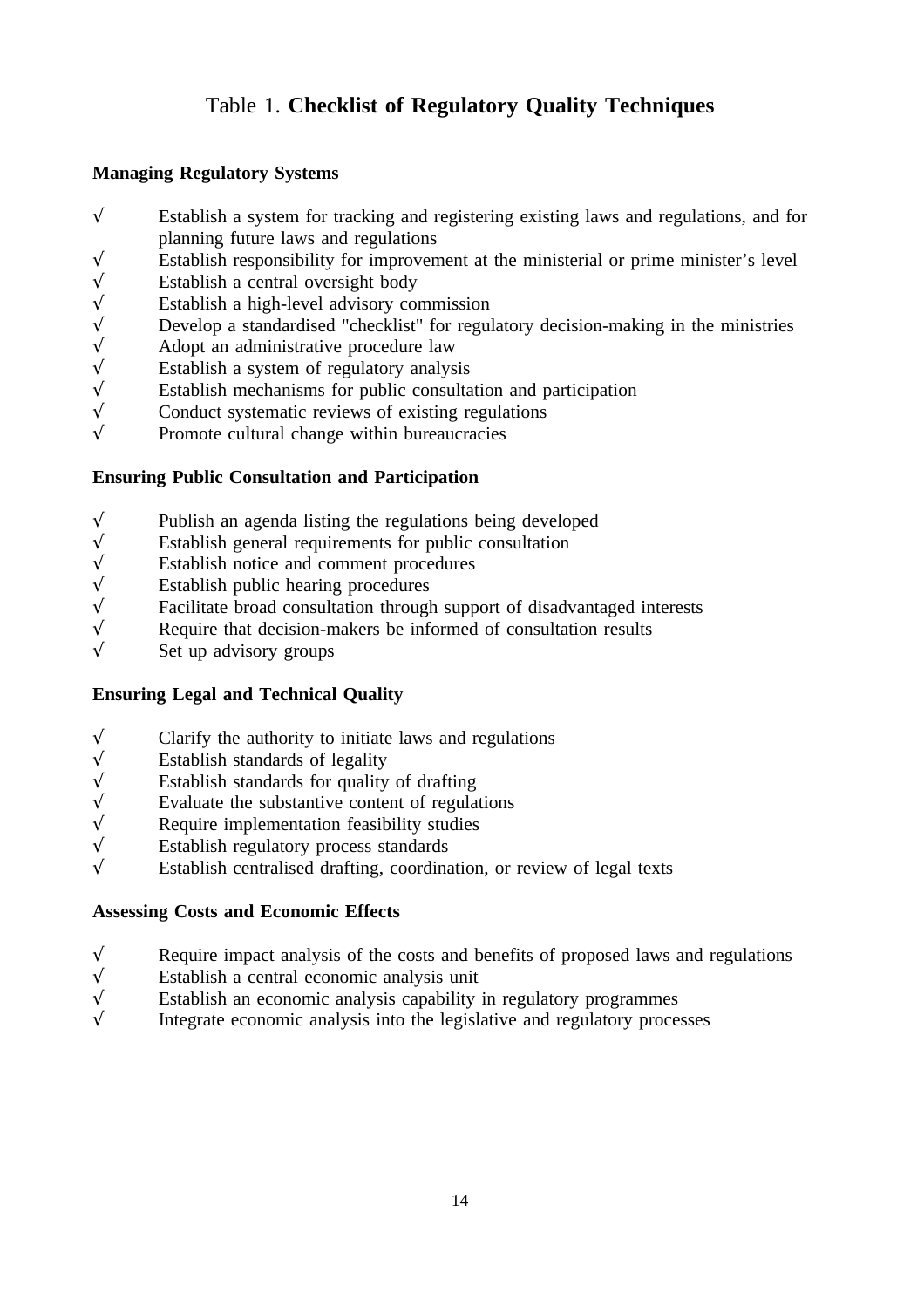# Table 1. **Checklist of Regulatory Quality Techniques**

**Managing Regulatory Systems**

√ Establish a system for tracking and registering existing laws and regulations, and for planning future laws and regulations
√ Establish responsibility for improvement at the ministerial or prime minister's level
√ Establish a central oversight body
√ Establish a high-level advisory commission
√ Develop a standardised "checklist" for regulatory decision-making in the ministries
√ Adopt an administrative procedure law
√ Establish a system of regulatory analysis
√ Establish mechanisms for public consultation and participation
√ Conduct systematic reviews of existing regulations
√ Promote cultural change within bureaucracies

**Ensuring Public Consultation and Participation**

√ Publish an agenda listing the regulations being developed
√ Establish general requirements for public consultation
√ Establish notice and comment procedures
√ Establish public hearing procedures
√ Facilitate broad consultation through support of disadvantaged interests
√ Require that decision-makers be informed of consultation results
√ Set up advisory groups

**Ensuring Legal and Technical Quality**

√ Clarify the authority to initiate laws and regulations
√ Establish standards of legality
√ Establish standards for quality of drafting
√ Evaluate the substantive content of regulations
√ Require implementation feasibility studies
√ Establish regulatory process standards
√ Establish centralised drafting, coordination, or review of legal texts

**Assessing Costs and Economic Effects**

√ Require impact analysis of the costs and benefits of proposed laws and regulations
√ Establish a central economic analysis unit
√ Establish an economic analysis capability in regulatory programmes
√ Integrate economic analysis into the legislative and regulatory processes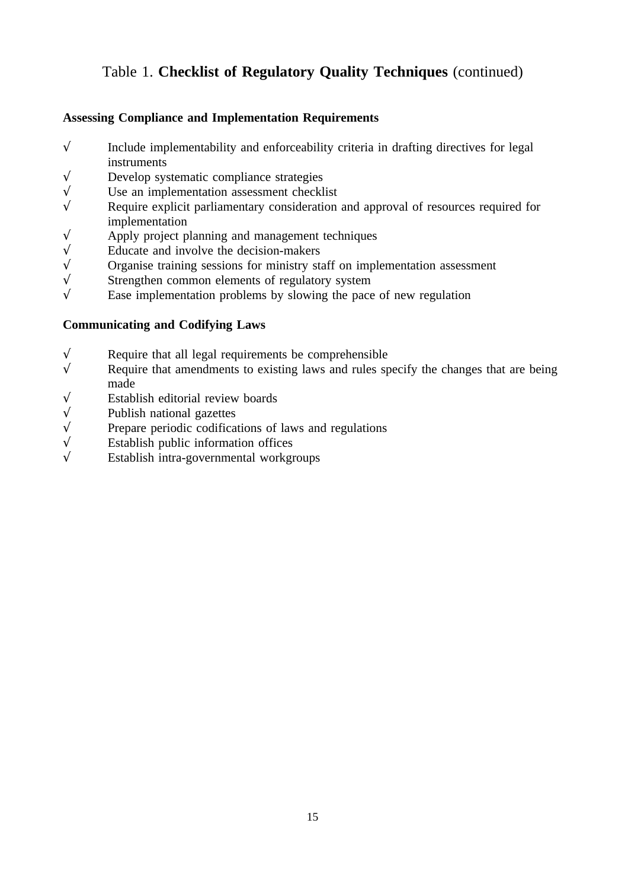# Table 1. **Checklist of Regulatory Quality Techniques** (continued)

**Assessing Compliance and Implementation Requirements**

- √ Include implementability and enforceability criteria in drafting directives for legal instruments
- √ Develop systematic compliance strategies
- √ Use an implementation assessment checklist
- √ Require explicit parliamentary consideration and approval of resources required for implementation
- √ Apply project planning and management techniques
- √ Educate and involve the decision-makers
- √ Organise training sessions for ministry staff on implementation assessment
- √ Strengthen common elements of regulatory system
- √ Ease implementation problems by slowing the pace of new regulation

**Communicating and Codifying Laws**

- √ Require that all legal requirements be comprehensible
- √ Require that amendments to existing laws and rules specify the changes that are being made
- √ Establish editorial review boards
- √ Publish national gazettes
- √ Prepare periodic codifications of laws and regulations
- √ Establish public information offices
- √ Establish intra-governmental workgroups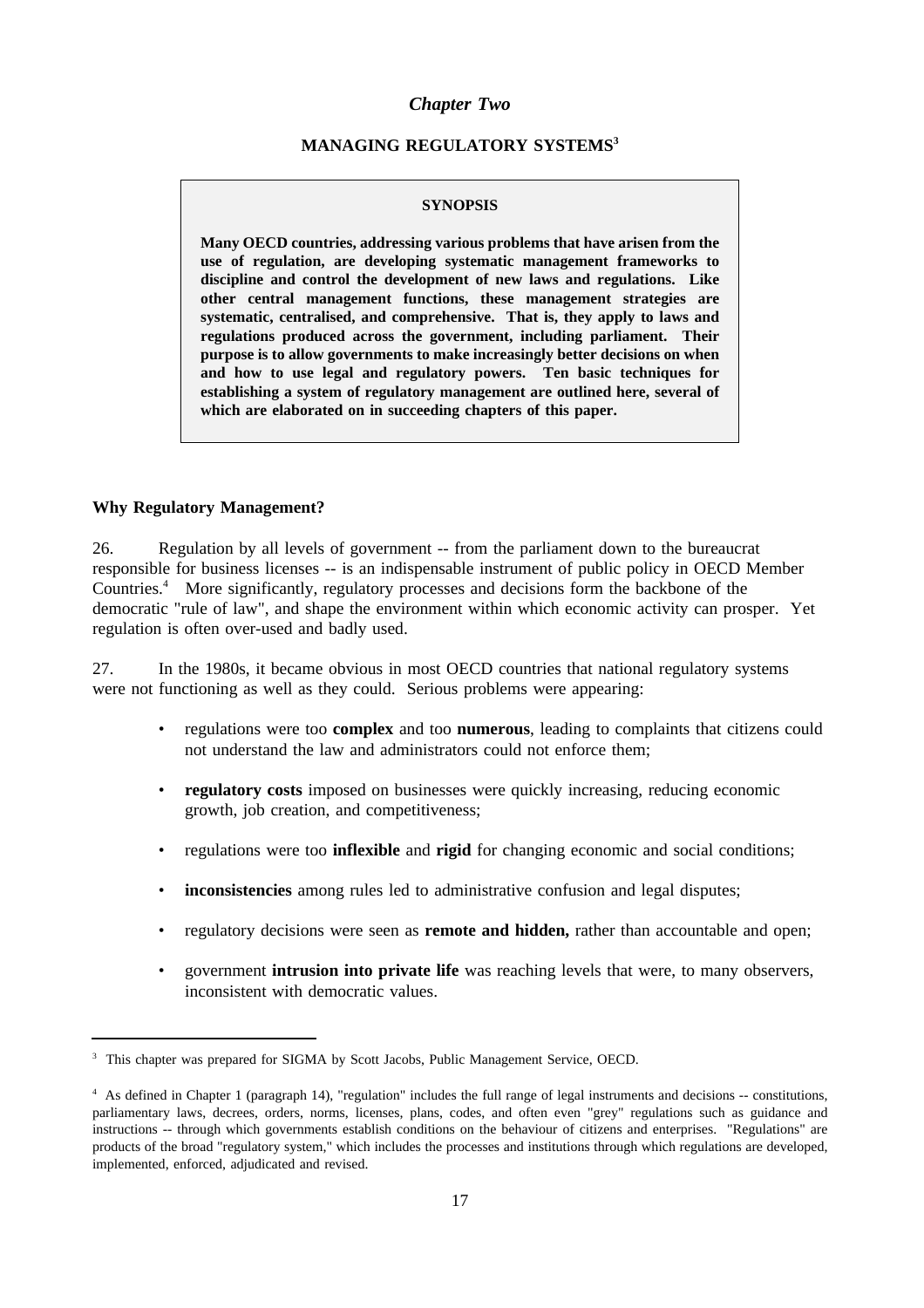*Chapter Two*

# MANAGING REGULATORY SYSTEMS[3]

**SYNOPSIS**

**Many OECD countries, addressing various problems that have arisen from the use of regulation, are developing systematic management frameworks to discipline and control the development of new laws and regulations. Like other central management functions, these management strategies are systematic, centralised, and comprehensive. That is, they apply to laws and regulations produced across the government, including parliament. Their purpose is to allow governments to make increasingly better decisions on when and how to use legal and regulatory powers. Ten basic techniques for establishing a system of regulatory management are outlined here, several of which are elaborated on in succeeding chapters of this paper.**

## Why Regulatory Management?

26. Regulation by all levels of government -- from the parliament down to the bureaucrat responsible for business licenses -- is an indispensable instrument of public policy in OECD Member Countries.[4] More significantly, regulatory processes and decisions form the backbone of the democratic "rule of law", and shape the environment within which economic activity can prosper. Yet regulation is often over-used and badly used.

27. In the 1980s, it became obvious in most OECD countries that national regulatory systems were not functioning as well as they could. Serious problems were appearing:

- regulations were too **complex** and too **numerous**, leading to complaints that citizens could not understand the law and administrators could not enforce them;
- **regulatory costs** imposed on businesses were quickly increasing, reducing economic growth, job creation, and competitiveness;
- regulations were too **inflexible** and **rigid** for changing economic and social conditions;
- **inconsistencies** among rules led to administrative confusion and legal disputes;
- regulatory decisions were seen as **remote and hidden,** rather than accountable and open;
- government **intrusion into private life** was reaching levels that were, to many observers, inconsistent with democratic values.

---

[3] This chapter was prepared for SIGMA by Scott Jacobs, Public Management Service, OECD.

[4] As defined in Chapter 1 (paragraph 14), "regulation" includes the full range of legal instruments and decisions -- constitutions, parliamentary laws, decrees, orders, norms, licenses, plans, codes, and often even "grey" regulations such as guidance and instructions -- through which governments establish conditions on the behaviour of citizens and enterprises. "Regulations" are products of the broad "regulatory system," which includes the processes and institutions through which regulations are developed, implemented, enforced, adjudicated and revised.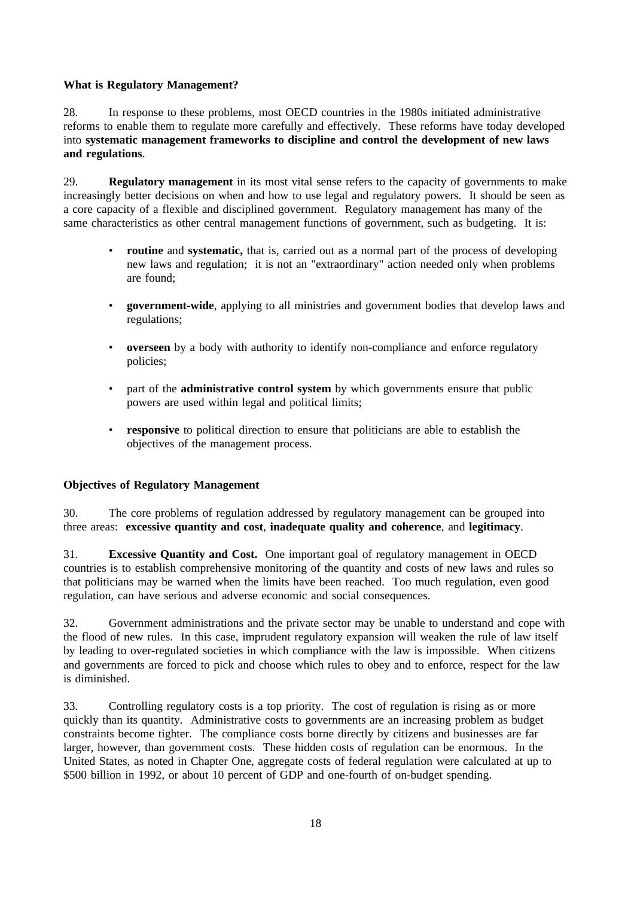### What is Regulatory Management?

28. In response to these problems, most OECD countries in the 1980s initiated administrative reforms to enable them to regulate more carefully and effectively. These reforms have today developed into **systematic management frameworks to discipline and control the development of new laws and regulations**.

29. **Regulatory management** in its most vital sense refers to the capacity of governments to make increasingly better decisions on when and how to use legal and regulatory powers. It should be seen as a core capacity of a flexible and disciplined government. Regulatory management has many of the same characteristics as other central management functions of government, such as budgeting. It is:

- **routine** and **systematic,** that is, carried out as a normal part of the process of developing new laws and regulation; it is not an "extraordinary" action needed only when problems are found;
- **government-wide**, applying to all ministries and government bodies that develop laws and regulations;
- **overseen** by a body with authority to identify non-compliance and enforce regulatory policies;
- part of the **administrative control system** by which governments ensure that public powers are used within legal and political limits;
- **responsive** to political direction to ensure that politicians are able to establish the objectives of the management process.

### Objectives of Regulatory Management

30. The core problems of regulation addressed by regulatory management can be grouped into three areas: **excessive quantity and cost**, **inadequate quality and coherence**, and **legitimacy**.

31. **Excessive Quantity and Cost.** One important goal of regulatory management in OECD countries is to establish comprehensive monitoring of the quantity and costs of new laws and rules so that politicians may be warned when the limits have been reached. Too much regulation, even good regulation, can have serious and adverse economic and social consequences.

32. Government administrations and the private sector may be unable to understand and cope with the flood of new rules. In this case, imprudent regulatory expansion will weaken the rule of law itself by leading to over-regulated societies in which compliance with the law is impossible. When citizens and governments are forced to pick and choose which rules to obey and to enforce, respect for the law is diminished.

33. Controlling regulatory costs is a top priority. The cost of regulation is rising as or more quickly than its quantity. Administrative costs to governments are an increasing problem as budget constraints become tighter. The compliance costs borne directly by citizens and businesses are far larger, however, than government costs. These hidden costs of regulation can be enormous. In the United States, as noted in Chapter One, aggregate costs of federal regulation were calculated at up to \$500 billion in 1992, or about 10 percent of GDP and one-fourth of on-budget spending.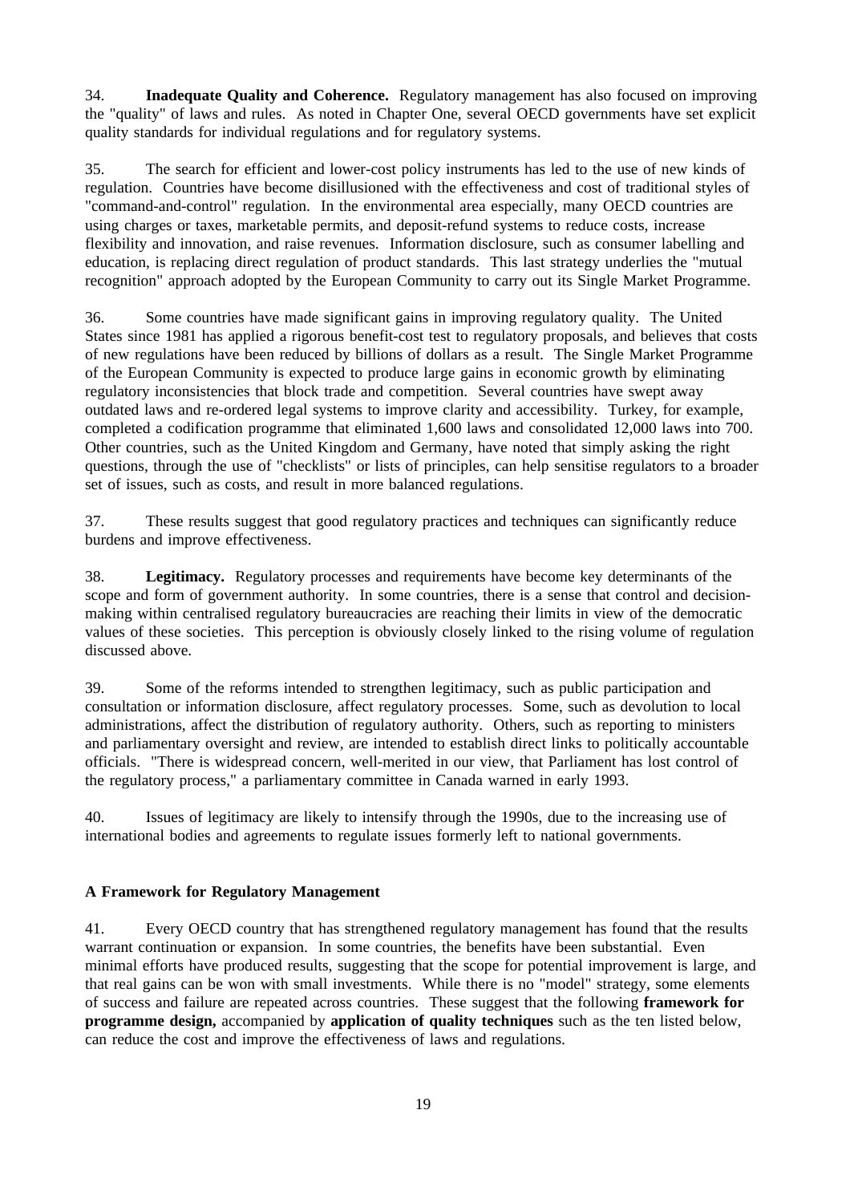34. **Inadequate Quality and Coherence.** Regulatory management has also focused on improving the "quality" of laws and rules. As noted in Chapter One, several OECD governments have set explicit quality standards for individual regulations and for regulatory systems.

35. The search for efficient and lower-cost policy instruments has led to the use of new kinds of regulation. Countries have become disillusioned with the effectiveness and cost of traditional styles of "command-and-control" regulation. In the environmental area especially, many OECD countries are using charges or taxes, marketable permits, and deposit-refund systems to reduce costs, increase flexibility and innovation, and raise revenues. Information disclosure, such as consumer labelling and education, is replacing direct regulation of product standards. This last strategy underlies the "mutual recognition" approach adopted by the European Community to carry out its Single Market Programme.

36. Some countries have made significant gains in improving regulatory quality. The United States since 1981 has applied a rigorous benefit-cost test to regulatory proposals, and believes that costs of new regulations have been reduced by billions of dollars as a result. The Single Market Programme of the European Community is expected to produce large gains in economic growth by eliminating regulatory inconsistencies that block trade and competition. Several countries have swept away outdated laws and re-ordered legal systems to improve clarity and accessibility. Turkey, for example, completed a codification programme that eliminated 1,600 laws and consolidated 12,000 laws into 700. Other countries, such as the United Kingdom and Germany, have noted that simply asking the right questions, through the use of "checklists" or lists of principles, can help sensitise regulators to a broader set of issues, such as costs, and result in more balanced regulations.

37. These results suggest that good regulatory practices and techniques can significantly reduce burdens and improve effectiveness.

38. **Legitimacy.** Regulatory processes and requirements have become key determinants of the scope and form of government authority. In some countries, there is a sense that control and decision-making within centralised regulatory bureaucracies are reaching their limits in view of the democratic values of these societies. This perception is obviously closely linked to the rising volume of regulation discussed above.

39. Some of the reforms intended to strengthen legitimacy, such as public participation and consultation or information disclosure, affect regulatory processes. Some, such as devolution to local administrations, affect the distribution of regulatory authority. Others, such as reporting to ministers and parliamentary oversight and review, are intended to establish direct links to politically accountable officials. "There is widespread concern, well-merited in our view, that Parliament has lost control of the regulatory process," a parliamentary committee in Canada warned in early 1993.

40. Issues of legitimacy are likely to intensify through the 1990s, due to the increasing use of international bodies and agreements to regulate issues formerly left to national governments.

## A Framework for Regulatory Management

41. Every OECD country that has strengthened regulatory management has found that the results warrant continuation or expansion. In some countries, the benefits have been substantial. Even minimal efforts have produced results, suggesting that the scope for potential improvement is large, and that real gains can be won with small investments. While there is no "model" strategy, some elements of success and failure are repeated across countries. These suggest that the following **framework for programme design,** accompanied by **application of quality techniques** such as the ten listed below, can reduce the cost and improve the effectiveness of laws and regulations.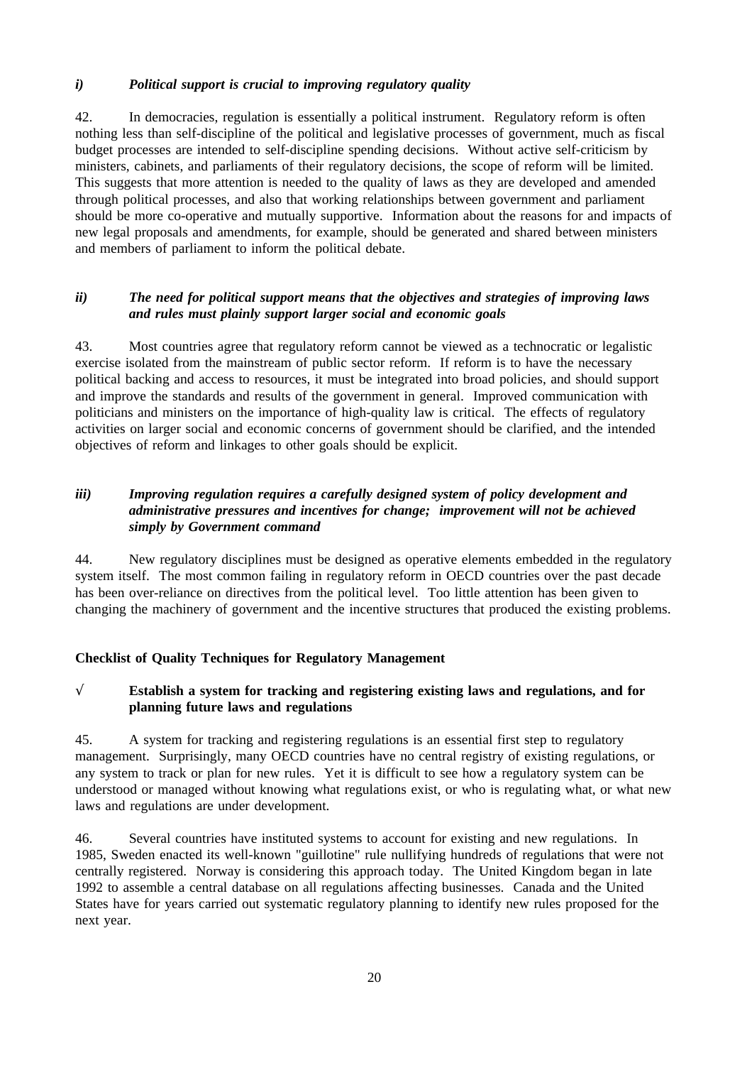*i) Political support is crucial to improving regulatory quality*

42. In democracies, regulation is essentially a political instrument. Regulatory reform is often nothing less than self-discipline of the political and legislative processes of government, much as fiscal budget processes are intended to self-discipline spending decisions. Without active self-criticism by ministers, cabinets, and parliaments of their regulatory decisions, the scope of reform will be limited. This suggests that more attention is needed to the quality of laws as they are developed and amended through political processes, and also that working relationships between government and parliament should be more co-operative and mutually supportive. Information about the reasons for and impacts of new legal proposals and amendments, for example, should be generated and shared between ministers and members of parliament to inform the political debate.

*ii) The need for political support means that the objectives and strategies of improving laws and rules must plainly support larger social and economic goals*

43. Most countries agree that regulatory reform cannot be viewed as a technocratic or legalistic exercise isolated from the mainstream of public sector reform. If reform is to have the necessary political backing and access to resources, it must be integrated into broad policies, and should support and improve the standards and results of the government in general. Improved communication with politicians and ministers on the importance of high-quality law is critical. The effects of regulatory activities on larger social and economic concerns of government should be clarified, and the intended objectives of reform and linkages to other goals should be explicit.

*iii) Improving regulation requires a carefully designed system of policy development and administrative pressures and incentives for change; improvement will not be achieved simply by Government command*

44. New regulatory disciplines must be designed as operative elements embedded in the regulatory system itself. The most common failing in regulatory reform in OECD countries over the past decade has been over-reliance on directives from the political level. Too little attention has been given to changing the machinery of government and the incentive structures that produced the existing problems.

**Checklist of Quality Techniques for Regulatory Management**

√ **Establish a system for tracking and registering existing laws and regulations, and for planning future laws and regulations**

45. A system for tracking and registering regulations is an essential first step to regulatory management. Surprisingly, many OECD countries have no central registry of existing regulations, or any system to track or plan for new rules. Yet it is difficult to see how a regulatory system can be understood or managed without knowing what regulations exist, or who is regulating what, or what new laws and regulations are under development.

46. Several countries have instituted systems to account for existing and new regulations. In 1985, Sweden enacted its well-known "guillotine" rule nullifying hundreds of regulations that were not centrally registered. Norway is considering this approach today. The United Kingdom began in late 1992 to assemble a central database on all regulations affecting businesses. Canada and the United States have for years carried out systematic regulatory planning to identify new rules proposed for the next year.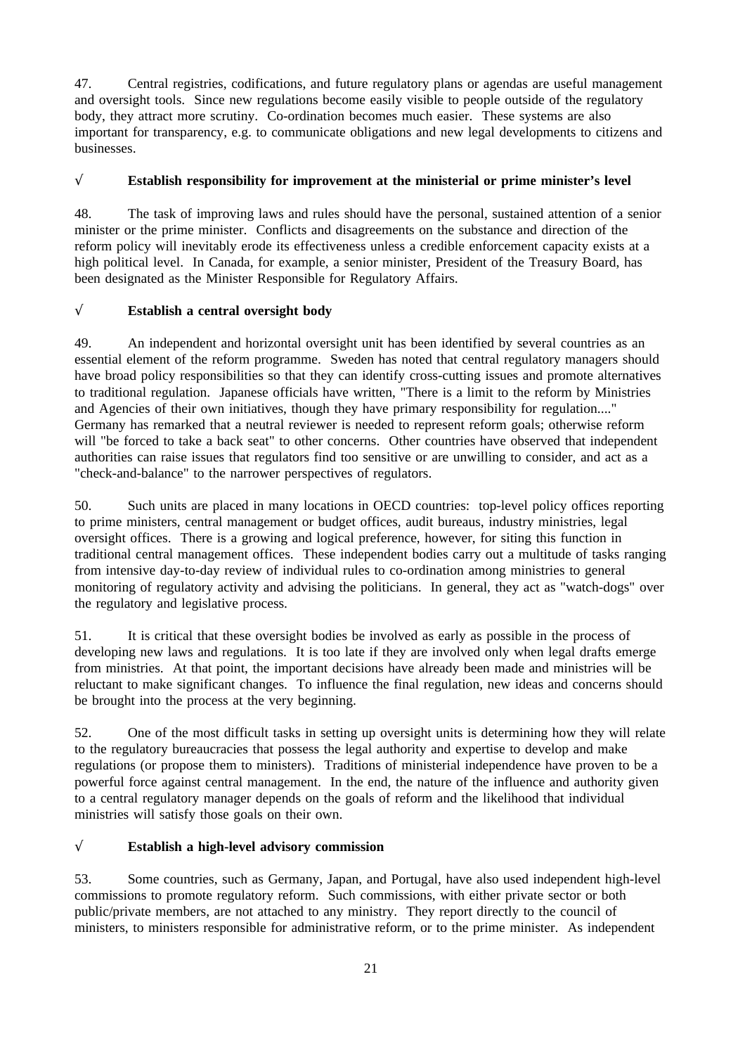47. Central registries, codifications, and future regulatory plans or agendas are useful management and oversight tools. Since new regulations become easily visible to people outside of the regulatory body, they attract more scrutiny. Co-ordination becomes much easier. These systems are also important for transparency, e.g. to communicate obligations and new legal developments to citizens and businesses.

√ **Establish responsibility for improvement at the ministerial or prime minister's level**

48. The task of improving laws and rules should have the personal, sustained attention of a senior minister or the prime minister. Conflicts and disagreements on the substance and direction of the reform policy will inevitably erode its effectiveness unless a credible enforcement capacity exists at a high political level. In Canada, for example, a senior minister, President of the Treasury Board, has been designated as the Minister Responsible for Regulatory Affairs.

√ **Establish a central oversight body**

49. An independent and horizontal oversight unit has been identified by several countries as an essential element of the reform programme. Sweden has noted that central regulatory managers should have broad policy responsibilities so that they can identify cross-cutting issues and promote alternatives to traditional regulation. Japanese officials have written, "There is a limit to the reform by Ministries and Agencies of their own initiatives, though they have primary responsibility for regulation...." Germany has remarked that a neutral reviewer is needed to represent reform goals; otherwise reform will "be forced to take a back seat" to other concerns. Other countries have observed that independent authorities can raise issues that regulators find too sensitive or are unwilling to consider, and act as a "check-and-balance" to the narrower perspectives of regulators.

50. Such units are placed in many locations in OECD countries: top-level policy offices reporting to prime ministers, central management or budget offices, audit bureaus, industry ministries, legal oversight offices. There is a growing and logical preference, however, for siting this function in traditional central management offices. These independent bodies carry out a multitude of tasks ranging from intensive day-to-day review of individual rules to co-ordination among ministries to general monitoring of regulatory activity and advising the politicians. In general, they act as "watch-dogs" over the regulatory and legislative process.

51. It is critical that these oversight bodies be involved as early as possible in the process of developing new laws and regulations. It is too late if they are involved only when legal drafts emerge from ministries. At that point, the important decisions have already been made and ministries will be reluctant to make significant changes. To influence the final regulation, new ideas and concerns should be brought into the process at the very beginning.

52. One of the most difficult tasks in setting up oversight units is determining how they will relate to the regulatory bureaucracies that possess the legal authority and expertise to develop and make regulations (or propose them to ministers). Traditions of ministerial independence have proven to be a powerful force against central management. In the end, the nature of the influence and authority given to a central regulatory manager depends on the goals of reform and the likelihood that individual ministries will satisfy those goals on their own.

√ **Establish a high-level advisory commission**

53. Some countries, such as Germany, Japan, and Portugal, have also used independent high-level commissions to promote regulatory reform. Such commissions, with either private sector or both public/private members, are not attached to any ministry. They report directly to the council of ministers, to ministers responsible for administrative reform, or to the prime minister. As independent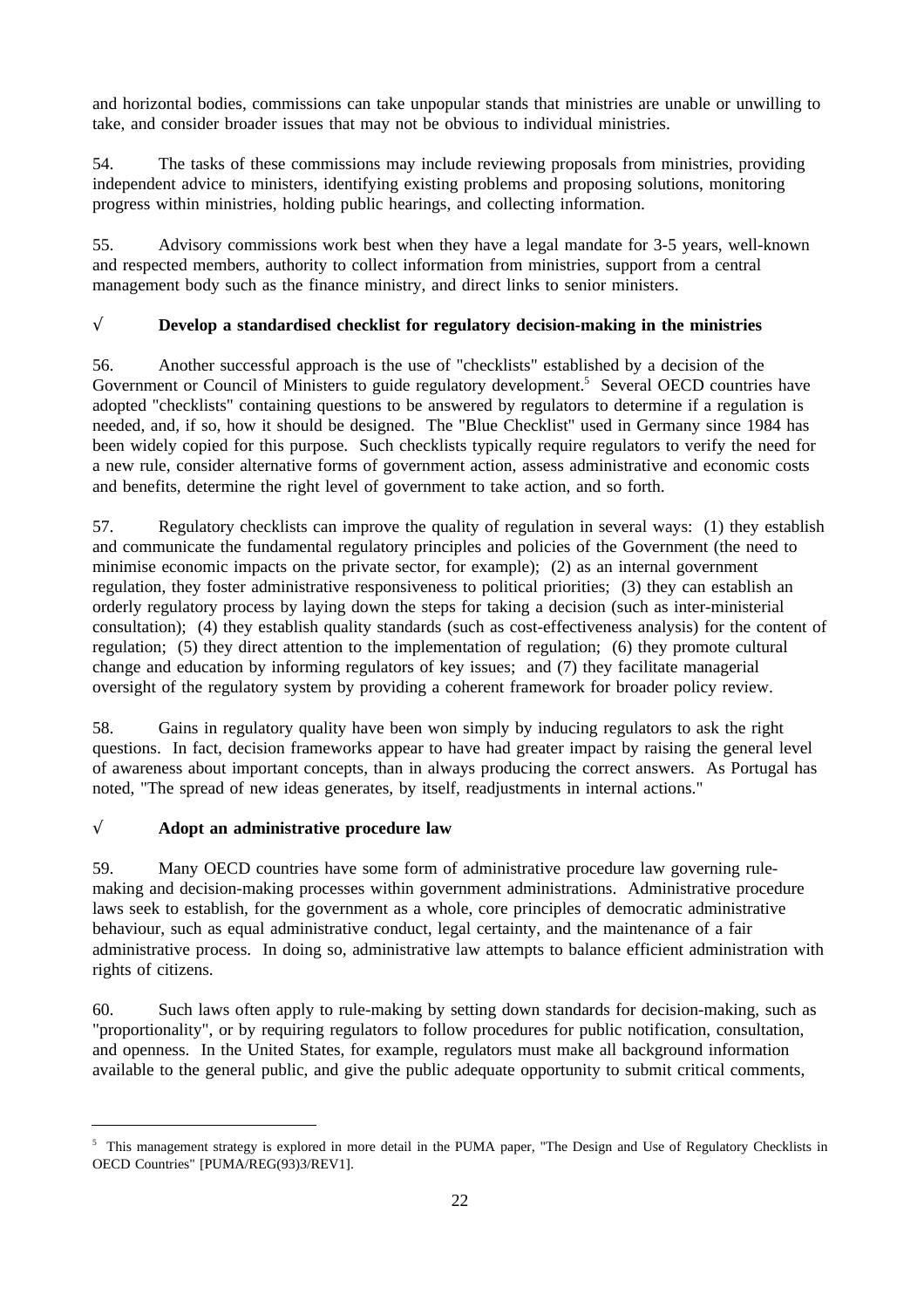and horizontal bodies, commissions can take unpopular stands that ministries are unable or unwilling to take, and consider broader issues that may not be obvious to individual ministries.

54. The tasks of these commissions may include reviewing proposals from ministries, providing independent advice to ministers, identifying existing problems and proposing solutions, monitoring progress within ministries, holding public hearings, and collecting information.

55. Advisory commissions work best when they have a legal mandate for 3-5 years, well-known and respected members, authority to collect information from ministries, support from a central management body such as the finance ministry, and direct links to senior ministers.

√ **Develop a standardised checklist for regulatory decision-making in the ministries**

56. Another successful approach is the use of "checklists" established by a decision of the Government or Council of Ministers to guide regulatory development.[5] Several OECD countries have adopted "checklists" containing questions to be answered by regulators to determine if a regulation is needed, and, if so, how it should be designed. The "Blue Checklist" used in Germany since 1984 has been widely copied for this purpose. Such checklists typically require regulators to verify the need for a new rule, consider alternative forms of government action, assess administrative and economic costs and benefits, determine the right level of government to take action, and so forth.

57. Regulatory checklists can improve the quality of regulation in several ways: (1) they establish and communicate the fundamental regulatory principles and policies of the Government (the need to minimise economic impacts on the private sector, for example); (2) as an internal government regulation, they foster administrative responsiveness to political priorities; (3) they can establish an orderly regulatory process by laying down the steps for taking a decision (such as inter-ministerial consultation); (4) they establish quality standards (such as cost-effectiveness analysis) for the content of regulation; (5) they direct attention to the implementation of regulation; (6) they promote cultural change and education by informing regulators of key issues; and (7) they facilitate managerial oversight of the regulatory system by providing a coherent framework for broader policy review.

58. Gains in regulatory quality have been won simply by inducing regulators to ask the right questions. In fact, decision frameworks appear to have had greater impact by raising the general level of awareness about important concepts, than in always producing the correct answers. As Portugal has noted, "The spread of new ideas generates, by itself, readjustments in internal actions."

√ **Adopt an administrative procedure law**

59. Many OECD countries have some form of administrative procedure law governing rule-making and decision-making processes within government administrations. Administrative procedure laws seek to establish, for the government as a whole, core principles of democratic administrative behaviour, such as equal administrative conduct, legal certainty, and the maintenance of a fair administrative process. In doing so, administrative law attempts to balance efficient administration with rights of citizens.

60. Such laws often apply to rule-making by setting down standards for decision-making, such as "proportionality", or by requiring regulators to follow procedures for public notification, consultation, and openness. In the United States, for example, regulators must make all background information available to the general public, and give the public adequate opportunity to submit critical comments,

---

[5] This management strategy is explored in more detail in the PUMA paper, "The Design and Use of Regulatory Checklists in OECD Countries" [PUMA/REG(93)3/REV1].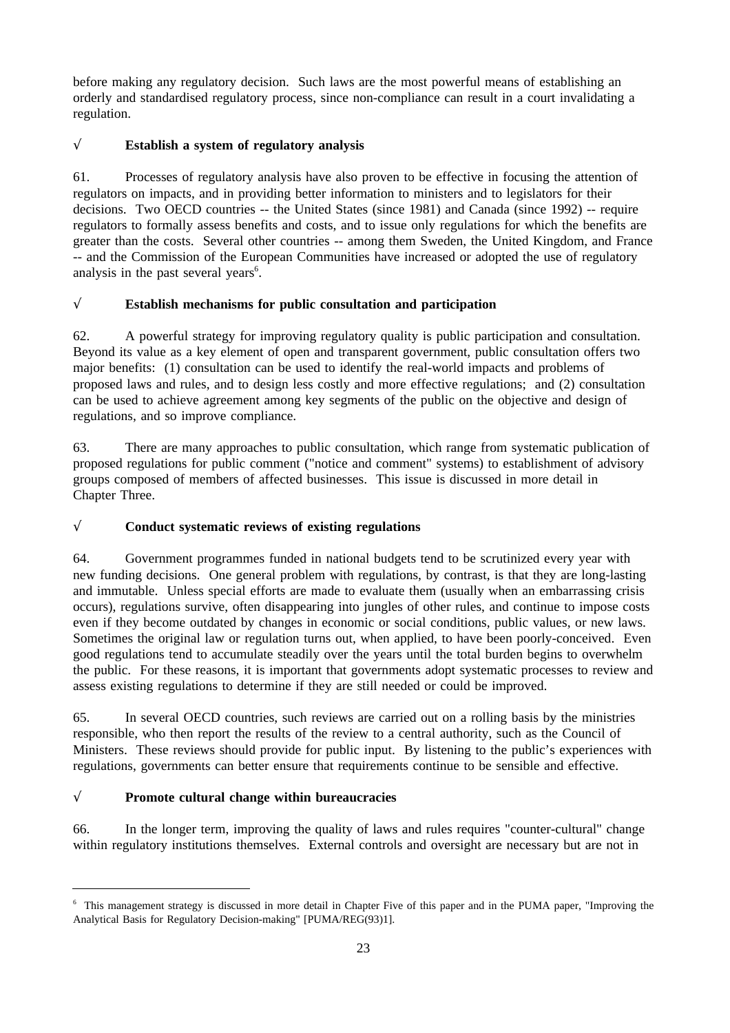before making any regulatory decision. Such laws are the most powerful means of establishing an orderly and standardised regulatory process, since non-compliance can result in a court invalidating a regulation.

√ **Establish a system of regulatory analysis**

61. Processes of regulatory analysis have also proven to be effective in focusing the attention of regulators on impacts, and in providing better information to ministers and to legislators for their decisions. Two OECD countries -- the United States (since 1981) and Canada (since 1992) -- require regulators to formally assess benefits and costs, and to issue only regulations for which the benefits are greater than the costs. Several other countries -- among them Sweden, the United Kingdom, and France -- and the Commission of the European Communities have increased or adopted the use of regulatory analysis in the past several years[6].

√ **Establish mechanisms for public consultation and participation**

62. A powerful strategy for improving regulatory quality is public participation and consultation. Beyond its value as a key element of open and transparent government, public consultation offers two major benefits: (1) consultation can be used to identify the real-world impacts and problems of proposed laws and rules, and to design less costly and more effective regulations; and (2) consultation can be used to achieve agreement among key segments of the public on the objective and design of regulations, and so improve compliance.

63. There are many approaches to public consultation, which range from systematic publication of proposed regulations for public comment ("notice and comment" systems) to establishment of advisory groups composed of members of affected businesses. This issue is discussed in more detail in Chapter Three.

√ **Conduct systematic reviews of existing regulations**

64. Government programmes funded in national budgets tend to be scrutinized every year with new funding decisions. One general problem with regulations, by contrast, is that they are long-lasting and immutable. Unless special efforts are made to evaluate them (usually when an embarrassing crisis occurs), regulations survive, often disappearing into jungles of other rules, and continue to impose costs even if they become outdated by changes in economic or social conditions, public values, or new laws. Sometimes the original law or regulation turns out, when applied, to have been poorly-conceived. Even good regulations tend to accumulate steadily over the years until the total burden begins to overwhelm the public. For these reasons, it is important that governments adopt systematic processes to review and assess existing regulations to determine if they are still needed or could be improved.

65. In several OECD countries, such reviews are carried out on a rolling basis by the ministries responsible, who then report the results of the review to a central authority, such as the Council of Ministers. These reviews should provide for public input. By listening to the public's experiences with regulations, governments can better ensure that requirements continue to be sensible and effective.

√ **Promote cultural change within bureaucracies**

66. In the longer term, improving the quality of laws and rules requires "counter-cultural" change within regulatory institutions themselves. External controls and oversight are necessary but are not in

---

[6] This management strategy is discussed in more detail in Chapter Five of this paper and in the PUMA paper, "Improving the Analytical Basis for Regulatory Decision-making" [PUMA/REG(93)1].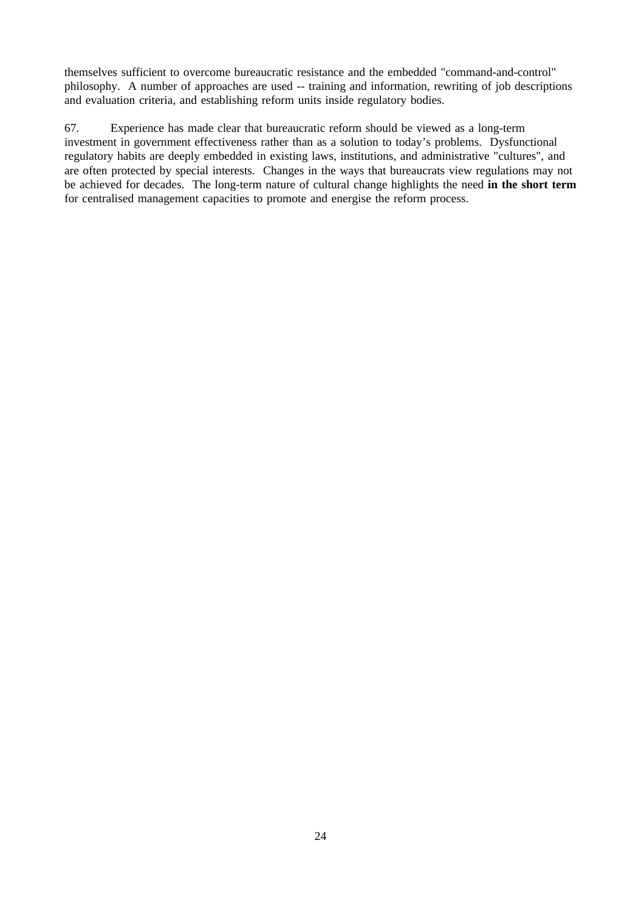themselves sufficient to overcome bureaucratic resistance and the embedded "command-and-control" philosophy. A number of approaches are used -- training and information, rewriting of job descriptions and evaluation criteria, and establishing reform units inside regulatory bodies.

67. Experience has made clear that bureaucratic reform should be viewed as a long-term investment in government effectiveness rather than as a solution to today's problems. Dysfunctional regulatory habits are deeply embedded in existing laws, institutions, and administrative "cultures", and are often protected by special interests. Changes in the ways that bureaucrats view regulations may not be achieved for decades. The long-term nature of cultural change highlights the need **in the short term** for centralised management capacities to promote and energise the reform process.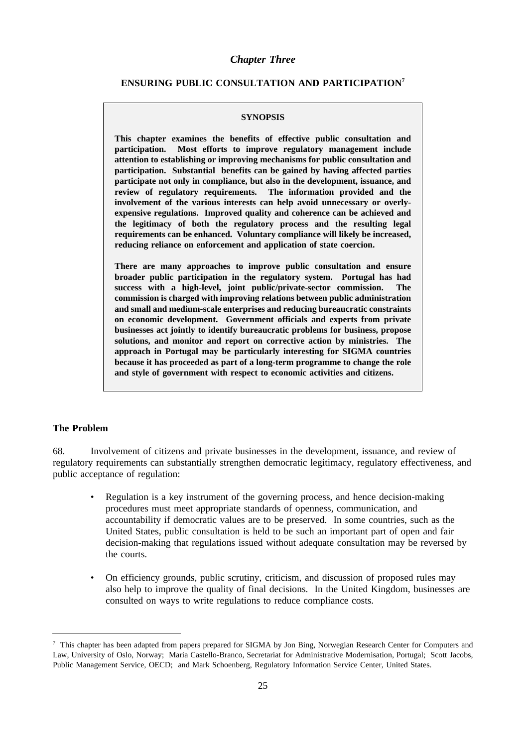*Chapter Three*

## ENSURING PUBLIC CONSULTATION AND PARTICIPATION[7]

**SYNOPSIS**

**This chapter examines the benefits of effective public consultation and participation. Most efforts to improve regulatory management include attention to establishing or improving mechanisms for public consultation and participation. Substantial benefits can be gained by having affected parties participate not only in compliance, but also in the development, issuance, and review of regulatory requirements. The information provided and the involvement of the various interests can help avoid unnecessary or overly-expensive regulations. Improved quality and coherence can be achieved and the legitimacy of both the regulatory process and the resulting legal requirements can be enhanced. Voluntary compliance will likely be increased, reducing reliance on enforcement and application of state coercion.**

**There are many approaches to improve public consultation and ensure broader public participation in the regulatory system. Portugal has had success with a high-level, joint public/private-sector commission. The commission is charged with improving relations between public administration and small and medium-scale enterprises and reducing bureaucratic constraints on economic development. Government officials and experts from private businesses act jointly to identify bureaucratic problems for business, propose solutions, and monitor and report on corrective action by ministries. The approach in Portugal may be particularly interesting for SIGMA countries because it has proceeded as part of a long-term programme to change the role and style of government with respect to economic activities and citizens.**

### The Problem

68. Involvement of citizens and private businesses in the development, issuance, and review of regulatory requirements can substantially strengthen democratic legitimacy, regulatory effectiveness, and public acceptance of regulation:

- Regulation is a key instrument of the governing process, and hence decision-making procedures must meet appropriate standards of openness, communication, and accountability if democratic values are to be preserved. In some countries, such as the United States, public consultation is held to be such an important part of open and fair decision-making that regulations issued without adequate consultation may be reversed by the courts.

- On efficiency grounds, public scrutiny, criticism, and discussion of proposed rules may also help to improve the quality of final decisions. In the United Kingdom, businesses are consulted on ways to write regulations to reduce compliance costs.

---

[7] This chapter has been adapted from papers prepared for SIGMA by Jon Bing, Norwegian Research Center for Computers and Law, University of Oslo, Norway; Maria Castello-Branco, Secretariat for Administrative Modernisation, Portugal; Scott Jacobs, Public Management Service, OECD; and Mark Schoenberg, Regulatory Information Service Center, United States.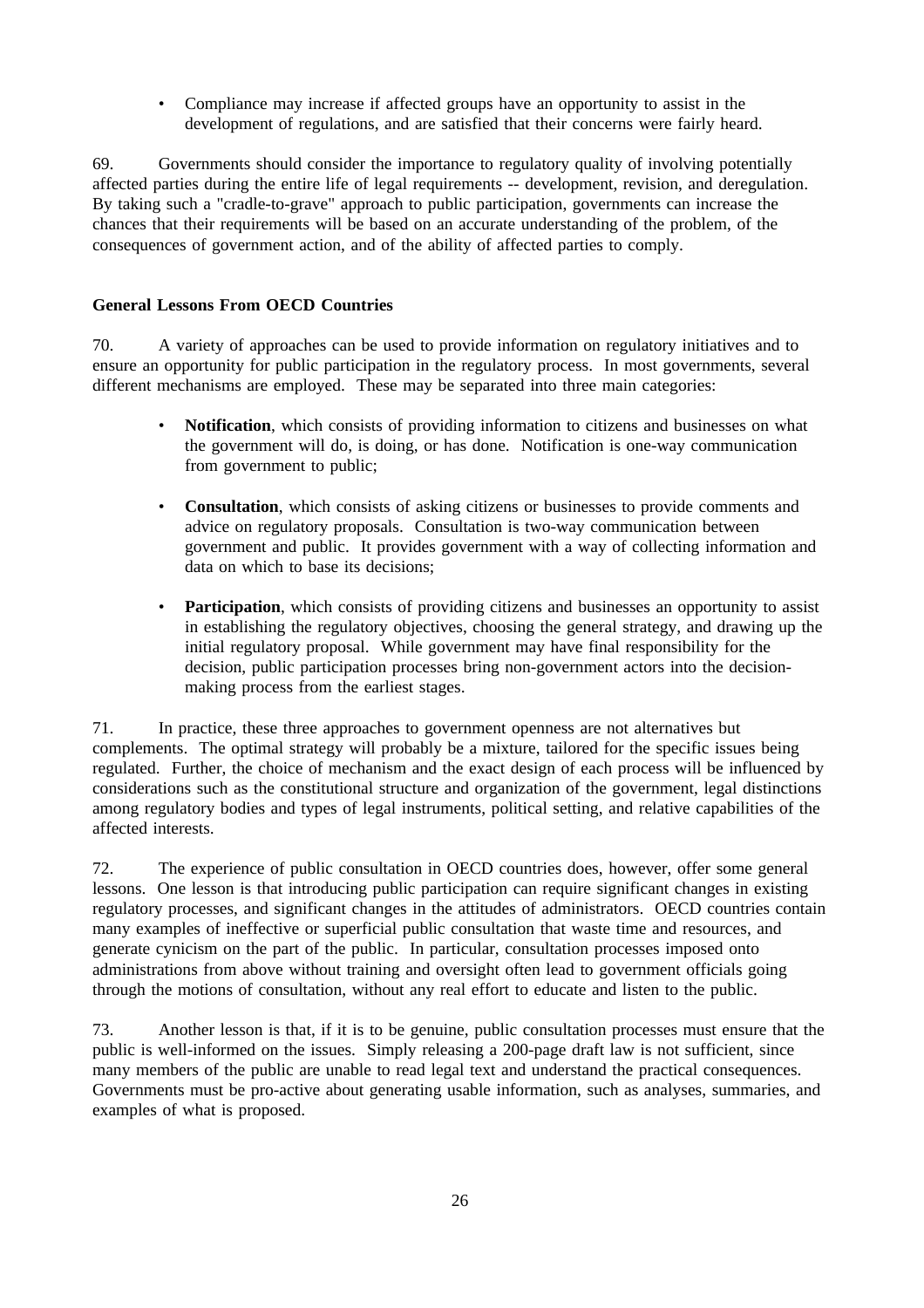- Compliance may increase if affected groups have an opportunity to assist in the development of regulations, and are satisfied that their concerns were fairly heard.

69. Governments should consider the importance to regulatory quality of involving potentially affected parties during the entire life of legal requirements -- development, revision, and deregulation. By taking such a "cradle-to-grave" approach to public participation, governments can increase the chances that their requirements will be based on an accurate understanding of the problem, of the consequences of government action, and of the ability of affected parties to comply.

**General Lessons From OECD Countries**

70. A variety of approaches can be used to provide information on regulatory initiatives and to ensure an opportunity for public participation in the regulatory process. In most governments, several different mechanisms are employed. These may be separated into three main categories:

- **Notification**, which consists of providing information to citizens and businesses on what the government will do, is doing, or has done. Notification is one-way communication from government to public;

- **Consultation**, which consists of asking citizens or businesses to provide comments and advice on regulatory proposals. Consultation is two-way communication between government and public. It provides government with a way of collecting information and data on which to base its decisions;

- **Participation**, which consists of providing citizens and businesses an opportunity to assist in establishing the regulatory objectives, choosing the general strategy, and drawing up the initial regulatory proposal. While government may have final responsibility for the decision, public participation processes bring non-government actors into the decision-making process from the earliest stages.

71. In practice, these three approaches to government openness are not alternatives but complements. The optimal strategy will probably be a mixture, tailored for the specific issues being regulated. Further, the choice of mechanism and the exact design of each process will be influenced by considerations such as the constitutional structure and organization of the government, legal distinctions among regulatory bodies and types of legal instruments, political setting, and relative capabilities of the affected interests.

72. The experience of public consultation in OECD countries does, however, offer some general lessons. One lesson is that introducing public participation can require significant changes in existing regulatory processes, and significant changes in the attitudes of administrators. OECD countries contain many examples of ineffective or superficial public consultation that waste time and resources, and generate cynicism on the part of the public. In particular, consultation processes imposed onto administrations from above without training and oversight often lead to government officials going through the motions of consultation, without any real effort to educate and listen to the public.

73. Another lesson is that, if it is to be genuine, public consultation processes must ensure that the public is well-informed on the issues. Simply releasing a 200-page draft law is not sufficient, since many members of the public are unable to read legal text and understand the practical consequences. Governments must be pro-active about generating usable information, such as analyses, summaries, and examples of what is proposed.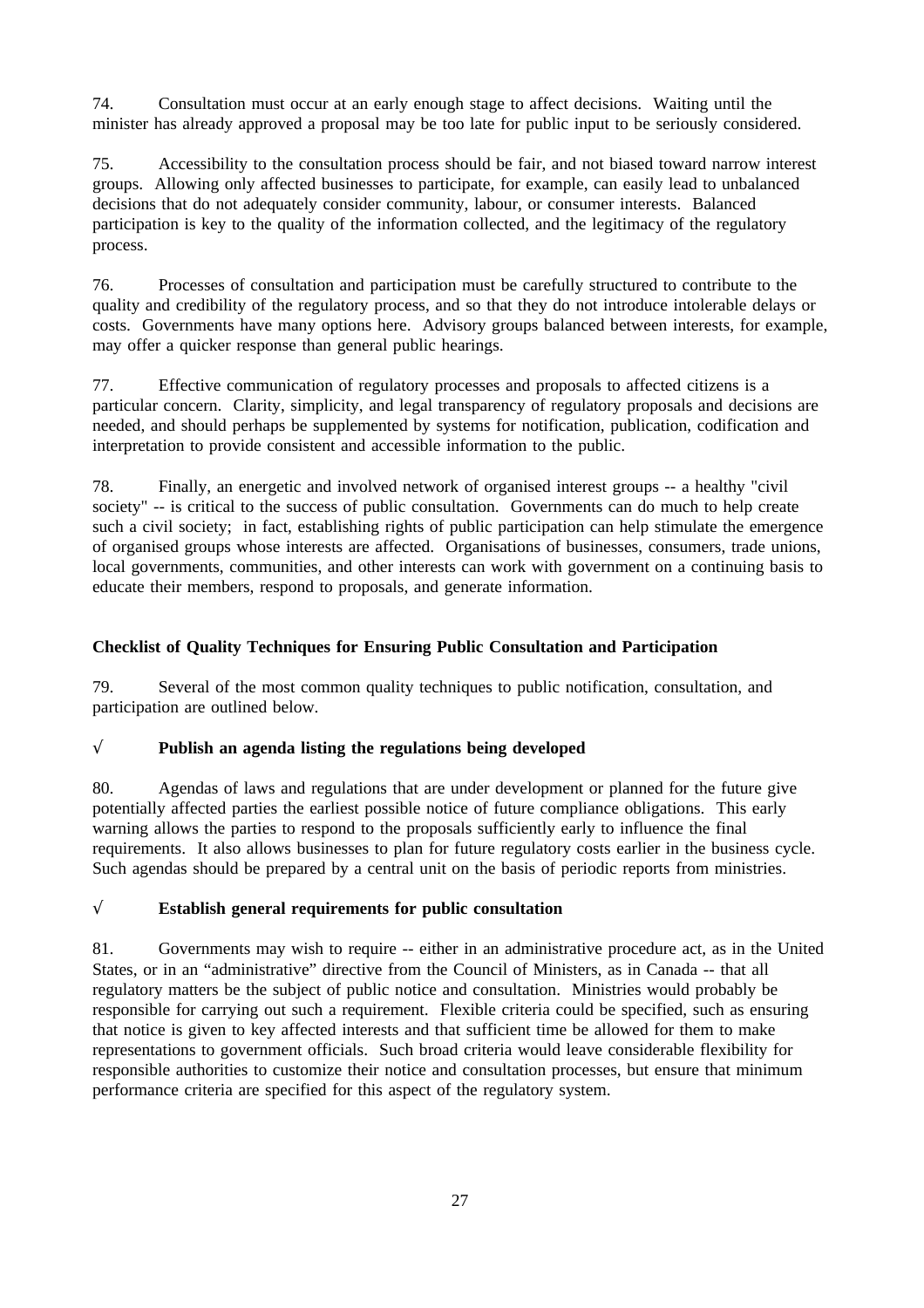74. Consultation must occur at an early enough stage to affect decisions. Waiting until the minister has already approved a proposal may be too late for public input to be seriously considered.

75. Accessibility to the consultation process should be fair, and not biased toward narrow interest groups. Allowing only affected businesses to participate, for example, can easily lead to unbalanced decisions that do not adequately consider community, labour, or consumer interests. Balanced participation is key to the quality of the information collected, and the legitimacy of the regulatory process.

76. Processes of consultation and participation must be carefully structured to contribute to the quality and credibility of the regulatory process, and so that they do not introduce intolerable delays or costs. Governments have many options here. Advisory groups balanced between interests, for example, may offer a quicker response than general public hearings.

77. Effective communication of regulatory processes and proposals to affected citizens is a particular concern. Clarity, simplicity, and legal transparency of regulatory proposals and decisions are needed, and should perhaps be supplemented by systems for notification, publication, codification and interpretation to provide consistent and accessible information to the public.

78. Finally, an energetic and involved network of organised interest groups -- a healthy "civil society" -- is critical to the success of public consultation. Governments can do much to help create such a civil society; in fact, establishing rights of public participation can help stimulate the emergence of organised groups whose interests are affected. Organisations of businesses, consumers, trade unions, local governments, communities, and other interests can work with government on a continuing basis to educate their members, respond to proposals, and generate information.

**Checklist of Quality Techniques for Ensuring Public Consultation and Participation**

79. Several of the most common quality techniques to public notification, consultation, and participation are outlined below.

√ **Publish an agenda listing the regulations being developed**

80. Agendas of laws and regulations that are under development or planned for the future give potentially affected parties the earliest possible notice of future compliance obligations. This early warning allows the parties to respond to the proposals sufficiently early to influence the final requirements. It also allows businesses to plan for future regulatory costs earlier in the business cycle. Such agendas should be prepared by a central unit on the basis of periodic reports from ministries.

√ **Establish general requirements for public consultation**

81. Governments may wish to require -- either in an administrative procedure act, as in the United States, or in an "administrative" directive from the Council of Ministers, as in Canada -- that all regulatory matters be the subject of public notice and consultation. Ministries would probably be responsible for carrying out such a requirement. Flexible criteria could be specified, such as ensuring that notice is given to key affected interests and that sufficient time be allowed for them to make representations to government officials. Such broad criteria would leave considerable flexibility for responsible authorities to customize their notice and consultation processes, but ensure that minimum performance criteria are specified for this aspect of the regulatory system.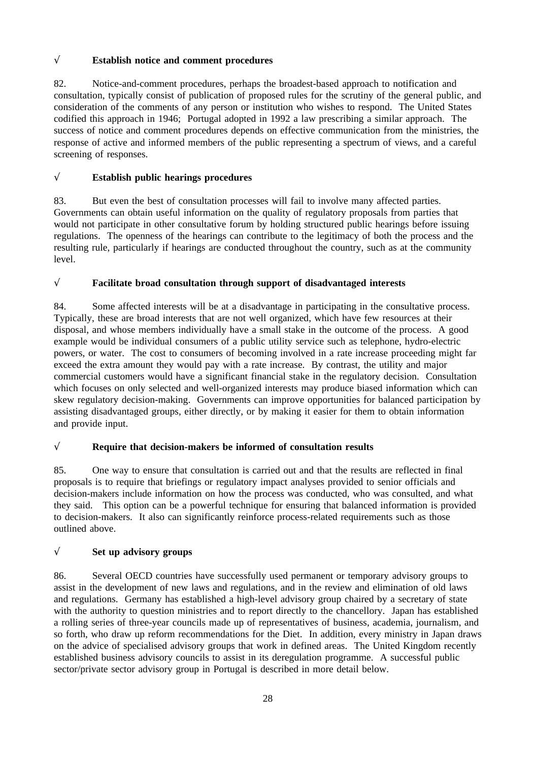√ **Establish notice and comment procedures**

82. Notice-and-comment procedures, perhaps the broadest-based approach to notification and consultation, typically consist of publication of proposed rules for the scrutiny of the general public, and consideration of the comments of any person or institution who wishes to respond. The United States codified this approach in 1946; Portugal adopted in 1992 a law prescribing a similar approach. The success of notice and comment procedures depends on effective communication from the ministries, the response of active and informed members of the public representing a spectrum of views, and a careful screening of responses.

√ **Establish public hearings procedures**

83. But even the best of consultation processes will fail to involve many affected parties. Governments can obtain useful information on the quality of regulatory proposals from parties that would not participate in other consultative forum by holding structured public hearings before issuing regulations. The openness of the hearings can contribute to the legitimacy of both the process and the resulting rule, particularly if hearings are conducted throughout the country, such as at the community level.

√ **Facilitate broad consultation through support of disadvantaged interests**

84. Some affected interests will be at a disadvantage in participating in the consultative process. Typically, these are broad interests that are not well organized, which have few resources at their disposal, and whose members individually have a small stake in the outcome of the process. A good example would be individual consumers of a public utility service such as telephone, hydro-electric powers, or water. The cost to consumers of becoming involved in a rate increase proceeding might far exceed the extra amount they would pay with a rate increase. By contrast, the utility and major commercial customers would have a significant financial stake in the regulatory decision. Consultation which focuses on only selected and well-organized interests may produce biased information which can skew regulatory decision-making. Governments can improve opportunities for balanced participation by assisting disadvantaged groups, either directly, or by making it easier for them to obtain information and provide input.

√ **Require that decision-makers be informed of consultation results**

85. One way to ensure that consultation is carried out and that the results are reflected in final proposals is to require that briefings or regulatory impact analyses provided to senior officials and decision-makers include information on how the process was conducted, who was consulted, and what they said. This option can be a powerful technique for ensuring that balanced information is provided to decision-makers. It also can significantly reinforce process-related requirements such as those outlined above.

√ **Set up advisory groups**

86. Several OECD countries have successfully used permanent or temporary advisory groups to assist in the development of new laws and regulations, and in the review and elimination of old laws and regulations. Germany has established a high-level advisory group chaired by a secretary of state with the authority to question ministries and to report directly to the chancellory. Japan has established a rolling series of three-year councils made up of representatives of business, academia, journalism, and so forth, who draw up reform recommendations for the Diet. In addition, every ministry in Japan draws on the advice of specialised advisory groups that work in defined areas. The United Kingdom recently established business advisory councils to assist in its deregulation programme. A successful public sector/private sector advisory group in Portugal is described in more detail below.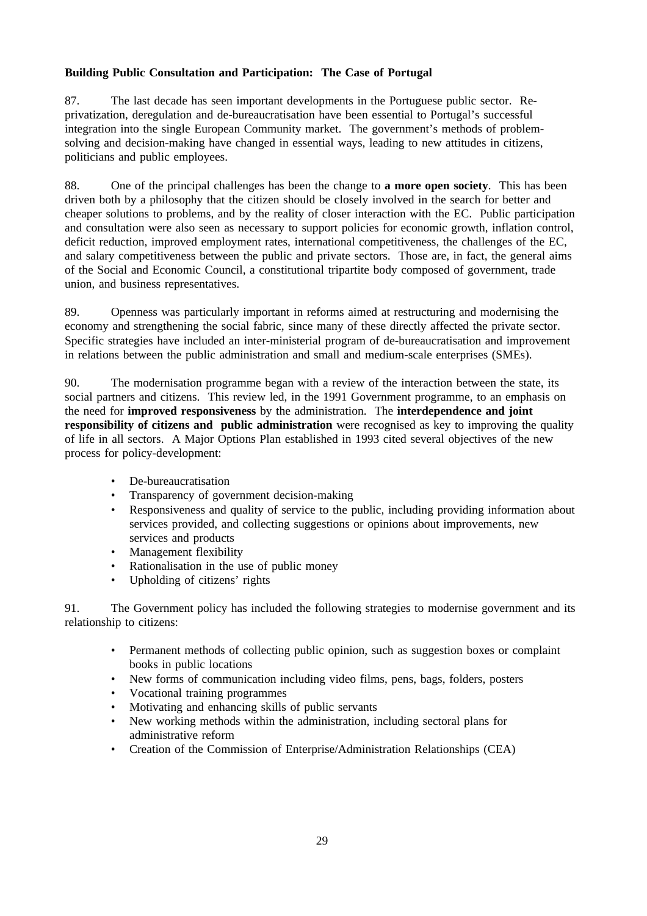**Building Public Consultation and Participation: The Case of Portugal**

87. The last decade has seen important developments in the Portuguese public sector. Re-privatization, deregulation and de-bureaucratisation have been essential to Portugal's successful integration into the single European Community market. The government's methods of problem-solving and decision-making have changed in essential ways, leading to new attitudes in citizens, politicians and public employees.

88. One of the principal challenges has been the change to **a more open society**. This has been driven both by a philosophy that the citizen should be closely involved in the search for better and cheaper solutions to problems, and by the reality of closer interaction with the EC. Public participation and consultation were also seen as necessary to support policies for economic growth, inflation control, deficit reduction, improved employment rates, international competitiveness, the challenges of the EC, and salary competitiveness between the public and private sectors. Those are, in fact, the general aims of the Social and Economic Council, a constitutional tripartite body composed of government, trade union, and business representatives.

89. Openness was particularly important in reforms aimed at restructuring and modernising the economy and strengthening the social fabric, since many of these directly affected the private sector. Specific strategies have included an inter-ministerial program of de-bureaucratisation and improvement in relations between the public administration and small and medium-scale enterprises (SMEs).

90. The modernisation programme began with a review of the interaction between the state, its social partners and citizens. This review led, in the 1991 Government programme, to an emphasis on the need for **improved responsiveness** by the administration. The **interdependence and joint responsibility of citizens and public administration** were recognised as key to improving the quality of life in all sectors. A Major Options Plan established in 1993 cited several objectives of the new process for policy-development:

- De-bureaucratisation
- Transparency of government decision-making
- Responsiveness and quality of service to the public, including providing information about services provided, and collecting suggestions or opinions about improvements, new services and products
- Management flexibility
- Rationalisation in the use of public money
- Upholding of citizens' rights

91. The Government policy has included the following strategies to modernise government and its relationship to citizens:

- Permanent methods of collecting public opinion, such as suggestion boxes or complaint books in public locations
- New forms of communication including video films, pens, bags, folders, posters
- Vocational training programmes
- Motivating and enhancing skills of public servants
- New working methods within the administration, including sectoral plans for administrative reform
- Creation of the Commission of Enterprise/Administration Relationships (CEA)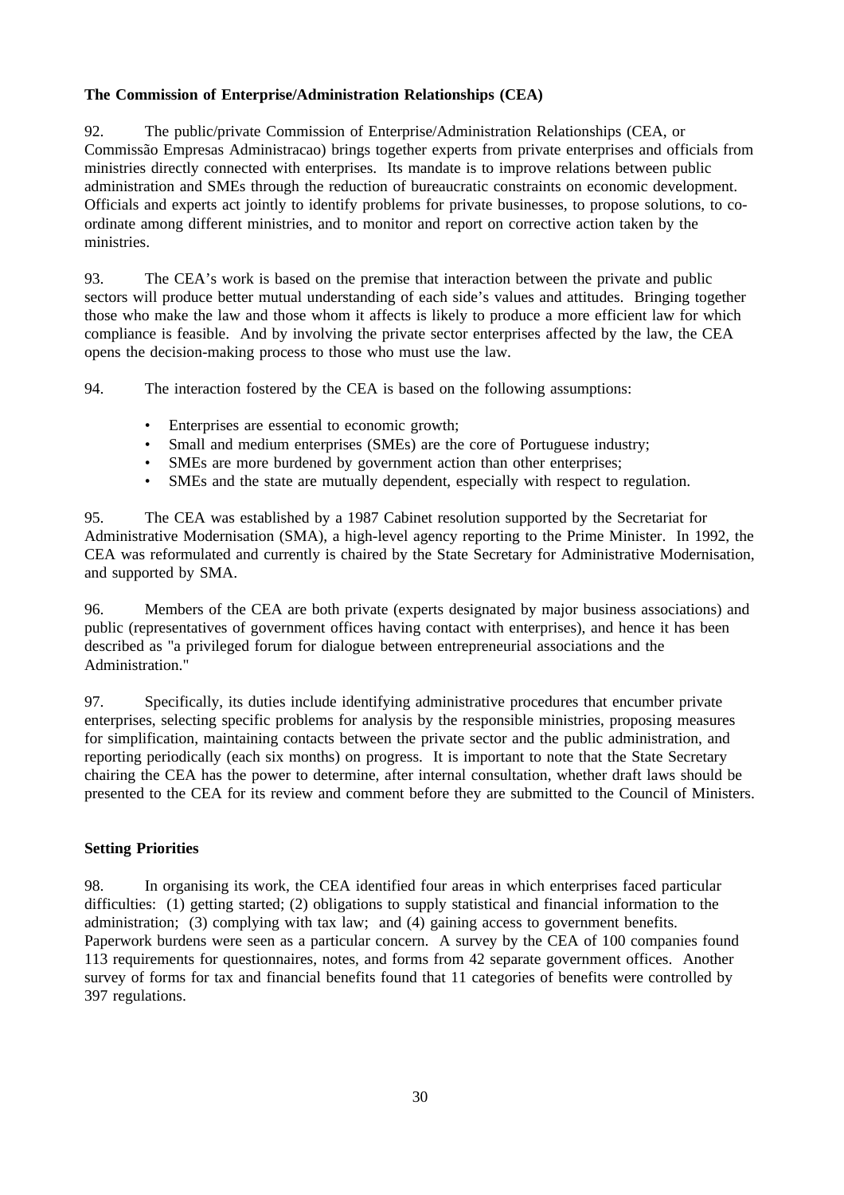**The Commission of Enterprise/Administration Relationships (CEA)**

92. The public/private Commission of Enterprise/Administration Relationships (CEA, or Commissão Empresas Administracao) brings together experts from private enterprises and officials from ministries directly connected with enterprises. Its mandate is to improve relations between public administration and SMEs through the reduction of bureaucratic constraints on economic development. Officials and experts act jointly to identify problems for private businesses, to propose solutions, to co-ordinate among different ministries, and to monitor and report on corrective action taken by the ministries.

93. The CEA's work is based on the premise that interaction between the private and public sectors will produce better mutual understanding of each side's values and attitudes. Bringing together those who make the law and those whom it affects is likely to produce a more efficient law for which compliance is feasible. And by involving the private sector enterprises affected by the law, the CEA opens the decision-making process to those who must use the law.

94. The interaction fostered by the CEA is based on the following assumptions:

- Enterprises are essential to economic growth;
- Small and medium enterprises (SMEs) are the core of Portuguese industry;
- SMEs are more burdened by government action than other enterprises;
- SMEs and the state are mutually dependent, especially with respect to regulation.

95. The CEA was established by a 1987 Cabinet resolution supported by the Secretariat for Administrative Modernisation (SMA), a high-level agency reporting to the Prime Minister. In 1992, the CEA was reformulated and currently is chaired by the State Secretary for Administrative Modernisation, and supported by SMA.

96. Members of the CEA are both private (experts designated by major business associations) and public (representatives of government offices having contact with enterprises), and hence it has been described as "a privileged forum for dialogue between entrepreneurial associations and the Administration."

97. Specifically, its duties include identifying administrative procedures that encumber private enterprises, selecting specific problems for analysis by the responsible ministries, proposing measures for simplification, maintaining contacts between the private sector and the public administration, and reporting periodically (each six months) on progress. It is important to note that the State Secretary chairing the CEA has the power to determine, after internal consultation, whether draft laws should be presented to the CEA for its review and comment before they are submitted to the Council of Ministers.

**Setting Priorities**

98. In organising its work, the CEA identified four areas in which enterprises faced particular difficulties: (1) getting started; (2) obligations to supply statistical and financial information to the administration; (3) complying with tax law; and (4) gaining access to government benefits. Paperwork burdens were seen as a particular concern. A survey by the CEA of 100 companies found 113 requirements for questionnaires, notes, and forms from 42 separate government offices. Another survey of forms for tax and financial benefits found that 11 categories of benefits were controlled by 397 regulations.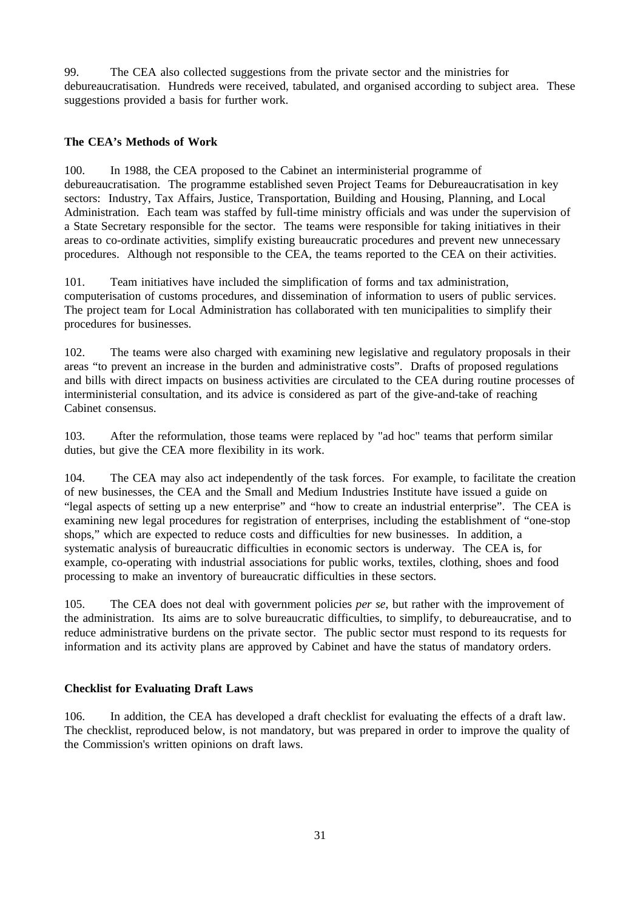99. The CEA also collected suggestions from the private sector and the ministries for debureaucratisation. Hundreds were received, tabulated, and organised according to subject area. These suggestions provided a basis for further work.

**The CEA's Methods of Work**

100. In 1988, the CEA proposed to the Cabinet an interministerial programme of debureaucratisation. The programme established seven Project Teams for Debureaucratisation in key sectors: Industry, Tax Affairs, Justice, Transportation, Building and Housing, Planning, and Local Administration. Each team was staffed by full-time ministry officials and was under the supervision of a State Secretary responsible for the sector. The teams were responsible for taking initiatives in their areas to co-ordinate activities, simplify existing bureaucratic procedures and prevent new unnecessary procedures. Although not responsible to the CEA, the teams reported to the CEA on their activities.

101. Team initiatives have included the simplification of forms and tax administration, computerisation of customs procedures, and dissemination of information to users of public services. The project team for Local Administration has collaborated with ten municipalities to simplify their procedures for businesses.

102. The teams were also charged with examining new legislative and regulatory proposals in their areas "to prevent an increase in the burden and administrative costs". Drafts of proposed regulations and bills with direct impacts on business activities are circulated to the CEA during routine processes of interministerial consultation, and its advice is considered as part of the give-and-take of reaching Cabinet consensus.

103. After the reformulation, those teams were replaced by "ad hoc" teams that perform similar duties, but give the CEA more flexibility in its work.

104. The CEA may also act independently of the task forces. For example, to facilitate the creation of new businesses, the CEA and the Small and Medium Industries Institute have issued a guide on "legal aspects of setting up a new enterprise" and "how to create an industrial enterprise". The CEA is examining new legal procedures for registration of enterprises, including the establishment of "one-stop shops," which are expected to reduce costs and difficulties for new businesses. In addition, a systematic analysis of bureaucratic difficulties in economic sectors is underway. The CEA is, for example, co-operating with industrial associations for public works, textiles, clothing, shoes and food processing to make an inventory of bureaucratic difficulties in these sectors.

105. The CEA does not deal with government policies *per se*, but rather with the improvement of the administration. Its aims are to solve bureaucratic difficulties, to simplify, to debureaucratise, and to reduce administrative burdens on the private sector. The public sector must respond to its requests for information and its activity plans are approved by Cabinet and have the status of mandatory orders.

**Checklist for Evaluating Draft Laws**

106. In addition, the CEA has developed a draft checklist for evaluating the effects of a draft law. The checklist, reproduced below, is not mandatory, but was prepared in order to improve the quality of the Commission's written opinions on draft laws.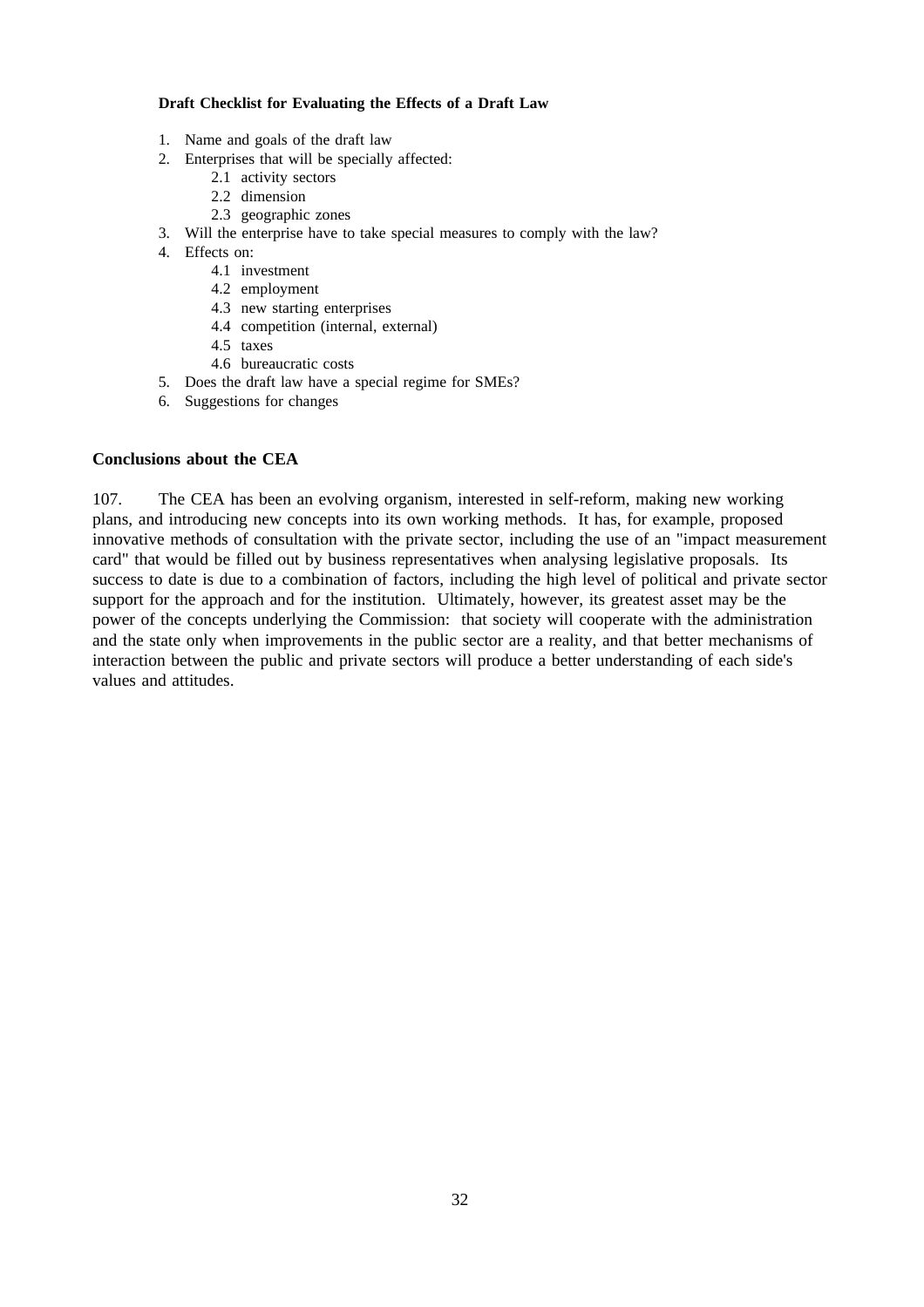**Draft Checklist for Evaluating the Effects of a Draft Law**

1. Name and goals of the draft law
2. Enterprises that will be specially affected:
   - 2.1 activity sectors
   - 2.2 dimension
   - 2.3 geographic zones
3. Will the enterprise have to take special measures to comply with the law?
4. Effects on:
   - 4.1 investment
   - 4.2 employment
   - 4.3 new starting enterprises
   - 4.4 competition (internal, external)
   - 4.5 taxes
   - 4.6 bureaucratic costs
5. Does the draft law have a special regime for SMEs?
6. Suggestions for changes

### Conclusions about the CEA

107. The CEA has been an evolving organism, interested in self-reform, making new working plans, and introducing new concepts into its own working methods. It has, for example, proposed innovative methods of consultation with the private sector, including the use of an "impact measurement card" that would be filled out by business representatives when analysing legislative proposals. Its success to date is due to a combination of factors, including the high level of political and private sector support for the approach and for the institution. Ultimately, however, its greatest asset may be the power of the concepts underlying the Commission: that society will cooperate with the administration and the state only when improvements in the public sector are a reality, and that better mechanisms of interaction between the public and private sectors will produce a better understanding of each side's values and attitudes.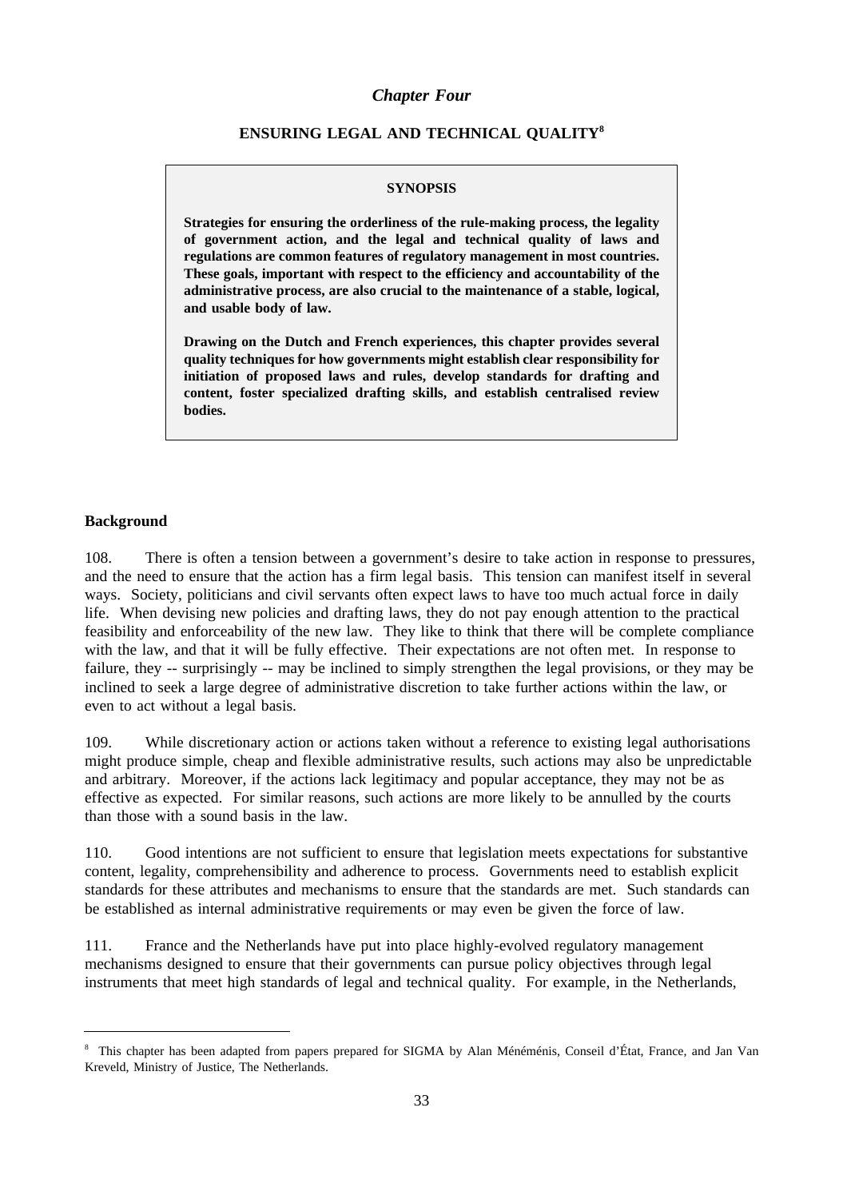*Chapter Four*

## ENSURING LEGAL AND TECHNICAL QUALITY[8]

**SYNOPSIS**

**Strategies for ensuring the orderliness of the rule-making process, the legality of government action, and the legal and technical quality of laws and regulations are common features of regulatory management in most countries. These goals, important with respect to the efficiency and accountability of the administrative process, are also crucial to the maintenance of a stable, logical, and usable body of law.**

**Drawing on the Dutch and French experiences, this chapter provides several quality techniques for how governments might establish clear responsibility for initiation of proposed laws and rules, develop standards for drafting and content, foster specialized drafting skills, and establish centralised review bodies.**

### Background

108. There is often a tension between a government's desire to take action in response to pressures, and the need to ensure that the action has a firm legal basis. This tension can manifest itself in several ways. Society, politicians and civil servants often expect laws to have too much actual force in daily life. When devising new policies and drafting laws, they do not pay enough attention to the practical feasibility and enforceability of the new law. They like to think that there will be complete compliance with the law, and that it will be fully effective. Their expectations are not often met. In response to failure, they -- surprisingly -- may be inclined to simply strengthen the legal provisions, or they may be inclined to seek a large degree of administrative discretion to take further actions within the law, or even to act without a legal basis.

109. While discretionary action or actions taken without a reference to existing legal authorisations might produce simple, cheap and flexible administrative results, such actions may also be unpredictable and arbitrary. Moreover, if the actions lack legitimacy and popular acceptance, they may not be as effective as expected. For similar reasons, such actions are more likely to be annulled by the courts than those with a sound basis in the law.

110. Good intentions are not sufficient to ensure that legislation meets expectations for substantive content, legality, comprehensibility and adherence to process. Governments need to establish explicit standards for these attributes and mechanisms to ensure that the standards are met. Such standards can be established as internal administrative requirements or may even be given the force of law.

111. France and the Netherlands have put into place highly-evolved regulatory management mechanisms designed to ensure that their governments can pursue policy objectives through legal instruments that meet high standards of legal and technical quality. For example, in the Netherlands,

---

[8] This chapter has been adapted from papers prepared for SIGMA by Alan Méménis, Conseil d'État, France, and Jan Van Kreveld, Ministry of Justice, The Netherlands.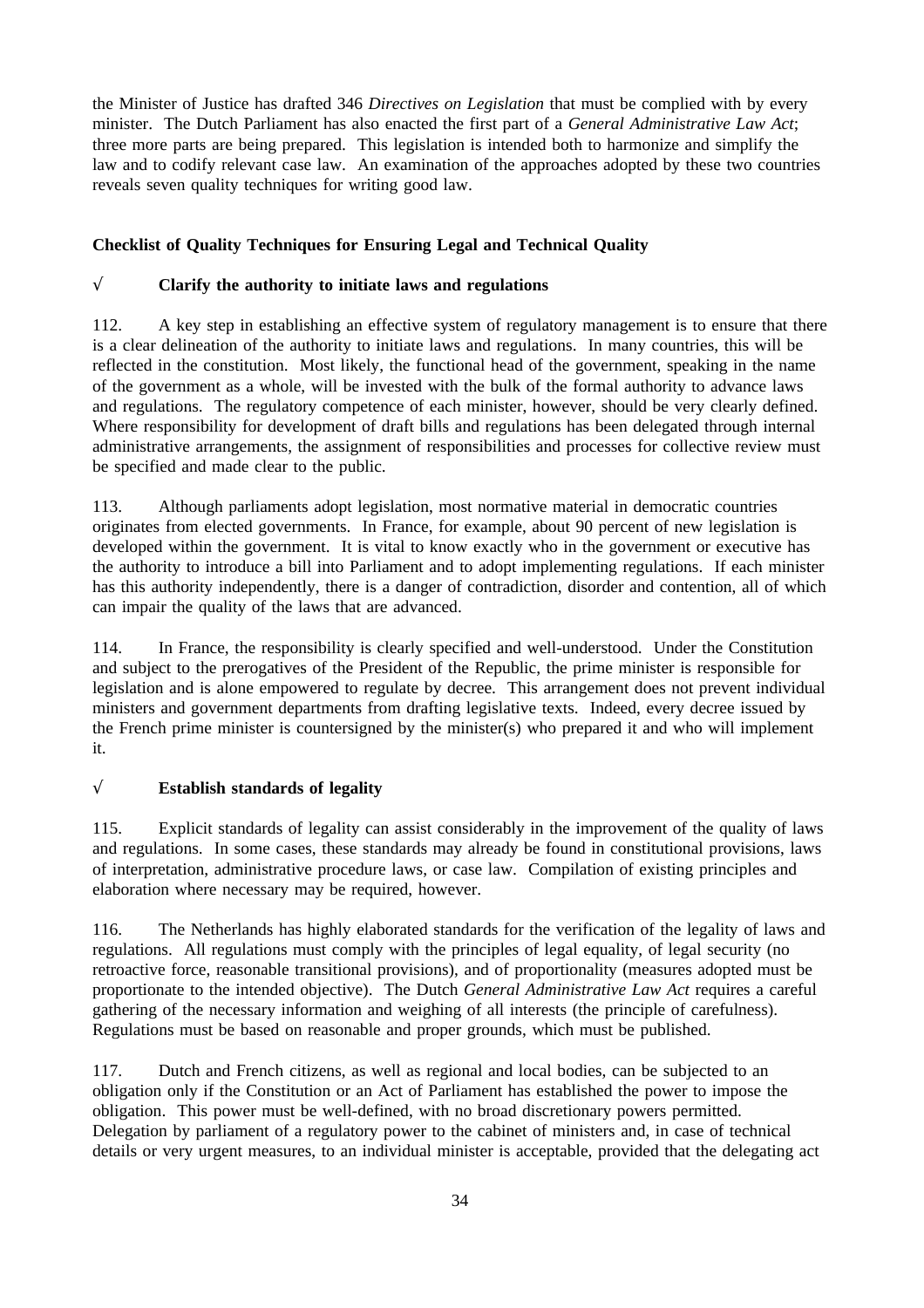the Minister of Justice has drafted 346 *Directives on Legislation* that must be complied with by every minister. The Dutch Parliament has also enacted the first part of a *General Administrative Law Act*; three more parts are being prepared. This legislation is intended both to harmonize and simplify the law and to codify relevant case law. An examination of the approaches adopted by these two countries reveals seven quality techniques for writing good law.

**Checklist of Quality Techniques for Ensuring Legal and Technical Quality**

√ **Clarify the authority to initiate laws and regulations**

112. A key step in establishing an effective system of regulatory management is to ensure that there is a clear delineation of the authority to initiate laws and regulations. In many countries, this will be reflected in the constitution. Most likely, the functional head of the government, speaking in the name of the government as a whole, will be invested with the bulk of the formal authority to advance laws and regulations. The regulatory competence of each minister, however, should be very clearly defined. Where responsibility for development of draft bills and regulations has been delegated through internal administrative arrangements, the assignment of responsibilities and processes for collective review must be specified and made clear to the public.

113. Although parliaments adopt legislation, most normative material in democratic countries originates from elected governments. In France, for example, about 90 percent of new legislation is developed within the government. It is vital to know exactly who in the government or executive has the authority to introduce a bill into Parliament and to adopt implementing regulations. If each minister has this authority independently, there is a danger of contradiction, disorder and contention, all of which can impair the quality of the laws that are advanced.

114. In France, the responsibility is clearly specified and well-understood. Under the Constitution and subject to the prerogatives of the President of the Republic, the prime minister is responsible for legislation and is alone empowered to regulate by decree. This arrangement does not prevent individual ministers and government departments from drafting legislative texts. Indeed, every decree issued by the French prime minister is countersigned by the minister(s) who prepared it and who will implement it.

√ **Establish standards of legality**

115. Explicit standards of legality can assist considerably in the improvement of the quality of laws and regulations. In some cases, these standards may already be found in constitutional provisions, laws of interpretation, administrative procedure laws, or case law. Compilation of existing principles and elaboration where necessary may be required, however.

116. The Netherlands has highly elaborated standards for the verification of the legality of laws and regulations. All regulations must comply with the principles of legal equality, of legal security (no retroactive force, reasonable transitional provisions), and of proportionality (measures adopted must be proportionate to the intended objective). The Dutch *General Administrative Law Act* requires a careful gathering of the necessary information and weighing of all interests (the principle of carefulness). Regulations must be based on reasonable and proper grounds, which must be published.

117. Dutch and French citizens, as well as regional and local bodies, can be subjected to an obligation only if the Constitution or an Act of Parliament has established the power to impose the obligation. This power must be well-defined, with no broad discretionary powers permitted. Delegation by parliament of a regulatory power to the cabinet of ministers and, in case of technical details or very urgent measures, to an individual minister is acceptable, provided that the delegating act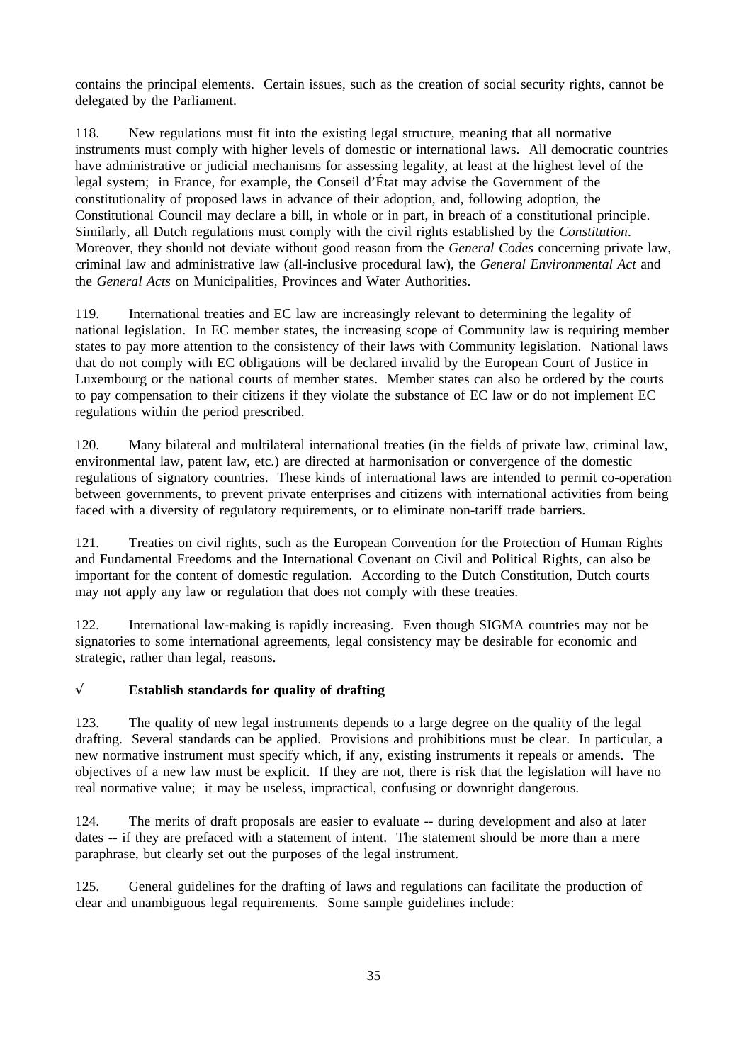contains the principal elements. Certain issues, such as the creation of social security rights, cannot be delegated by the Parliament.

118. New regulations must fit into the existing legal structure, meaning that all normative instruments must comply with higher levels of domestic or international laws. All democratic countries have administrative or judicial mechanisms for assessing legality, at least at the highest level of the legal system; in France, for example, the Conseil d'État may advise the Government of the constitutionality of proposed laws in advance of their adoption, and, following adoption, the Constitutional Council may declare a bill, in whole or in part, in breach of a constitutional principle. Similarly, all Dutch regulations must comply with the civil rights established by the *Constitution*. Moreover, they should not deviate without good reason from the *General Codes* concerning private law, criminal law and administrative law (all-inclusive procedural law), the *General Environmental Act* and the *General Acts* on Municipalities, Provinces and Water Authorities.

119. International treaties and EC law are increasingly relevant to determining the legality of national legislation. In EC member states, the increasing scope of Community law is requiring member states to pay more attention to the consistency of their laws with Community legislation. National laws that do not comply with EC obligations will be declared invalid by the European Court of Justice in Luxembourg or the national courts of member states. Member states can also be ordered by the courts to pay compensation to their citizens if they violate the substance of EC law or do not implement EC regulations within the period prescribed.

120. Many bilateral and multilateral international treaties (in the fields of private law, criminal law, environmental law, patent law, etc.) are directed at harmonisation or convergence of the domestic regulations of signatory countries. These kinds of international laws are intended to permit co-operation between governments, to prevent private enterprises and citizens with international activities from being faced with a diversity of regulatory requirements, or to eliminate non-tariff trade barriers.

121. Treaties on civil rights, such as the European Convention for the Protection of Human Rights and Fundamental Freedoms and the International Covenant on Civil and Political Rights, can also be important for the content of domestic regulation. According to the Dutch Constitution, Dutch courts may not apply any law or regulation that does not comply with these treaties.

122. International law-making is rapidly increasing. Even though SIGMA countries may not be signatories to some international agreements, legal consistency may be desirable for economic and strategic, rather than legal, reasons.

√ **Establish standards for quality of drafting**

123. The quality of new legal instruments depends to a large degree on the quality of the legal drafting. Several standards can be applied. Provisions and prohibitions must be clear. In particular, a new normative instrument must specify which, if any, existing instruments it repeals or amends. The objectives of a new law must be explicit. If they are not, there is risk that the legislation will have no real normative value; it may be useless, impractical, confusing or downright dangerous.

124. The merits of draft proposals are easier to evaluate -- during development and also at later dates -- if they are prefaced with a statement of intent. The statement should be more than a mere paraphrase, but clearly set out the purposes of the legal instrument.

125. General guidelines for the drafting of laws and regulations can facilitate the production of clear and unambiguous legal requirements. Some sample guidelines include: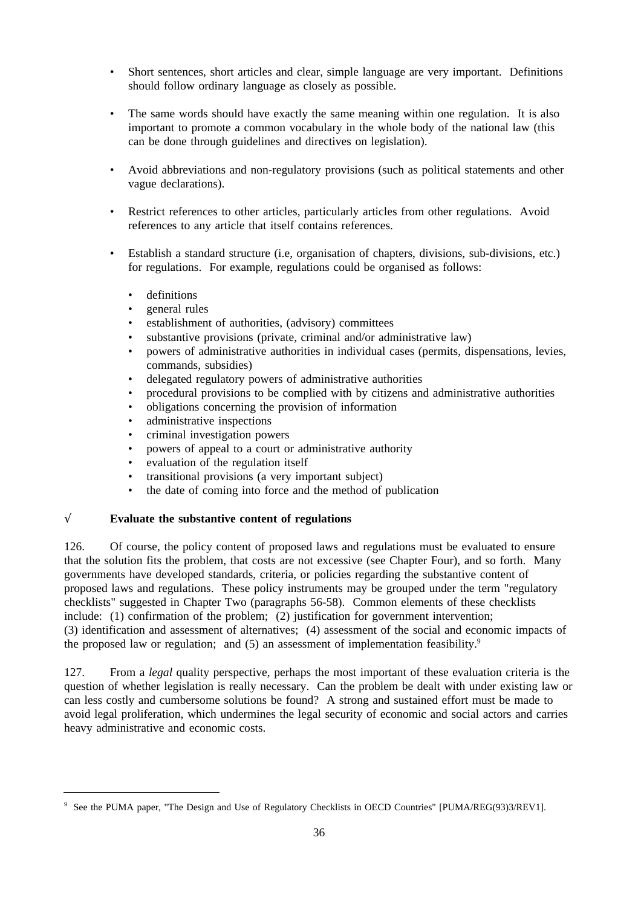- Short sentences, short articles and clear, simple language are very important. Definitions should follow ordinary language as closely as possible.

- The same words should have exactly the same meaning within one regulation. It is also important to promote a common vocabulary in the whole body of the national law (this can be done through guidelines and directives on legislation).

- Avoid abbreviations and non-regulatory provisions (such as political statements and other vague declarations).

- Restrict references to other articles, particularly articles from other regulations. Avoid references to any article that itself contains references.

- Establish a standard structure (i.e, organisation of chapters, divisions, sub-divisions, etc.) for regulations. For example, regulations could be organised as follows:

  - definitions
  - general rules
  - establishment of authorities, (advisory) committees
  - substantive provisions (private, criminal and/or administrative law)
  - powers of administrative authorities in individual cases (permits, dispensations, levies, commands, subsidies)
  - delegated regulatory powers of administrative authorities
  - procedural provisions to be complied with by citizens and administrative authorities
  - obligations concerning the provision of information
  - administrative inspections
  - criminal investigation powers
  - powers of appeal to a court or administrative authority
  - evaluation of the regulation itself
  - transitional provisions (a very important subject)
  - the date of coming into force and the method of publication

√ **Evaluate the substantive content of regulations**

126. Of course, the policy content of proposed laws and regulations must be evaluated to ensure that the solution fits the problem, that costs are not excessive (see Chapter Four), and so forth. Many governments have developed standards, criteria, or policies regarding the substantive content of proposed laws and regulations. These policy instruments may be grouped under the term "regulatory checklists" suggested in Chapter Two (paragraphs 56-58). Common elements of these checklists include: (1) confirmation of the problem; (2) justification for government intervention; (3) identification and assessment of alternatives; (4) assessment of the social and economic impacts of the proposed law or regulation; and (5) an assessment of implementation feasibility.[9]

127. From a *legal* quality perspective, perhaps the most important of these evaluation criteria is the question of whether legislation is really necessary. Can the problem be dealt with under existing law or can less costly and cumbersome solutions be found? A strong and sustained effort must be made to avoid legal proliferation, which undermines the legal security of economic and social actors and carries heavy administrative and economic costs.

---

[9] See the PUMA paper, "The Design and Use of Regulatory Checklists in OECD Countries" [PUMA/REG(93)3/REV1].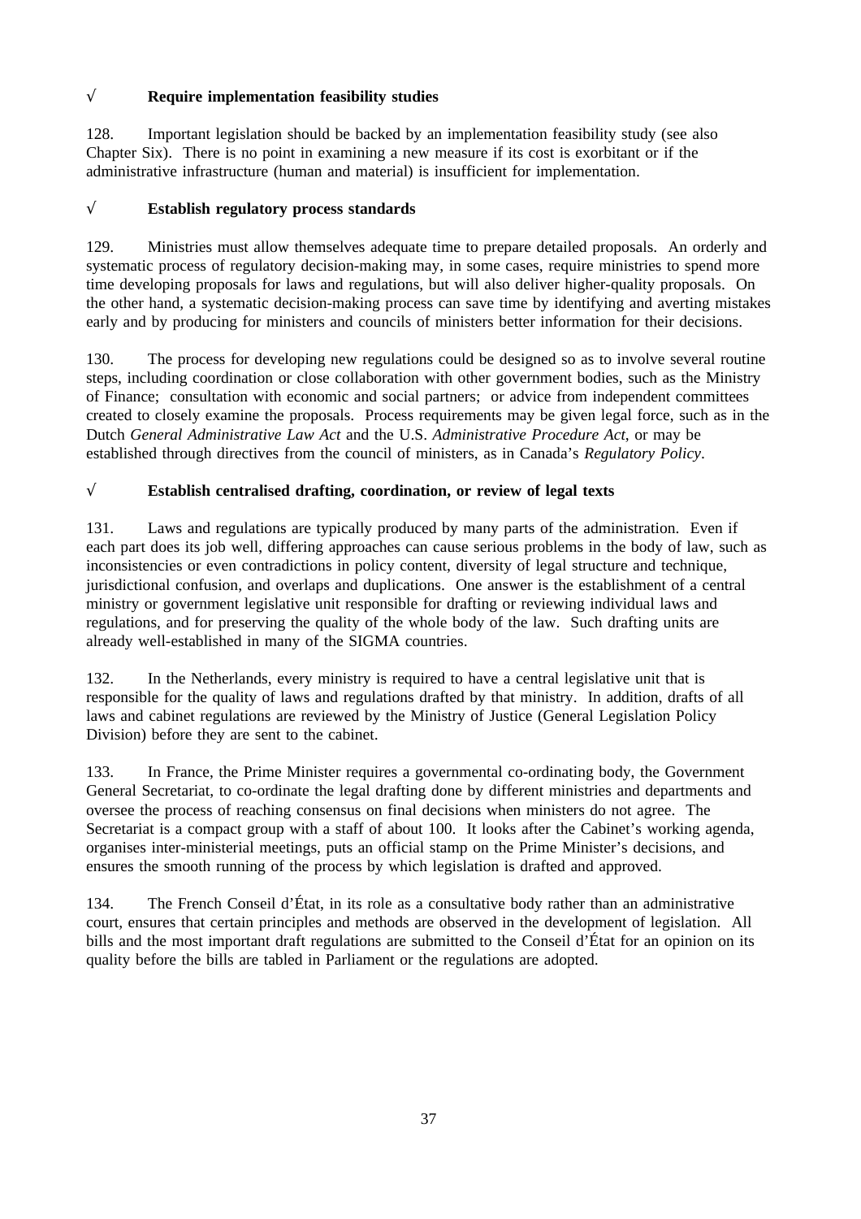√ **Require implementation feasibility studies**

128. Important legislation should be backed by an implementation feasibility study (see also Chapter Six). There is no point in examining a new measure if its cost is exorbitant or if the administrative infrastructure (human and material) is insufficient for implementation.

√ **Establish regulatory process standards**

129. Ministries must allow themselves adequate time to prepare detailed proposals. An orderly and systematic process of regulatory decision-making may, in some cases, require ministries to spend more time developing proposals for laws and regulations, but will also deliver higher-quality proposals. On the other hand, a systematic decision-making process can save time by identifying and averting mistakes early and by producing for ministers and councils of ministers better information for their decisions.

130. The process for developing new regulations could be designed so as to involve several routine steps, including coordination or close collaboration with other government bodies, such as the Ministry of Finance; consultation with economic and social partners; or advice from independent committees created to closely examine the proposals. Process requirements may be given legal force, such as in the Dutch *General Administrative Law Act* and the U.S. *Administrative Procedure Act*, or may be established through directives from the council of ministers, as in Canada's *Regulatory Policy*.

√ **Establish centralised drafting, coordination, or review of legal texts**

131. Laws and regulations are typically produced by many parts of the administration. Even if each part does its job well, differing approaches can cause serious problems in the body of law, such as inconsistencies or even contradictions in policy content, diversity of legal structure and technique, jurisdictional confusion, and overlaps and duplications. One answer is the establishment of a central ministry or government legislative unit responsible for drafting or reviewing individual laws and regulations, and for preserving the quality of the whole body of the law. Such drafting units are already well-established in many of the SIGMA countries.

132. In the Netherlands, every ministry is required to have a central legislative unit that is responsible for the quality of laws and regulations drafted by that ministry. In addition, drafts of all laws and cabinet regulations are reviewed by the Ministry of Justice (General Legislation Policy Division) before they are sent to the cabinet.

133. In France, the Prime Minister requires a governmental co-ordinating body, the Government General Secretariat, to co-ordinate the legal drafting done by different ministries and departments and oversee the process of reaching consensus on final decisions when ministers do not agree. The Secretariat is a compact group with a staff of about 100. It looks after the Cabinet's working agenda, organises inter-ministerial meetings, puts an official stamp on the Prime Minister's decisions, and ensures the smooth running of the process by which legislation is drafted and approved.

134. The French Conseil d'État, in its role as a consultative body rather than an administrative court, ensures that certain principles and methods are observed in the development of legislation. All bills and the most important draft regulations are submitted to the Conseil d'État for an opinion on its quality before the bills are tabled in Parliament or the regulations are adopted.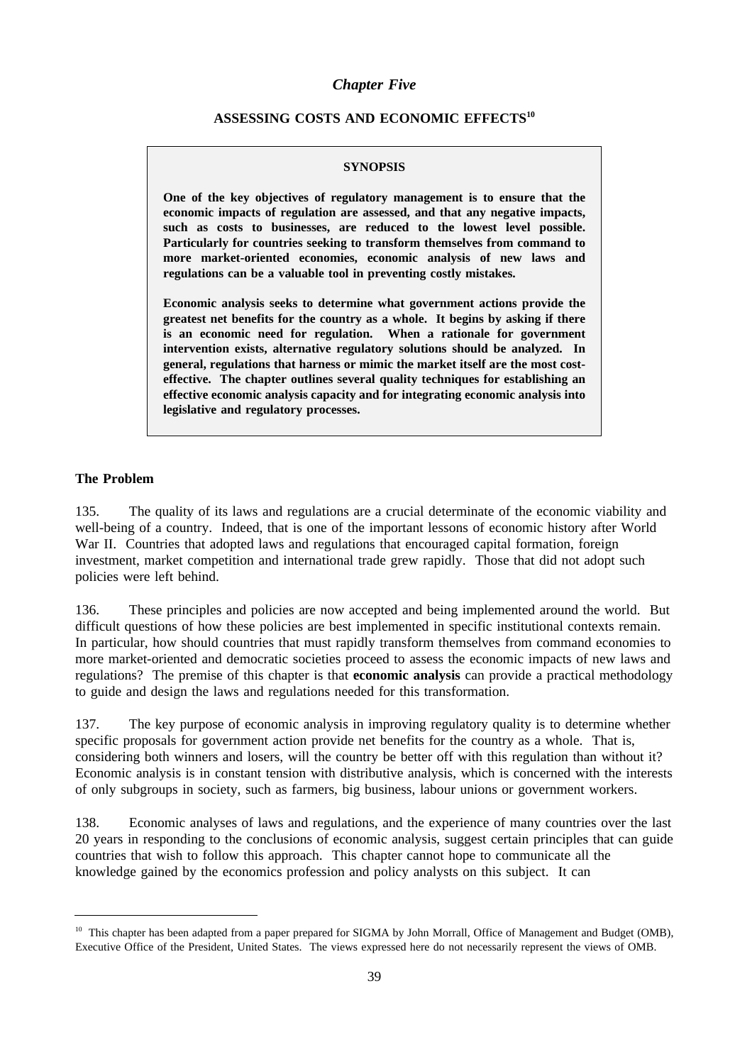*Chapter Five*

## ASSESSING COSTS AND ECONOMIC EFFECTS[10]

**SYNOPSIS**

**One of the key objectives of regulatory management is to ensure that the economic impacts of regulation are assessed, and that any negative impacts, such as costs to businesses, are reduced to the lowest level possible. Particularly for countries seeking to transform themselves from command to more market-oriented economies, economic analysis of new laws and regulations can be a valuable tool in preventing costly mistakes.**

**Economic analysis seeks to determine what government actions provide the greatest net benefits for the country as a whole. It begins by asking if there is an economic need for regulation. When a rationale for government intervention exists, alternative regulatory solutions should be analyzed. In general, regulations that harness or mimic the market itself are the most cost-effective. The chapter outlines several quality techniques for establishing an effective economic analysis capacity and for integrating economic analysis into legislative and regulatory processes.**

### The Problem

135. The quality of its laws and regulations are a crucial determinate of the economic viability and well-being of a country. Indeed, that is one of the important lessons of economic history after World War II. Countries that adopted laws and regulations that encouraged capital formation, foreign investment, market competition and international trade grew rapidly. Those that did not adopt such policies were left behind.

136. These principles and policies are now accepted and being implemented around the world. But difficult questions of how these policies are best implemented in specific institutional contexts remain. In particular, how should countries that must rapidly transform themselves from command economies to more market-oriented and democratic societies proceed to assess the economic impacts of new laws and regulations? The premise of this chapter is that **economic analysis** can provide a practical methodology to guide and design the laws and regulations needed for this transformation.

137. The key purpose of economic analysis in improving regulatory quality is to determine whether specific proposals for government action provide net benefits for the country as a whole. That is, considering both winners and losers, will the country be better off with this regulation than without it? Economic analysis is in constant tension with distributive analysis, which is concerned with the interests of only subgroups in society, such as farmers, big business, labour unions or government workers.

138. Economic analyses of laws and regulations, and the experience of many countries over the last 20 years in responding to the conclusions of economic analysis, suggest certain principles that can guide countries that wish to follow this approach. This chapter cannot hope to communicate all the knowledge gained by the economics profession and policy analysts on this subject. It can

---

[10] This chapter has been adapted from a paper prepared for SIGMA by John Morrall, Office of Management and Budget (OMB), Executive Office of the President, United States. The views expressed here do not necessarily represent the views of OMB.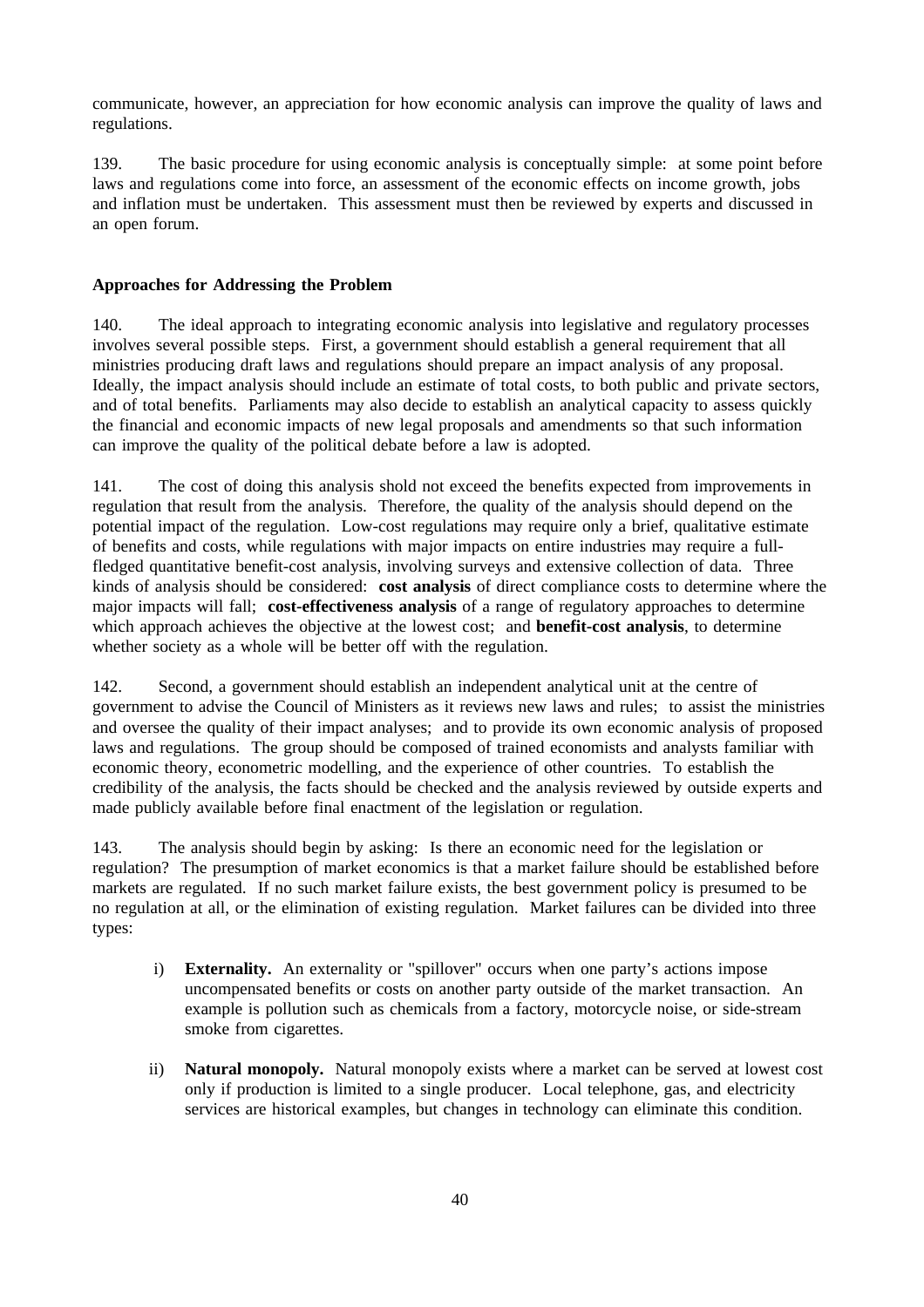communicate, however, an appreciation for how economic analysis can improve the quality of laws and regulations.

139. The basic procedure for using economic analysis is conceptually simple: at some point before laws and regulations come into force, an assessment of the economic effects on income growth, jobs and inflation must be undertaken. This assessment must then be reviewed by experts and discussed in an open forum.

**Approaches for Addressing the Problem**

140. The ideal approach to integrating economic analysis into legislative and regulatory processes involves several possible steps. First, a government should establish a general requirement that all ministries producing draft laws and regulations should prepare an impact analysis of any proposal. Ideally, the impact analysis should include an estimate of total costs, to both public and private sectors, and of total benefits. Parliaments may also decide to establish an analytical capacity to assess quickly the financial and economic impacts of new legal proposals and amendments so that such information can improve the quality of the political debate before a law is adopted.

141. The cost of doing this analysis shold not exceed the benefits expected from improvements in regulation that result from the analysis. Therefore, the quality of the analysis should depend on the potential impact of the regulation. Low-cost regulations may require only a brief, qualitative estimate of benefits and costs, while regulations with major impacts on entire industries may require a full-fledged quantitative benefit-cost analysis, involving surveys and extensive collection of data. Three kinds of analysis should be considered: **cost analysis** of direct compliance costs to determine where the major impacts will fall; **cost-effectiveness analysis** of a range of regulatory approaches to determine which approach achieves the objective at the lowest cost; and **benefit-cost analysis**, to determine whether society as a whole will be better off with the regulation.

142. Second, a government should establish an independent analytical unit at the centre of government to advise the Council of Ministers as it reviews new laws and rules; to assist the ministries and oversee the quality of their impact analyses; and to provide its own economic analysis of proposed laws and regulations. The group should be composed of trained economists and analysts familiar with economic theory, econometric modelling, and the experience of other countries. To establish the credibility of the analysis, the facts should be checked and the analysis reviewed by outside experts and made publicly available before final enactment of the legislation or regulation.

143. The analysis should begin by asking: Is there an economic need for the legislation or regulation? The presumption of market economics is that a market failure should be established before markets are regulated. If no such market failure exists, the best government policy is presumed to be no regulation at all, or the elimination of existing regulation. Market failures can be divided into three types:

i) **Externality.** An externality or "spillover" occurs when one party's actions impose uncompensated benefits or costs on another party outside of the market transaction. An example is pollution such as chemicals from a factory, motorcycle noise, or side-stream smoke from cigarettes.

ii) **Natural monopoly.** Natural monopoly exists where a market can be served at lowest cost only if production is limited to a single producer. Local telephone, gas, and electricity services are historical examples, but changes in technology can eliminate this condition.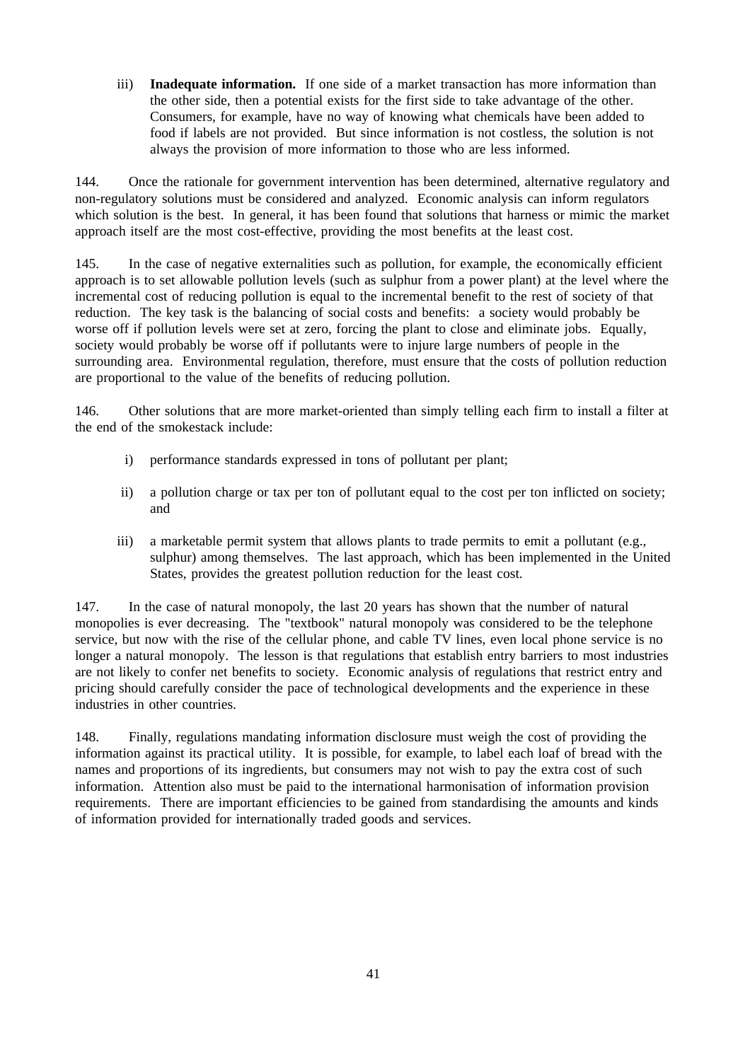iii) **Inadequate information.** If one side of a market transaction has more information than the other side, then a potential exists for the first side to take advantage of the other. Consumers, for example, have no way of knowing what chemicals have been added to food if labels are not provided. But since information is not costless, the solution is not always the provision of more information to those who are less informed.

144. Once the rationale for government intervention has been determined, alternative regulatory and non-regulatory solutions must be considered and analyzed. Economic analysis can inform regulators which solution is the best. In general, it has been found that solutions that harness or mimic the market approach itself are the most cost-effective, providing the most benefits at the least cost.

145. In the case of negative externalities such as pollution, for example, the economically efficient approach is to set allowable pollution levels (such as sulphur from a power plant) at the level where the incremental cost of reducing pollution is equal to the incremental benefit to the rest of society of that reduction. The key task is the balancing of social costs and benefits: a society would probably be worse off if pollution levels were set at zero, forcing the plant to close and eliminate jobs. Equally, society would probably be worse off if pollutants were to injure large numbers of people in the surrounding area. Environmental regulation, therefore, must ensure that the costs of pollution reduction are proportional to the value of the benefits of reducing pollution.

146. Other solutions that are more market-oriented than simply telling each firm to install a filter at the end of the smokestack include:

i) performance standards expressed in tons of pollutant per plant;

ii) a pollution charge or tax per ton of pollutant equal to the cost per ton inflicted on society; and

iii) a marketable permit system that allows plants to trade permits to emit a pollutant (e.g., sulphur) among themselves. The last approach, which has been implemented in the United States, provides the greatest pollution reduction for the least cost.

147. In the case of natural monopoly, the last 20 years has shown that the number of natural monopolies is ever decreasing. The "textbook" natural monopoly was considered to be the telephone service, but now with the rise of the cellular phone, and cable TV lines, even local phone service is no longer a natural monopoly. The lesson is that regulations that establish entry barriers to most industries are not likely to confer net benefits to society. Economic analysis of regulations that restrict entry and pricing should carefully consider the pace of technological developments and the experience in these industries in other countries.

148. Finally, regulations mandating information disclosure must weigh the cost of providing the information against its practical utility. It is possible, for example, to label each loaf of bread with the names and proportions of its ingredients, but consumers may not wish to pay the extra cost of such information. Attention also must be paid to the international harmonisation of information provision requirements. There are important efficiencies to be gained from standardising the amounts and kinds of information provided for internationally traded goods and services.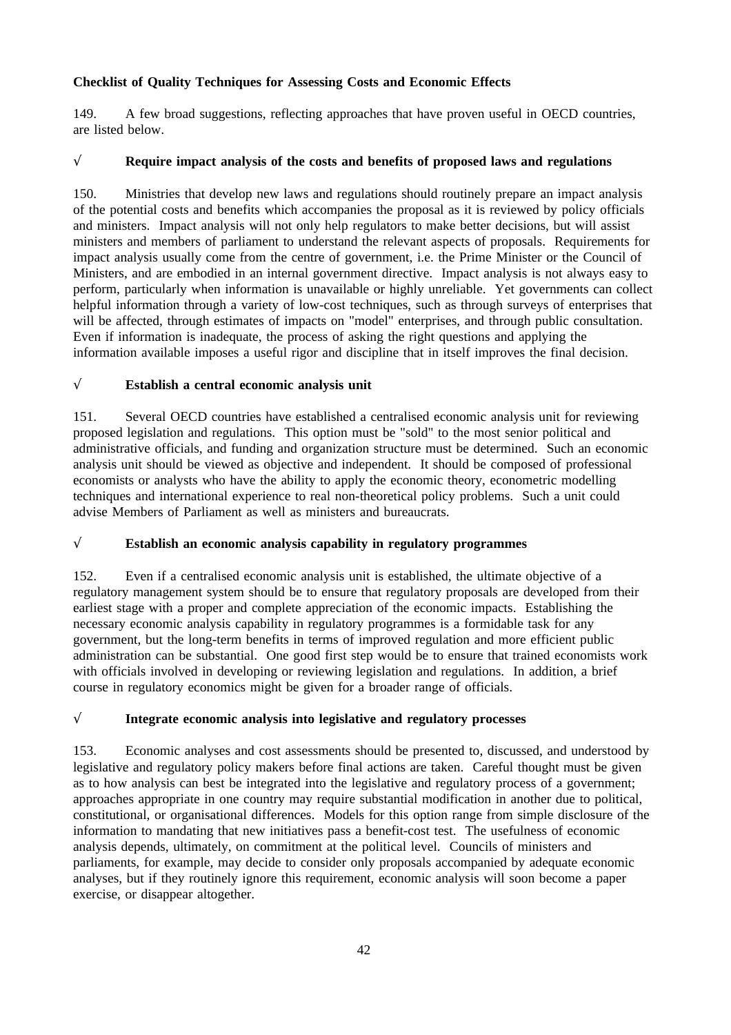**Checklist of Quality Techniques for Assessing Costs and Economic Effects**

149. A few broad suggestions, reflecting approaches that have proven useful in OECD countries, are listed below.

√ **Require impact analysis of the costs and benefits of proposed laws and regulations**

150. Ministries that develop new laws and regulations should routinely prepare an impact analysis of the potential costs and benefits which accompanies the proposal as it is reviewed by policy officials and ministers. Impact analysis will not only help regulators to make better decisions, but will assist ministers and members of parliament to understand the relevant aspects of proposals. Requirements for impact analysis usually come from the centre of government, i.e. the Prime Minister or the Council of Ministers, and are embodied in an internal government directive. Impact analysis is not always easy to perform, particularly when information is unavailable or highly unreliable. Yet governments can collect helpful information through a variety of low-cost techniques, such as through surveys of enterprises that will be affected, through estimates of impacts on "model" enterprises, and through public consultation. Even if information is inadequate, the process of asking the right questions and applying the information available imposes a useful rigor and discipline that in itself improves the final decision.

√ **Establish a central economic analysis unit**

151. Several OECD countries have established a centralised economic analysis unit for reviewing proposed legislation and regulations. This option must be "sold" to the most senior political and administrative officials, and funding and organization structure must be determined. Such an economic analysis unit should be viewed as objective and independent. It should be composed of professional economists or analysts who have the ability to apply the economic theory, econometric modelling techniques and international experience to real non-theoretical policy problems. Such a unit could advise Members of Parliament as well as ministers and bureaucrats.

√ **Establish an economic analysis capability in regulatory programmes**

152. Even if a centralised economic analysis unit is established, the ultimate objective of a regulatory management system should be to ensure that regulatory proposals are developed from their earliest stage with a proper and complete appreciation of the economic impacts. Establishing the necessary economic analysis capability in regulatory programmes is a formidable task for any government, but the long-term benefits in terms of improved regulation and more efficient public administration can be substantial. One good first step would be to ensure that trained economists work with officials involved in developing or reviewing legislation and regulations. In addition, a brief course in regulatory economics might be given for a broader range of officials.

√ **Integrate economic analysis into legislative and regulatory processes**

153. Economic analyses and cost assessments should be presented to, discussed, and understood by legislative and regulatory policy makers before final actions are taken. Careful thought must be given as to how analysis can best be integrated into the legislative and regulatory process of a government; approaches appropriate in one country may require substantial modification in another due to political, constitutional, or organisational differences. Models for this option range from simple disclosure of the information to mandating that new initiatives pass a benefit-cost test. The usefulness of economic analysis depends, ultimately, on commitment at the political level. Councils of ministers and parliaments, for example, may decide to consider only proposals accompanied by adequate economic analyses, but if they routinely ignore this requirement, economic analysis will soon become a paper exercise, or disappear altogether.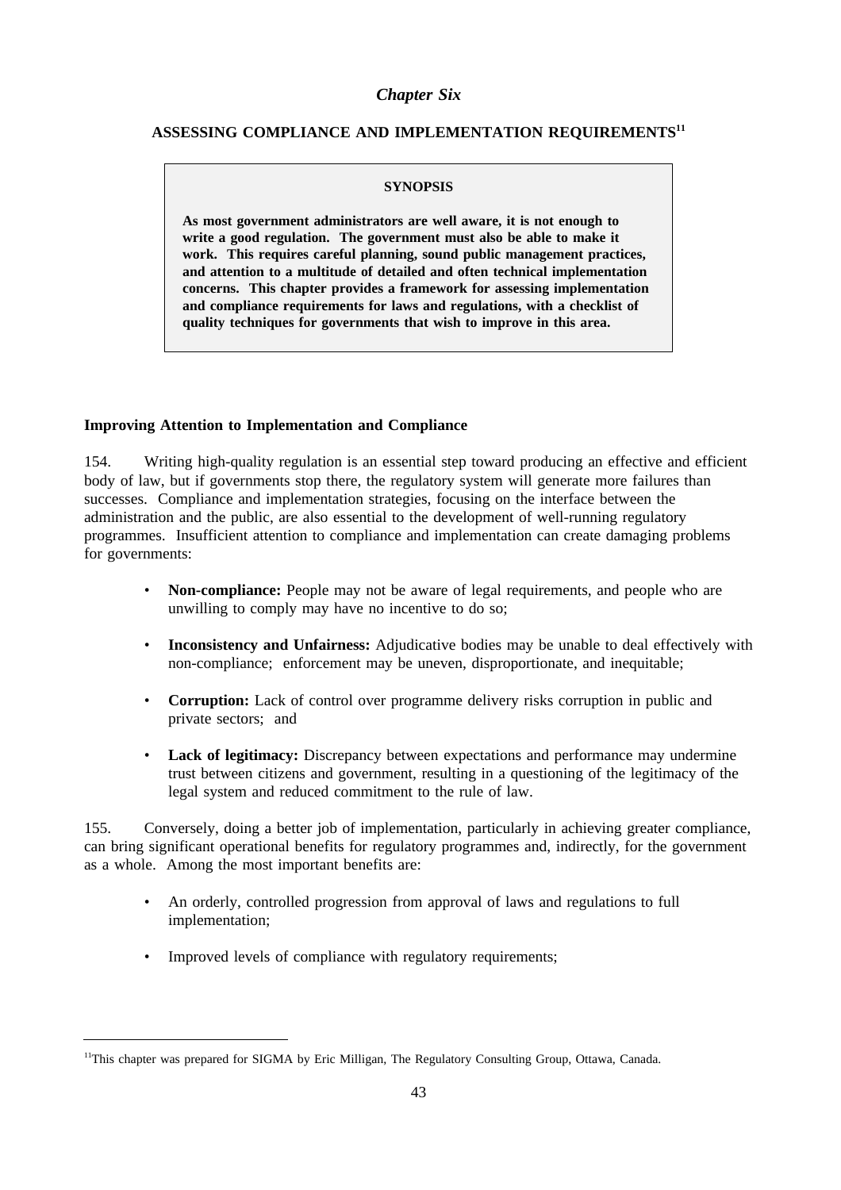*Chapter Six*

## ASSESSING COMPLIANCE AND IMPLEMENTATION REQUIREMENTS[11]

> **SYNOPSIS**
>
> **As most government administrators are well aware, it is not enough to write a good regulation. The government must also be able to make it work. This requires careful planning, sound public management practices, and attention to a multitude of detailed and often technical implementation concerns. This chapter provides a framework for assessing implementation and compliance requirements for laws and regulations, with a checklist of quality techniques for governments that wish to improve in this area.**

### Improving Attention to Implementation and Compliance

154. Writing high-quality regulation is an essential step toward producing an effective and efficient body of law, but if governments stop there, the regulatory system will generate more failures than successes. Compliance and implementation strategies, focusing on the interface between the administration and the public, are also essential to the development of well-running regulatory programmes. Insufficient attention to compliance and implementation can create damaging problems for governments:

- **Non-compliance:** People may not be aware of legal requirements, and people who are unwilling to comply may have no incentive to do so;
- **Inconsistency and Unfairness:** Adjudicative bodies may be unable to deal effectively with non-compliance; enforcement may be uneven, disproportionate, and inequitable;
- **Corruption:** Lack of control over programme delivery risks corruption in public and private sectors; and
- **Lack of legitimacy:** Discrepancy between expectations and performance may undermine trust between citizens and government, resulting in a questioning of the legitimacy of the legal system and reduced commitment to the rule of law.

155. Conversely, doing a better job of implementation, particularly in achieving greater compliance, can bring significant operational benefits for regulatory programmes and, indirectly, for the government as a whole. Among the most important benefits are:

- An orderly, controlled progression from approval of laws and regulations to full implementation;
- Improved levels of compliance with regulatory requirements;

[11] This chapter was prepared for SIGMA by Eric Milligan, The Regulatory Consulting Group, Ottawa, Canada.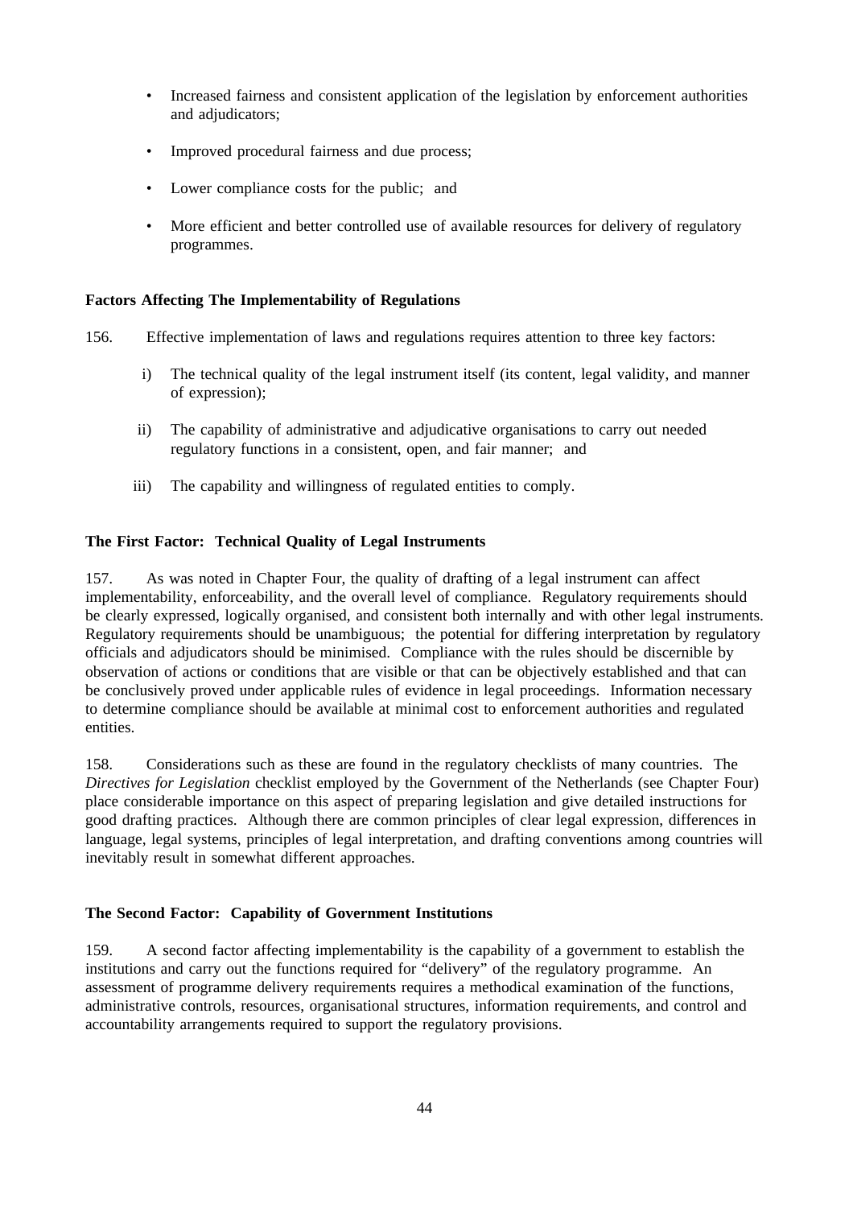- Increased fairness and consistent application of the legislation by enforcement authorities and adjudicators;
- Improved procedural fairness and due process;
- Lower compliance costs for the public; and
- More efficient and better controlled use of available resources for delivery of regulatory programmes.

**Factors Affecting The Implementability of Regulations**

156. Effective implementation of laws and regulations requires attention to three key factors:

i) The technical quality of the legal instrument itself (its content, legal validity, and manner of expression);

ii) The capability of administrative and adjudicative organisations to carry out needed regulatory functions in a consistent, open, and fair manner; and

iii) The capability and willingness of regulated entities to comply.

**The First Factor: Technical Quality of Legal Instruments**

157. As was noted in Chapter Four, the quality of drafting of a legal instrument can affect implementability, enforceability, and the overall level of compliance. Regulatory requirements should be clearly expressed, logically organised, and consistent both internally and with other legal instruments. Regulatory requirements should be unambiguous; the potential for differing interpretation by regulatory officials and adjudicators should be minimised. Compliance with the rules should be discernible by observation of actions or conditions that are visible or that can be objectively established and that can be conclusively proved under applicable rules of evidence in legal proceedings. Information necessary to determine compliance should be available at minimal cost to enforcement authorities and regulated entities.

158. Considerations such as these are found in the regulatory checklists of many countries. The *Directives for Legislation* checklist employed by the Government of the Netherlands (see Chapter Four) place considerable importance on this aspect of preparing legislation and give detailed instructions for good drafting practices. Although there are common principles of clear legal expression, differences in language, legal systems, principles of legal interpretation, and drafting conventions among countries will inevitably result in somewhat different approaches.

**The Second Factor: Capability of Government Institutions**

159. A second factor affecting implementability is the capability of a government to establish the institutions and carry out the functions required for "delivery" of the regulatory programme. An assessment of programme delivery requirements requires a methodical examination of the functions, administrative controls, resources, organisational structures, information requirements, and control and accountability arrangements required to support the regulatory provisions.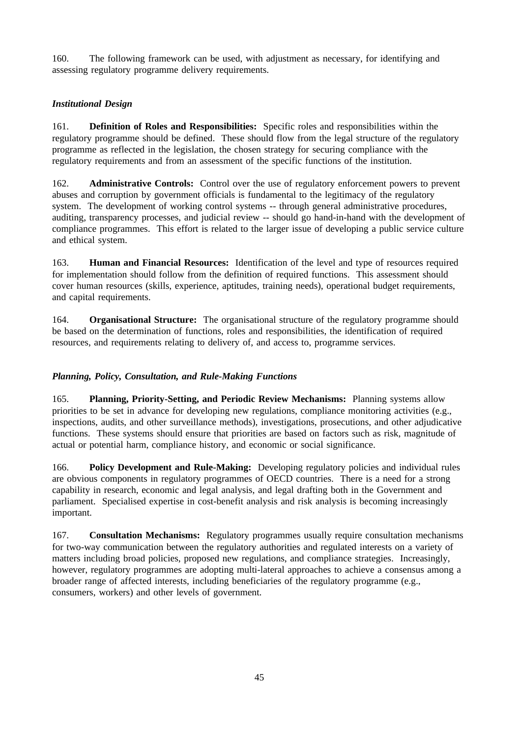160. The following framework can be used, with adjustment as necessary, for identifying and assessing regulatory programme delivery requirements.

### *Institutional Design*

161. **Definition of Roles and Responsibilities:** Specific roles and responsibilities within the regulatory programme should be defined. These should flow from the legal structure of the regulatory programme as reflected in the legislation, the chosen strategy for securing compliance with the regulatory requirements and from an assessment of the specific functions of the institution.

162. **Administrative Controls:** Control over the use of regulatory enforcement powers to prevent abuses and corruption by government officials is fundamental to the legitimacy of the regulatory system. The development of working control systems -- through general administrative procedures, auditing, transparency processes, and judicial review -- should go hand-in-hand with the development of compliance programmes. This effort is related to the larger issue of developing a public service culture and ethical system.

163. **Human and Financial Resources:** Identification of the level and type of resources required for implementation should follow from the definition of required functions. This assessment should cover human resources (skills, experience, aptitudes, training needs), operational budget requirements, and capital requirements.

164. **Organisational Structure:** The organisational structure of the regulatory programme should be based on the determination of functions, roles and responsibilities, the identification of required resources, and requirements relating to delivery of, and access to, programme services.

### *Planning, Policy, Consultation, and Rule-Making Functions*

165. **Planning, Priority-Setting, and Periodic Review Mechanisms:** Planning systems allow priorities to be set in advance for developing new regulations, compliance monitoring activities (e.g., inspections, audits, and other surveillance methods), investigations, prosecutions, and other adjudicative functions. These systems should ensure that priorities are based on factors such as risk, magnitude of actual or potential harm, compliance history, and economic or social significance.

166. **Policy Development and Rule-Making:** Developing regulatory policies and individual rules are obvious components in regulatory programmes of OECD countries. There is a need for a strong capability in research, economic and legal analysis, and legal drafting both in the Government and parliament. Specialised expertise in cost-benefit analysis and risk analysis is becoming increasingly important.

167. **Consultation Mechanisms:** Regulatory programmes usually require consultation mechanisms for two-way communication between the regulatory authorities and regulated interests on a variety of matters including broad policies, proposed new regulations, and compliance strategies. Increasingly, however, regulatory programmes are adopting multi-lateral approaches to achieve a consensus among a broader range of affected interests, including beneficiaries of the regulatory programme (e.g., consumers, workers) and other levels of government.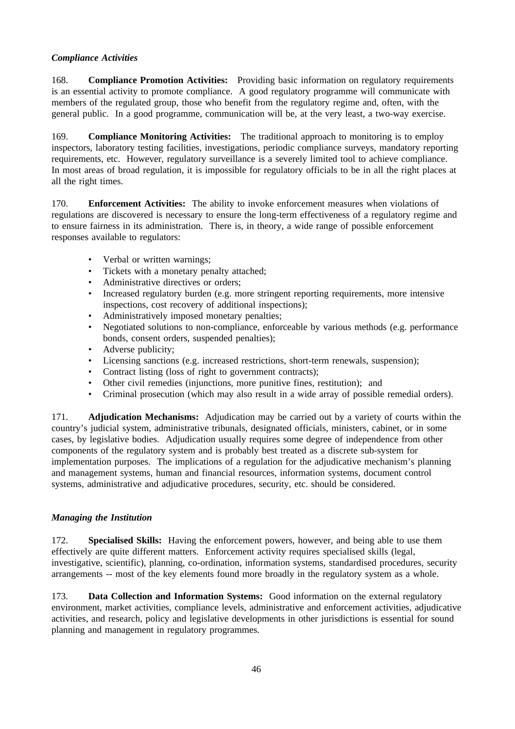*Compliance Activities*

168. **Compliance Promotion Activities:** Providing basic information on regulatory requirements is an essential activity to promote compliance. A good regulatory programme will communicate with members of the regulated group, those who benefit from the regulatory regime and, often, with the general public. In a good programme, communication will be, at the very least, a two-way exercise.

169. **Compliance Monitoring Activities:** The traditional approach to monitoring is to employ inspectors, laboratory testing facilities, investigations, periodic compliance surveys, mandatory reporting requirements, etc. However, regulatory surveillance is a severely limited tool to achieve compliance. In most areas of broad regulation, it is impossible for regulatory officials to be in all the right places at all the right times.

170. **Enforcement Activities:** The ability to invoke enforcement measures when violations of regulations are discovered is necessary to ensure the long-term effectiveness of a regulatory regime and to ensure fairness in its administration. There is, in theory, a wide range of possible enforcement responses available to regulators:

- Verbal or written warnings;
- Tickets with a monetary penalty attached;
- Administrative directives or orders;
- Increased regulatory burden (e.g. more stringent reporting requirements, more intensive inspections, cost recovery of additional inspections);
- Administratively imposed monetary penalties;
- Negotiated solutions to non-compliance, enforceable by various methods (e.g. performance bonds, consent orders, suspended penalties);
- Adverse publicity;
- Licensing sanctions (e.g. increased restrictions, short-term renewals, suspension);
- Contract listing (loss of right to government contracts);
- Other civil remedies (injunctions, more punitive fines, restitution); and
- Criminal prosecution (which may also result in a wide array of possible remedial orders).

171. **Adjudication Mechanisms:** Adjudication may be carried out by a variety of courts within the country's judicial system, administrative tribunals, designated officials, ministers, cabinet, or in some cases, by legislative bodies. Adjudication usually requires some degree of independence from other components of the regulatory system and is probably best treated as a discrete sub-system for implementation purposes. The implications of a regulation for the adjudicative mechanism's planning and management systems, human and financial resources, information systems, document control systems, administrative and adjudicative procedures, security, etc. should be considered.

*Managing the Institution*

172. **Specialised Skills:** Having the enforcement powers, however, and being able to use them effectively are quite different matters. Enforcement activity requires specialised skills (legal, investigative, scientific), planning, co-ordination, information systems, standardised procedures, security arrangements -- most of the key elements found more broadly in the regulatory system as a whole.

173. **Data Collection and Information Systems:** Good information on the external regulatory environment, market activities, compliance levels, administrative and enforcement activities, adjudicative activities, and research, policy and legislative developments in other jurisdictions is essential for sound planning and management in regulatory programmes.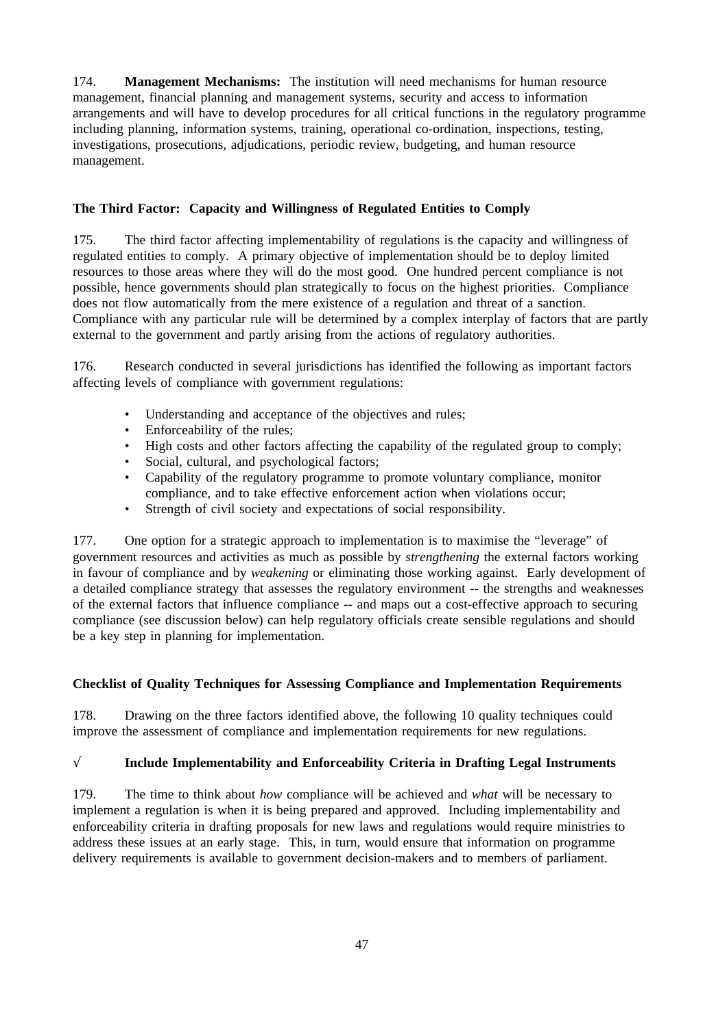174. **Management Mechanisms:** The institution will need mechanisms for human resource management, financial planning and management systems, security and access to information arrangements and will have to develop procedures for all critical functions in the regulatory programme including planning, information systems, training, operational co-ordination, inspections, testing, investigations, prosecutions, adjudications, periodic review, budgeting, and human resource management.

### The Third Factor: Capacity and Willingness of Regulated Entities to Comply

175. The third factor affecting implementability of regulations is the capacity and willingness of regulated entities to comply. A primary objective of implementation should be to deploy limited resources to those areas where they will do the most good. One hundred percent compliance is not possible, hence governments should plan strategically to focus on the highest priorities. Compliance does not flow automatically from the mere existence of a regulation and threat of a sanction. Compliance with any particular rule will be determined by a complex interplay of factors that are partly external to the government and partly arising from the actions of regulatory authorities.

176. Research conducted in several jurisdictions has identified the following as important factors affecting levels of compliance with government regulations:

- Understanding and acceptance of the objectives and rules;
- Enforceability of the rules;
- High costs and other factors affecting the capability of the regulated group to comply;
- Social, cultural, and psychological factors;
- Capability of the regulatory programme to promote voluntary compliance, monitor compliance, and to take effective enforcement action when violations occur;
- Strength of civil society and expectations of social responsibility.

177. One option for a strategic approach to implementation is to maximise the "leverage" of government resources and activities as much as possible by *strengthening* the external factors working in favour of compliance and by *weakening* or eliminating those working against. Early development of a detailed compliance strategy that assesses the regulatory environment -- the strengths and weaknesses of the external factors that influence compliance -- and maps out a cost-effective approach to securing compliance (see discussion below) can help regulatory officials create sensible regulations and should be a key step in planning for implementation.

### Checklist of Quality Techniques for Assessing Compliance and Implementation Requirements

178. Drawing on the three factors identified above, the following 10 quality techniques could improve the assessment of compliance and implementation requirements for new regulations.

#### √ Include Implementability and Enforceability Criteria in Drafting Legal Instruments

179. The time to think about *how* compliance will be achieved and *what* will be necessary to implement a regulation is when it is being prepared and approved. Including implementability and enforceability criteria in drafting proposals for new laws and regulations would require ministries to address these issues at an early stage. This, in turn, would ensure that information on programme delivery requirements is available to government decision-makers and to members of parliament.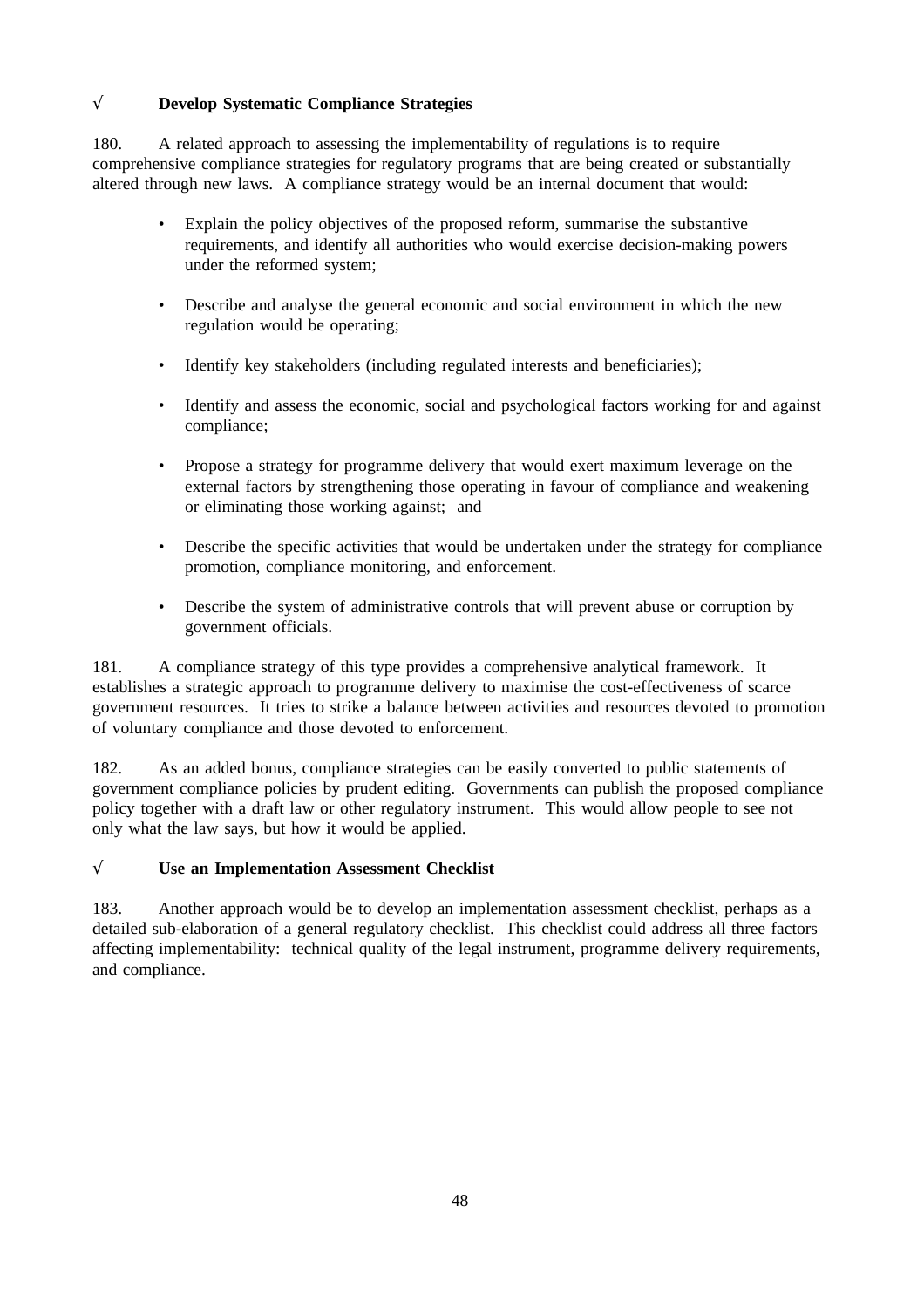√ **Develop Systematic Compliance Strategies**

180. A related approach to assessing the implementability of regulations is to require comprehensive compliance strategies for regulatory programs that are being created or substantially altered through new laws. A compliance strategy would be an internal document that would:

- Explain the policy objectives of the proposed reform, summarise the substantive requirements, and identify all authorities who would exercise decision-making powers under the reformed system;
- Describe and analyse the general economic and social environment in which the new regulation would be operating;
- Identify key stakeholders (including regulated interests and beneficiaries);
- Identify and assess the economic, social and psychological factors working for and against compliance;
- Propose a strategy for programme delivery that would exert maximum leverage on the external factors by strengthening those operating in favour of compliance and weakening or eliminating those working against; and
- Describe the specific activities that would be undertaken under the strategy for compliance promotion, compliance monitoring, and enforcement.
- Describe the system of administrative controls that will prevent abuse or corruption by government officials.

181. A compliance strategy of this type provides a comprehensive analytical framework. It establishes a strategic approach to programme delivery to maximise the cost-effectiveness of scarce government resources. It tries to strike a balance between activities and resources devoted to promotion of voluntary compliance and those devoted to enforcement.

182. As an added bonus, compliance strategies can be easily converted to public statements of government compliance policies by prudent editing. Governments can publish the proposed compliance policy together with a draft law or other regulatory instrument. This would allow people to see not only what the law says, but how it would be applied.

√ **Use an Implementation Assessment Checklist**

183. Another approach would be to develop an implementation assessment checklist, perhaps as a detailed sub-elaboration of a general regulatory checklist. This checklist could address all three factors affecting implementability: technical quality of the legal instrument, programme delivery requirements, and compliance.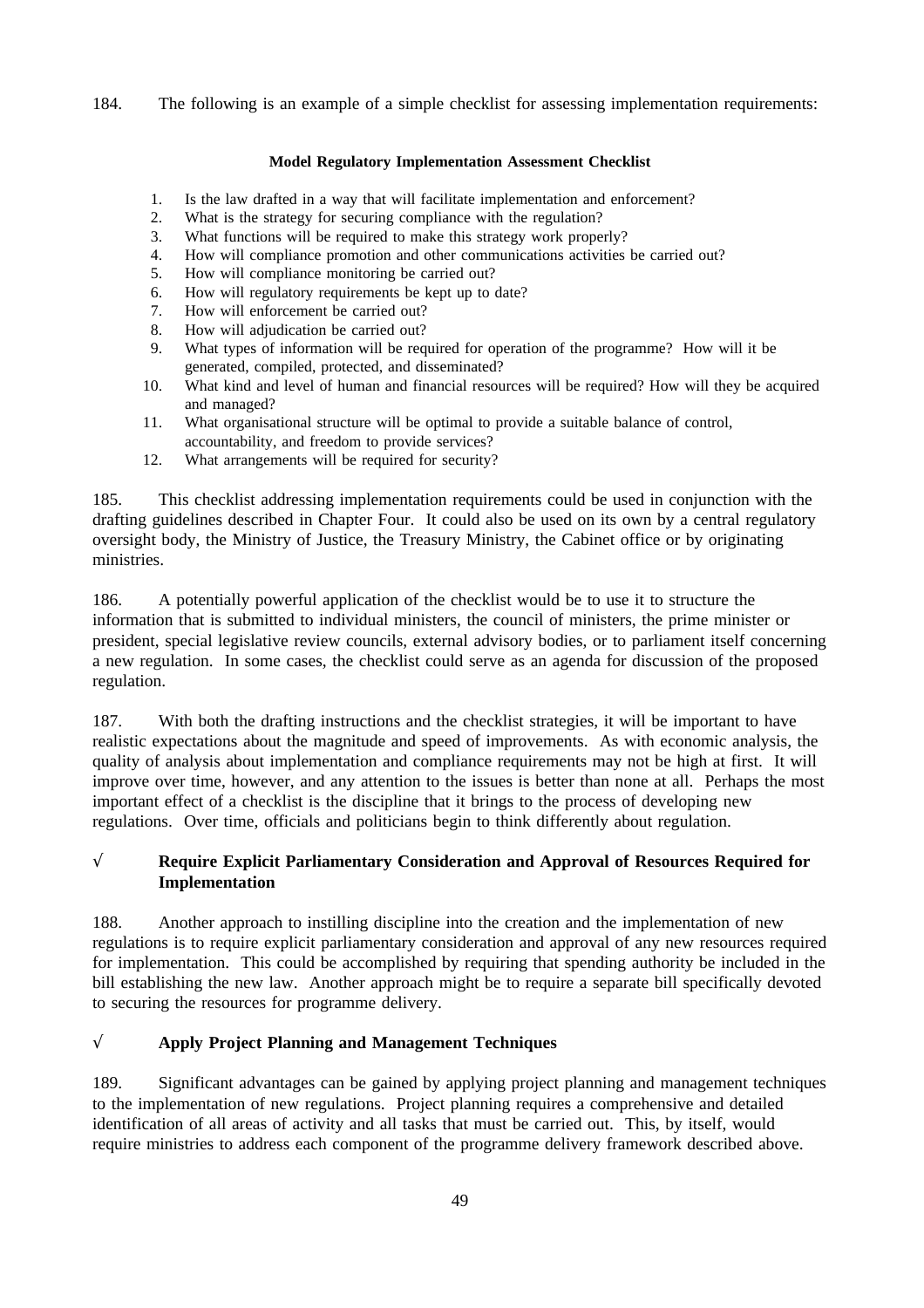184. The following is an example of a simple checklist for assessing implementation requirements:

**Model Regulatory Implementation Assessment Checklist**

1. Is the law drafted in a way that will facilitate implementation and enforcement?
2. What is the strategy for securing compliance with the regulation?
3. What functions will be required to make this strategy work properly?
4. How will compliance promotion and other communications activities be carried out?
5. How will compliance monitoring be carried out?
6. How will regulatory requirements be kept up to date?
7. How will enforcement be carried out?
8. How will adjudication be carried out?
9. What types of information will be required for operation of the programme? How will it be generated, compiled, protected, and disseminated?
10. What kind and level of human and financial resources will be required? How will they be acquired and managed?
11. What organisational structure will be optimal to provide a suitable balance of control, accountability, and freedom to provide services?
12. What arrangements will be required for security?

185. This checklist addressing implementation requirements could be used in conjunction with the drafting guidelines described in Chapter Four. It could also be used on its own by a central regulatory oversight body, the Ministry of Justice, the Treasury Ministry, the Cabinet office or by originating ministries.

186. A potentially powerful application of the checklist would be to use it to structure the information that is submitted to individual ministers, the council of ministers, the prime minister or president, special legislative review councils, external advisory bodies, or to parliament itself concerning a new regulation. In some cases, the checklist could serve as an agenda for discussion of the proposed regulation.

187. With both the drafting instructions and the checklist strategies, it will be important to have realistic expectations about the magnitude and speed of improvements. As with economic analysis, the quality of analysis about implementation and compliance requirements may not be high at first. It will improve over time, however, and any attention to the issues is better than none at all. Perhaps the most important effect of a checklist is the discipline that it brings to the process of developing new regulations. Over time, officials and politicians begin to think differently about regulation.

√ **Require Explicit Parliamentary Consideration and Approval of Resources Required for Implementation**

188. Another approach to instilling discipline into the creation and the implementation of new regulations is to require explicit parliamentary consideration and approval of any new resources required for implementation. This could be accomplished by requiring that spending authority be included in the bill establishing the new law. Another approach might be to require a separate bill specifically devoted to securing the resources for programme delivery.

√ **Apply Project Planning and Management Techniques**

189. Significant advantages can be gained by applying project planning and management techniques to the implementation of new regulations. Project planning requires a comprehensive and detailed identification of all areas of activity and all tasks that must be carried out. This, by itself, would require ministries to address each component of the programme delivery framework described above.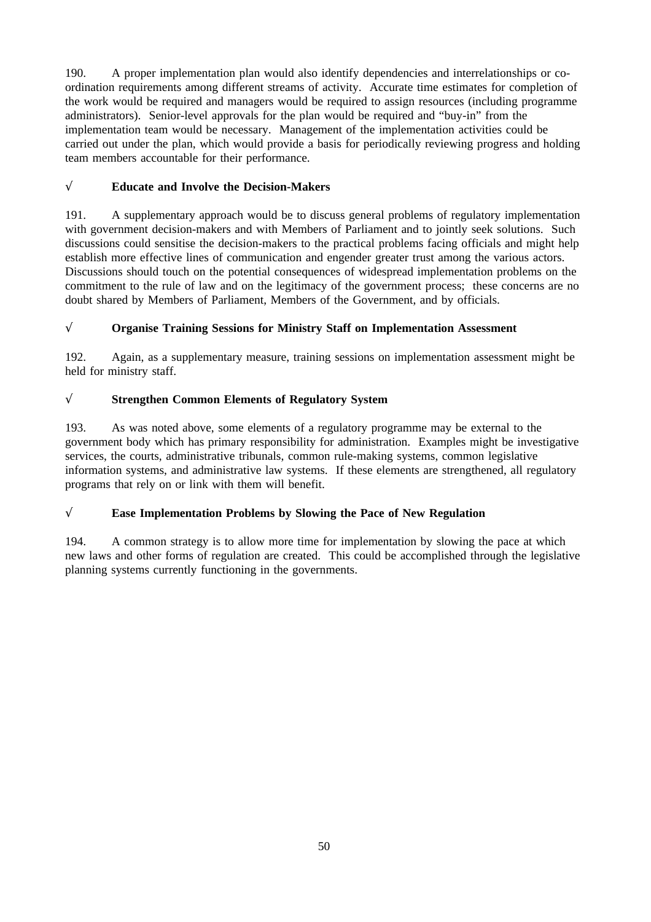190. A proper implementation plan would also identify dependencies and interrelationships or co-ordination requirements among different streams of activity. Accurate time estimates for completion of the work would be required and managers would be required to assign resources (including programme administrators). Senior-level approvals for the plan would be required and "buy-in" from the implementation team would be necessary. Management of the implementation activities could be carried out under the plan, which would provide a basis for periodically reviewing progress and holding team members accountable for their performance.

√ **Educate and Involve the Decision-Makers**

191. A supplementary approach would be to discuss general problems of regulatory implementation with government decision-makers and with Members of Parliament and to jointly seek solutions. Such discussions could sensitise the decision-makers to the practical problems facing officials and might help establish more effective lines of communication and engender greater trust among the various actors. Discussions should touch on the potential consequences of widespread implementation problems on the commitment to the rule of law and on the legitimacy of the government process; these concerns are no doubt shared by Members of Parliament, Members of the Government, and by officials.

√ **Organise Training Sessions for Ministry Staff on Implementation Assessment**

192. Again, as a supplementary measure, training sessions on implementation assessment might be held for ministry staff.

√ **Strengthen Common Elements of Regulatory System**

193. As was noted above, some elements of a regulatory programme may be external to the government body which has primary responsibility for administration. Examples might be investigative services, the courts, administrative tribunals, common rule-making systems, common legislative information systems, and administrative law systems. If these elements are strengthened, all regulatory programs that rely on or link with them will benefit.

√ **Ease Implementation Problems by Slowing the Pace of New Regulation**

194. A common strategy is to allow more time for implementation by slowing the pace at which new laws and other forms of regulation are created. This could be accomplished through the legislative planning systems currently functioning in the governments.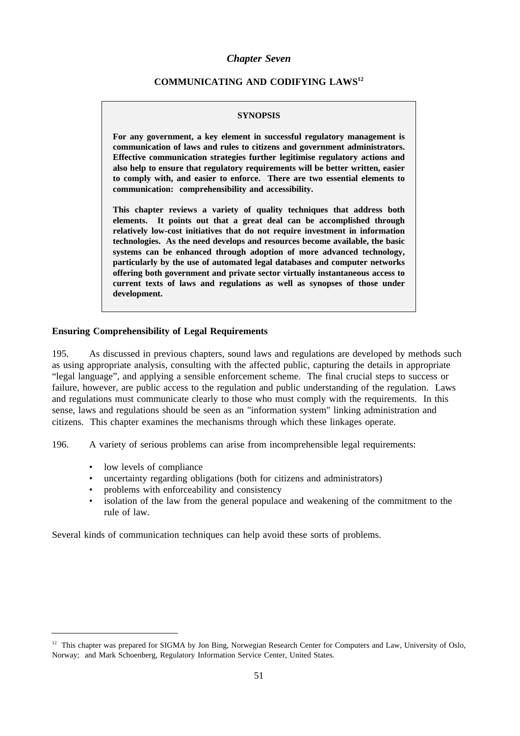*Chapter Seven*

## COMMUNICATING AND CODIFYING LAWS[12]

**SYNOPSIS**

**For any government, a key element in successful regulatory management is communication of laws and rules to citizens and government administrators. Effective communication strategies further legitimise regulatory actions and also help to ensure that regulatory requirements will be better written, easier to comply with, and easier to enforce. There are two essential elements to communication: comprehensibility and accessibility.**

**This chapter reviews a variety of quality techniques that address both elements. It points out that a great deal can be accomplished through relatively low-cost initiatives that do not require investment in information technologies. As the need develops and resources become available, the basic systems can be enhanced through adoption of more advanced technology, particularly by the use of automated legal databases and computer networks offering both government and private sector virtually instantaneous access to current texts of laws and regulations as well as synopses of those under development.**

### Ensuring Comprehensibility of Legal Requirements

195. As discussed in previous chapters, sound laws and regulations are developed by methods such as using appropriate analysis, consulting with the affected public, capturing the details in appropriate "legal language", and applying a sensible enforcement scheme. The final crucial steps to success or failure, however, are public access to the regulation and public understanding of the regulation. Laws and regulations must communicate clearly to those who must comply with the requirements. In this sense, laws and regulations should be seen as an "information system" linking administration and citizens. This chapter examines the mechanisms through which these linkages operate.

196. A variety of serious problems can arise from incomprehensible legal requirements:

- low levels of compliance
- uncertainty regarding obligations (both for citizens and administrators)
- problems with enforceability and consistency
- isolation of the law from the general populace and weakening of the commitment to the rule of law.

Several kinds of communication techniques can help avoid these sorts of problems.

---

[12] This chapter was prepared for SIGMA by Jon Bing, Norwegian Research Center for Computers and Law, University of Oslo, Norway; and Mark Schoenberg, Regulatory Information Service Center, United States.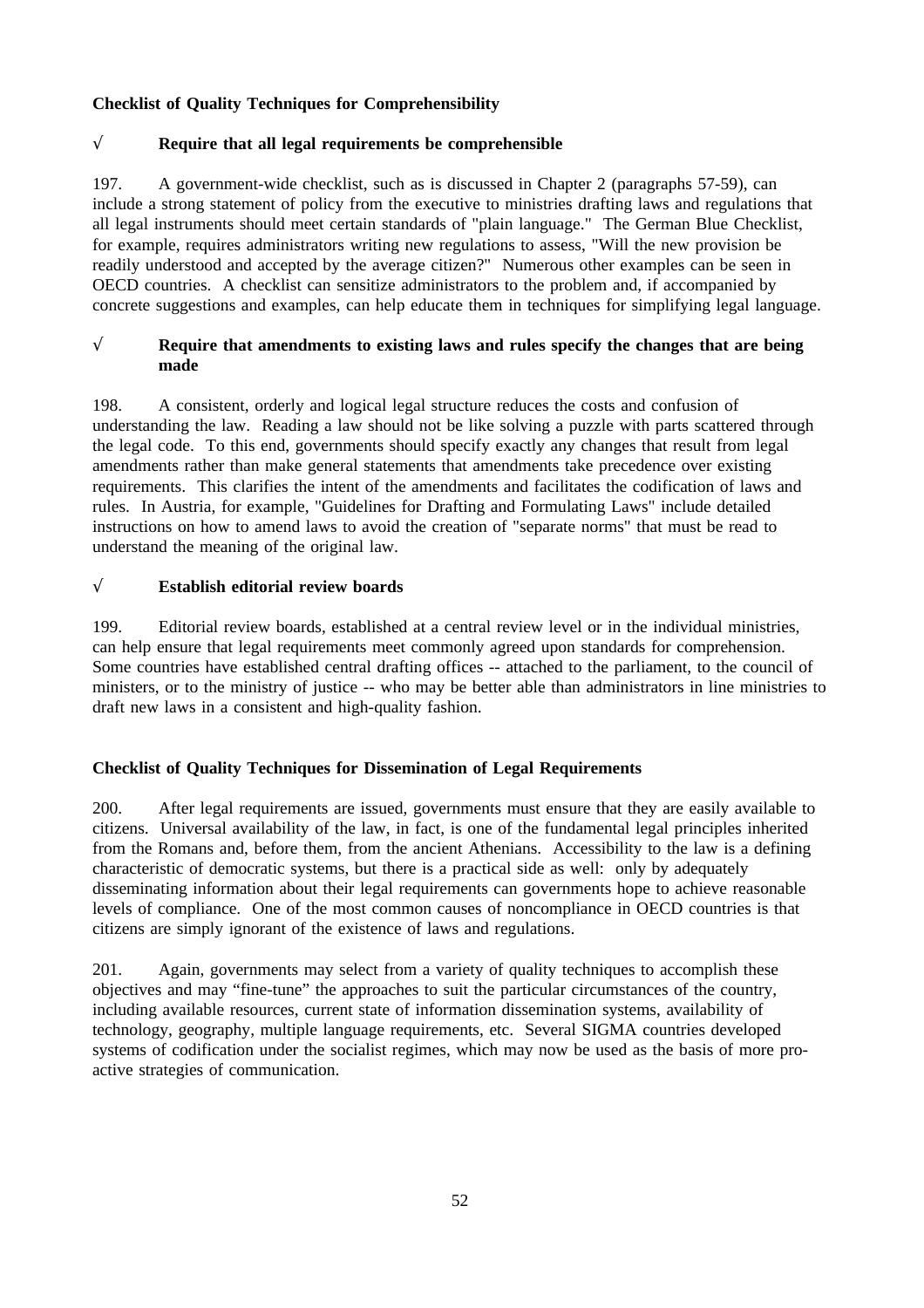**Checklist of Quality Techniques for Comprehensibility**

√ **Require that all legal requirements be comprehensible**

197. A government-wide checklist, such as is discussed in Chapter 2 (paragraphs 57-59), can include a strong statement of policy from the executive to ministries drafting laws and regulations that all legal instruments should meet certain standards of "plain language." The German Blue Checklist, for example, requires administrators writing new regulations to assess, "Will the new provision be readily understood and accepted by the average citizen?" Numerous other examples can be seen in OECD countries. A checklist can sensitize administrators to the problem and, if accompanied by concrete suggestions and examples, can help educate them in techniques for simplifying legal language.

√ **Require that amendments to existing laws and rules specify the changes that are being made**

198. A consistent, orderly and logical legal structure reduces the costs and confusion of understanding the law. Reading a law should not be like solving a puzzle with parts scattered through the legal code. To this end, governments should specify exactly any changes that result from legal amendments rather than make general statements that amendments take precedence over existing requirements. This clarifies the intent of the amendments and facilitates the codification of laws and rules. In Austria, for example, "Guidelines for Drafting and Formulating Laws" include detailed instructions on how to amend laws to avoid the creation of "separate norms" that must be read to understand the meaning of the original law.

√ **Establish editorial review boards**

199. Editorial review boards, established at a central review level or in the individual ministries, can help ensure that legal requirements meet commonly agreed upon standards for comprehension. Some countries have established central drafting offices -- attached to the parliament, to the council of ministers, or to the ministry of justice -- who may be better able than administrators in line ministries to draft new laws in a consistent and high-quality fashion.

**Checklist of Quality Techniques for Dissemination of Legal Requirements**

200. After legal requirements are issued, governments must ensure that they are easily available to citizens. Universal availability of the law, in fact, is one of the fundamental legal principles inherited from the Romans and, before them, from the ancient Athenians. Accessibility to the law is a defining characteristic of democratic systems, but there is a practical side as well: only by adequately disseminating information about their legal requirements can governments hope to achieve reasonable levels of compliance. One of the most common causes of noncompliance in OECD countries is that citizens are simply ignorant of the existence of laws and regulations.

201. Again, governments may select from a variety of quality techniques to accomplish these objectives and may "fine-tune" the approaches to suit the particular circumstances of the country, including available resources, current state of information dissemination systems, availability of technology, geography, multiple language requirements, etc. Several SIGMA countries developed systems of codification under the socialist regimes, which may now be used as the basis of more pro-active strategies of communication.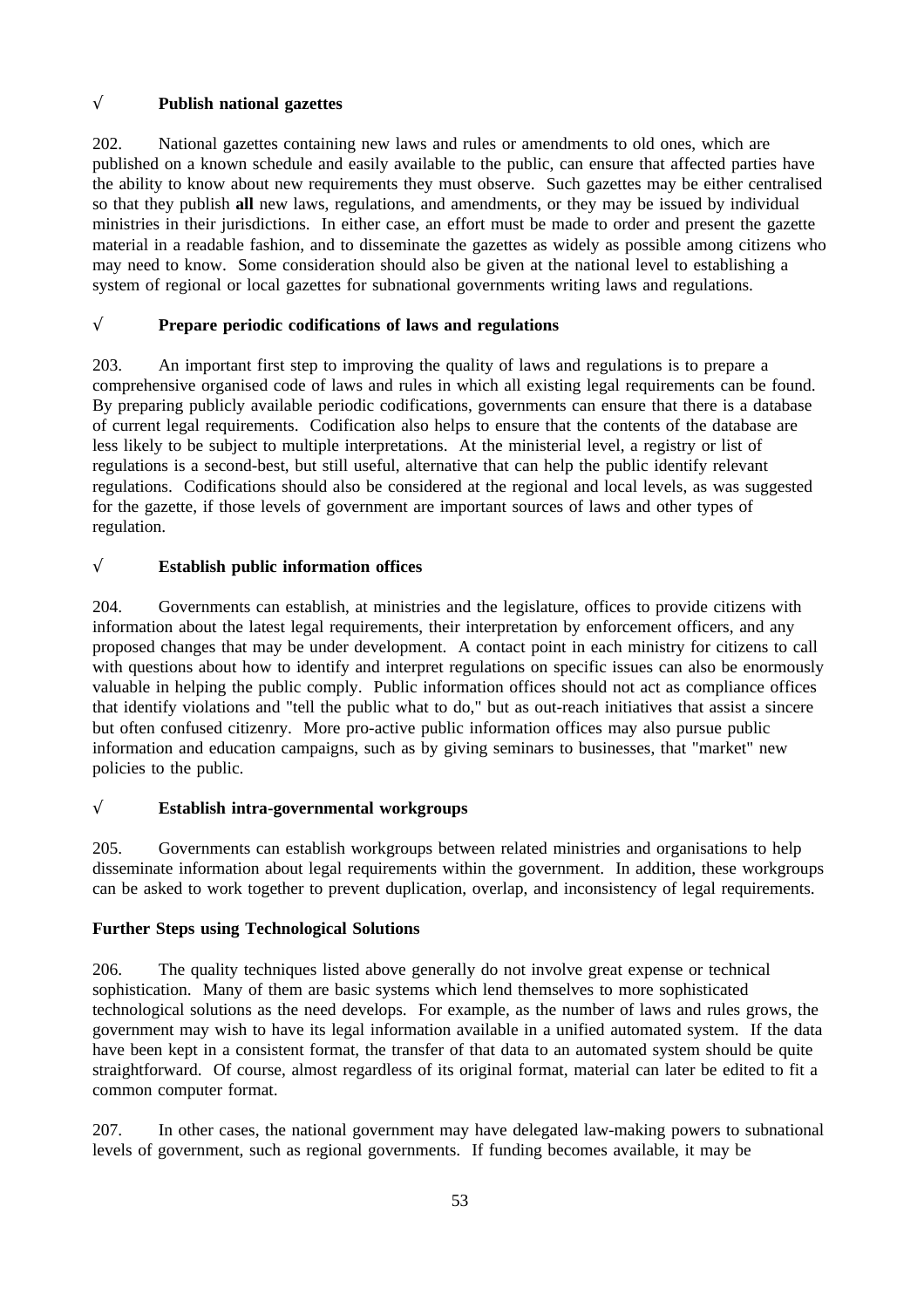√ **Publish national gazettes**

202. National gazettes containing new laws and rules or amendments to old ones, which are published on a known schedule and easily available to the public, can ensure that affected parties have the ability to know about new requirements they must observe. Such gazettes may be either centralised so that they publish **all** new laws, regulations, and amendments, or they may be issued by individual ministries in their jurisdictions. In either case, an effort must be made to order and present the gazette material in a readable fashion, and to disseminate the gazettes as widely as possible among citizens who may need to know. Some consideration should also be given at the national level to establishing a system of regional or local gazettes for subnational governments writing laws and regulations.

√ **Prepare periodic codifications of laws and regulations**

203. An important first step to improving the quality of laws and regulations is to prepare a comprehensive organised code of laws and rules in which all existing legal requirements can be found. By preparing publicly available periodic codifications, governments can ensure that there is a database of current legal requirements. Codification also helps to ensure that the contents of the database are less likely to be subject to multiple interpretations. At the ministerial level, a registry or list of regulations is a second-best, but still useful, alternative that can help the public identify relevant regulations. Codifications should also be considered at the regional and local levels, as was suggested for the gazette, if those levels of government are important sources of laws and other types of regulation.

√ **Establish public information offices**

204. Governments can establish, at ministries and the legislature, offices to provide citizens with information about the latest legal requirements, their interpretation by enforcement officers, and any proposed changes that may be under development. A contact point in each ministry for citizens to call with questions about how to identify and interpret regulations on specific issues can also be enormously valuable in helping the public comply. Public information offices should not act as compliance offices that identify violations and "tell the public what to do," but as out-reach initiatives that assist a sincere but often confused citizenry. More pro-active public information offices may also pursue public information and education campaigns, such as by giving seminars to businesses, that "market" new policies to the public.

√ **Establish intra-governmental workgroups**

205. Governments can establish workgroups between related ministries and organisations to help disseminate information about legal requirements within the government. In addition, these workgroups can be asked to work together to prevent duplication, overlap, and inconsistency of legal requirements.

**Further Steps using Technological Solutions**

206. The quality techniques listed above generally do not involve great expense or technical sophistication. Many of them are basic systems which lend themselves to more sophisticated technological solutions as the need develops. For example, as the number of laws and rules grows, the government may wish to have its legal information available in a unified automated system. If the data have been kept in a consistent format, the transfer of that data to an automated system should be quite straightforward. Of course, almost regardless of its original format, material can later be edited to fit a common computer format.

207. In other cases, the national government may have delegated law-making powers to subnational levels of government, such as regional governments. If funding becomes available, it may be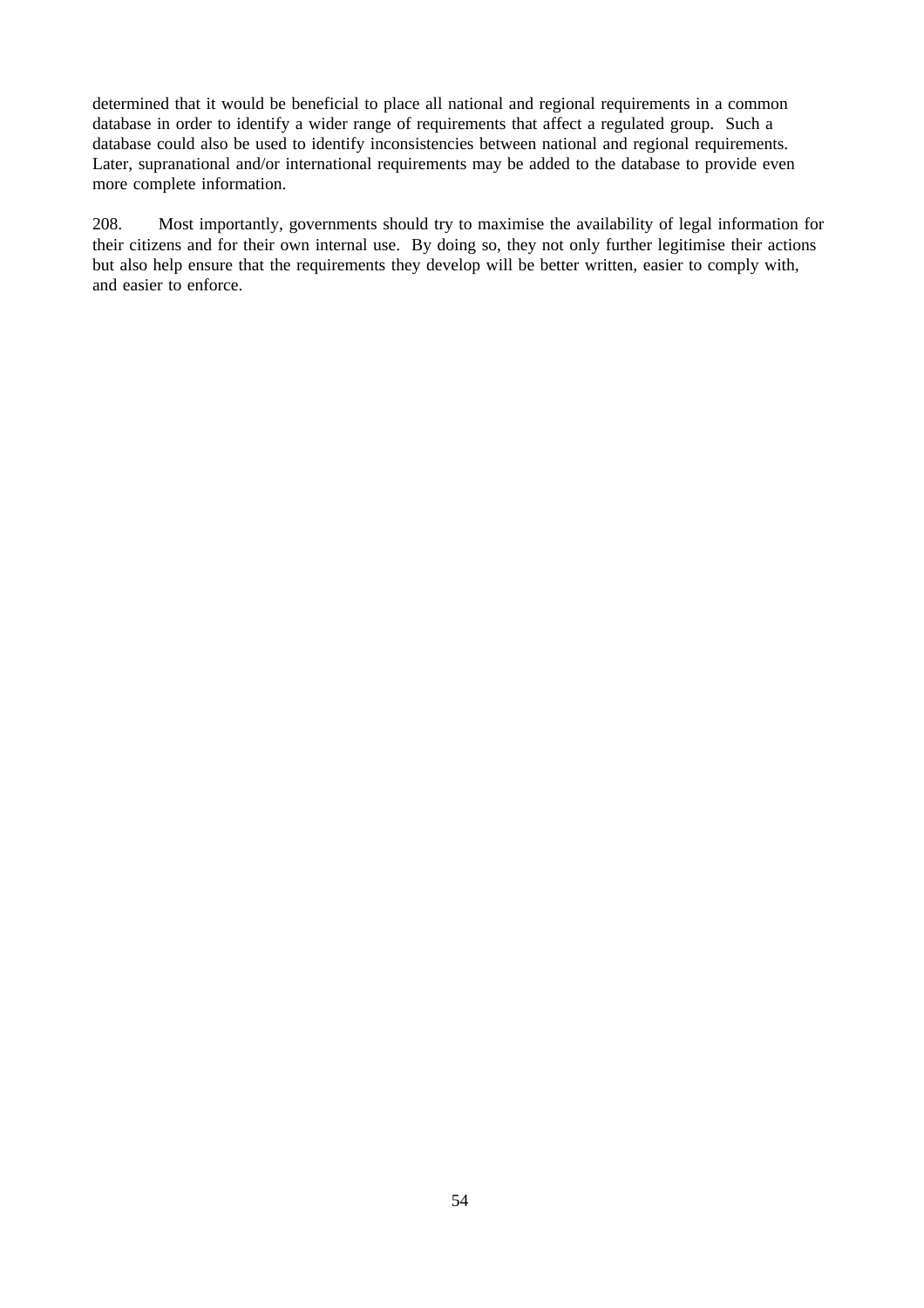determined that it would be beneficial to place all national and regional requirements in a common database in order to identify a wider range of requirements that affect a regulated group. Such a database could also be used to identify inconsistencies between national and regional requirements. Later, supranational and/or international requirements may be added to the database to provide even more complete information.

208. Most importantly, governments should try to maximise the availability of legal information for their citizens and for their own internal use. By doing so, they not only further legitimise their actions but also help ensure that the requirements they develop will be better written, easier to comply with, and easier to enforce.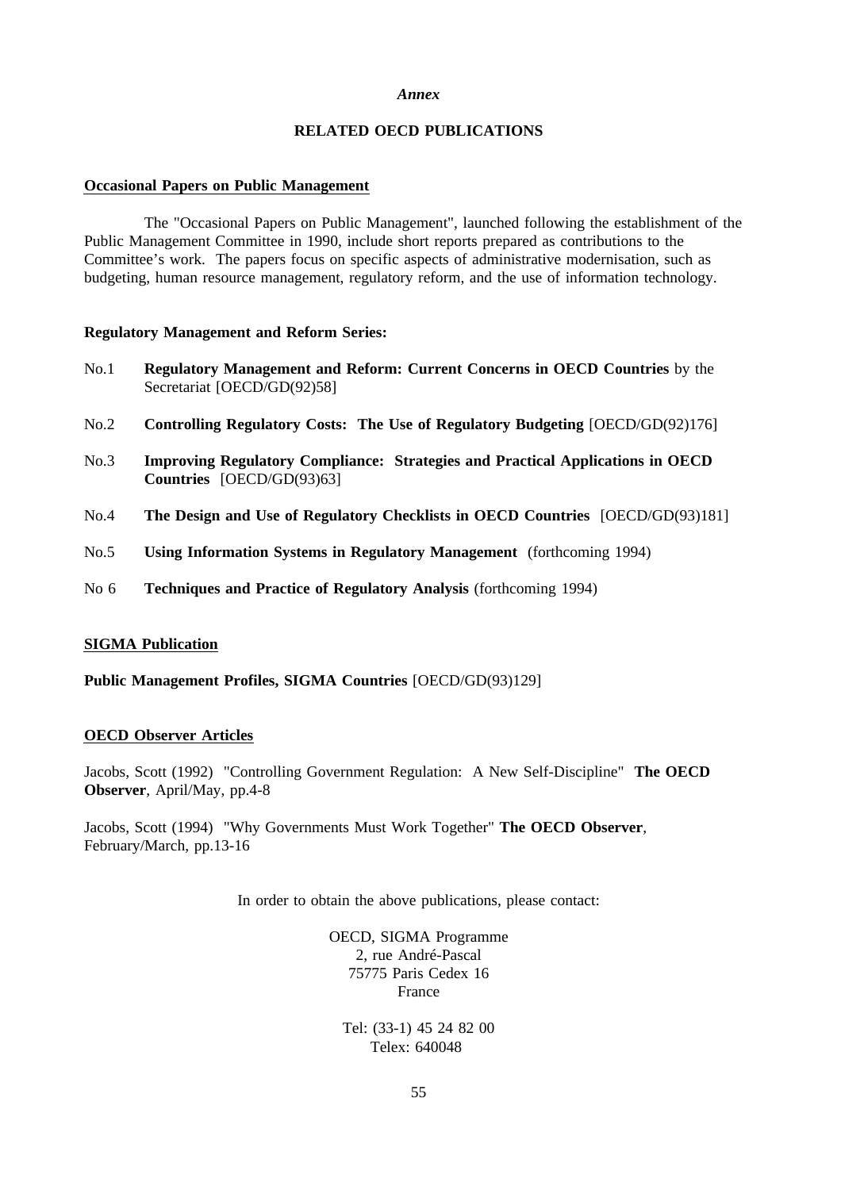*Annex*

## RELATED OECD PUBLICATIONS

### Occasional Papers on Public Management

The "Occasional Papers on Public Management", launched following the establishment of the Public Management Committee in 1990, include short reports prepared as contributions to the Committee's work. The papers focus on specific aspects of administrative modernisation, such as budgeting, human resource management, regulatory reform, and the use of information technology.

**Regulatory Management and Reform Series:**

No.1 **Regulatory Management and Reform: Current Concerns in OECD Countries** by the Secretariat [OECD/GD(92)58]

No.2 **Controlling Regulatory Costs: The Use of Regulatory Budgeting** [OECD/GD(92)176]

No.3 **Improving Regulatory Compliance: Strategies and Practical Applications in OECD Countries** [OECD/GD(93)63]

No.4 **The Design and Use of Regulatory Checklists in OECD Countries** [OECD/GD(93)181]

No.5 **Using Information Systems in Regulatory Management** (forthcoming 1994)

No 6 **Techniques and Practice of Regulatory Analysis** (forthcoming 1994)

### SIGMA Publication

**Public Management Profiles, SIGMA Countries** [OECD/GD(93)129]

### OECD Observer Articles

Jacobs, Scott (1992) "Controlling Government Regulation: A New Self-Discipline" **The OECD Observer**, April/May, pp.4-8

Jacobs, Scott (1994) "Why Governments Must Work Together" **The OECD Observer**, February/March, pp.13-16

In order to obtain the above publications, please contact:

OECD, SIGMA Programme
2, rue André-Pascal
75775 Paris Cedex 16
France

Tel: (33-1) 45 24 82 00
Telex: 640048